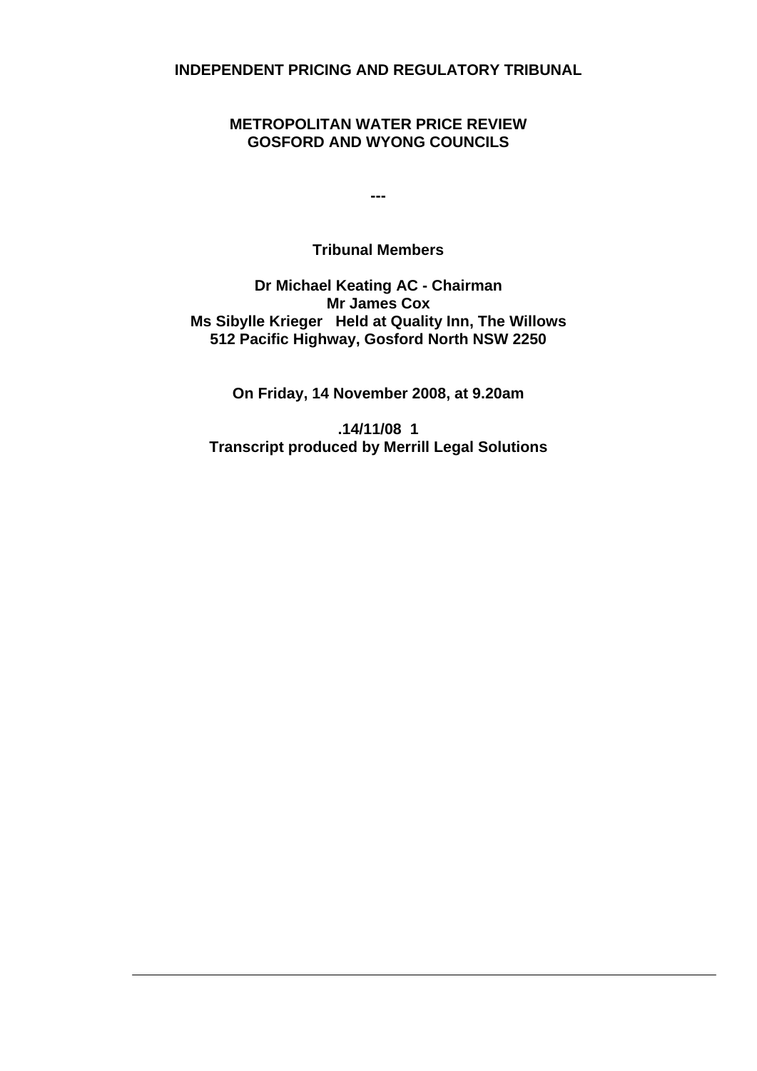**INDEPENDENT PRICING AND REGULATORY TRIBUNAL**

**METROPOLITAN WATER PRICE REVIEW**
**GOSFORD AND WYONG COUNCILS**

**---**

**Tribunal Members**

**Dr Michael Keating AC - Chairman**
**Mr James Cox**
**Ms Sibylle Krieger**

**Held at Quality Inn, The Willows**
**512 Pacific Highway, Gosford North NSW 2250**

**On Friday, 14 November 2008, at 9.20am**

**.14/11/08 1**
**Transcript produced by Merrill Legal Solutions**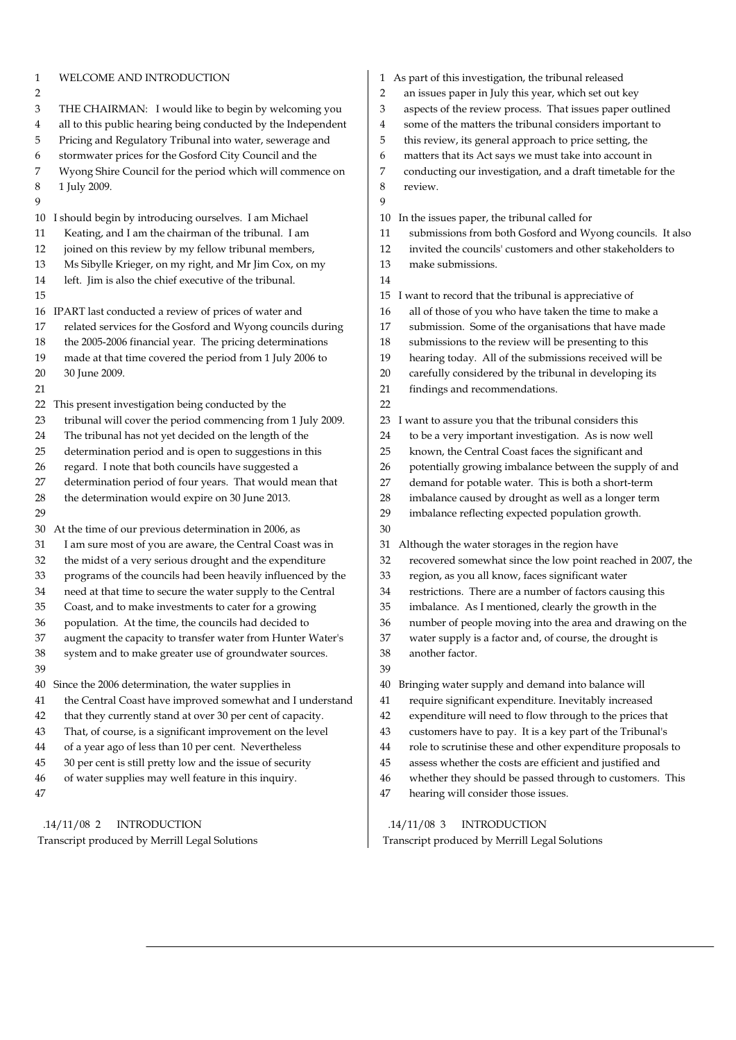## WELCOME AND INTRODUCTION

THE CHAIRMAN: I would like to begin by welcoming you all to this public hearing being conducted by the Independent Pricing and Regulatory Tribunal into water, sewerage and stormwater prices for the Gosford City Council and the Wyong Shire Council for the period which will commence on 1 July 2009.

I should begin by introducing ourselves. I am Michael Keating, and I am the chairman of the tribunal. I am joined on this review by my fellow tribunal members, Ms Sibylle Krieger, on my right, and Mr Jim Cox, on my left. Jim is also the chief executive of the tribunal.

IPART last conducted a review of prices of water and related services for the Gosford and Wyong councils during the 2005-2006 financial year. The pricing determinations made at that time covered the period from 1 July 2006 to 30 June 2009.

This present investigation being conducted by the tribunal will cover the period commencing from 1 July 2009. The tribunal has not yet decided on the length of the determination period and is open to suggestions in this regard. I note that both councils have suggested a determination period of four years. That would mean that the determination would expire on 30 June 2013.

At the time of our previous determination in 2006, as I am sure most of you are aware, the Central Coast was in the midst of a very serious drought and the expenditure programs of the councils had been heavily influenced by the need at that time to secure the water supply to the Central Coast, and to make investments to cater for a growing population. At the time, the councils had decided to augment the capacity to transfer water from Hunter Water's system and to make greater use of groundwater sources.

Since the 2006 determination, the water supplies in the Central Coast have improved somewhat and I understand that they currently stand at over 30 per cent of capacity. That, of course, is a significant improvement on the level of a year ago of less than 10 per cent. Nevertheless 30 per cent is still pretty low and the issue of security of water supplies may well feature in this inquiry.

As part of this investigation, the tribunal released an issues paper in July this year, which set out key aspects of the review process. That issues paper outlined some of the matters the tribunal considers important to this review, its general approach to price setting, the matters that its Act says we must take into account in conducting our investigation, and a draft timetable for the review.

In the issues paper, the tribunal called for submissions from both Gosford and Wyong councils. It also invited the councils' customers and other stakeholders to make submissions.

I want to record that the tribunal is appreciative of all of those of you who have taken the time to make a submission. Some of the organisations that have made submissions to the review will be presenting to this hearing today. All of the submissions received will be carefully considered by the tribunal in developing its findings and recommendations.

I want to assure you that the tribunal considers this to be a very important investigation. As is now well known, the Central Coast faces the significant and potentially growing imbalance between the supply of and demand for potable water. This is both a short-term imbalance caused by drought as well as a longer term imbalance reflecting expected population growth.

Although the water storages in the region have recovered somewhat since the low point reached in 2007, the region, as you all know, faces significant water restrictions. There are a number of factors causing this imbalance. As I mentioned, clearly the growth in the number of people moving into the area and drawing on the water supply is a factor and, of course, the drought is another factor.

Bringing water supply and demand into balance will require significant expenditure. Inevitably increased expenditure will need to flow through to the prices that customers have to pay. It is a key part of the Tribunal's role to scrutinise these and other expenditure proposals to assess whether the costs are efficient and justified and whether they should be passed through to customers. This hearing will consider those issues.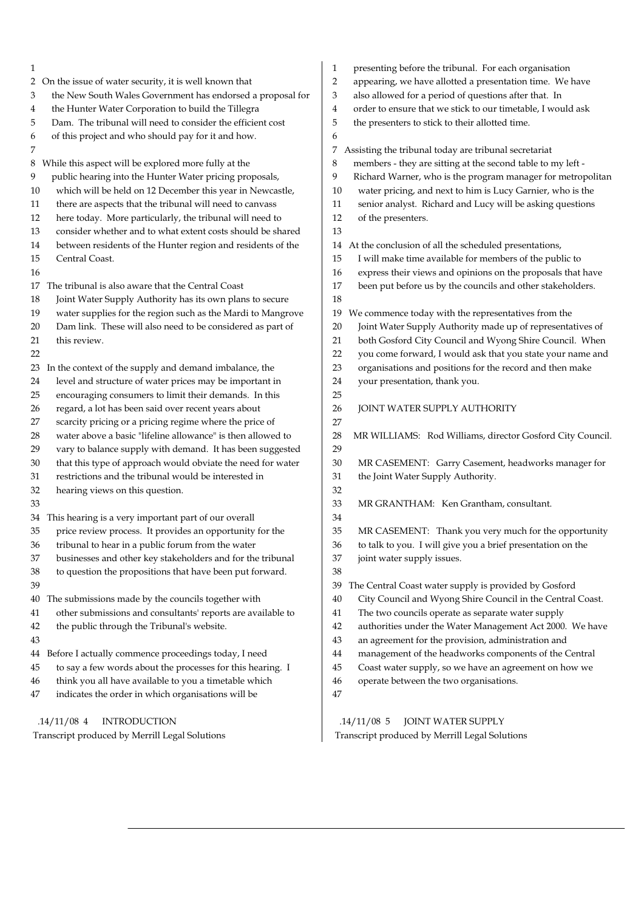On the issue of water security, it is well known that the New South Wales Government has endorsed a proposal for the Hunter Water Corporation to build the Tillegra Dam. The tribunal will need to consider the efficient cost of this project and who should pay for it and how.

While this aspect will be explored more fully at the public hearing into the Hunter Water pricing proposals, which will be held on 12 December this year in Newcastle, there are aspects that the tribunal will need to canvass here today. More particularly, the tribunal will need to consider whether and to what extent costs should be shared between residents of the Hunter region and residents of the Central Coast.

The tribunal is also aware that the Central Coast Joint Water Supply Authority has its own plans to secure water supplies for the region such as the Mardi to Mangrove Dam link. These will also need to be considered as part of this review.

In the context of the supply and demand imbalance, the level and structure of water prices may be important in encouraging consumers to limit their demands. In this regard, a lot has been said over recent years about scarcity pricing or a pricing regime where the price of water above a basic "lifeline allowance" is then allowed to vary to balance supply with demand. It has been suggested that this type of approach would obviate the need for water restrictions and the tribunal would be interested in hearing views on this question.

This hearing is a very important part of our overall price review process. It provides an opportunity for the tribunal to hear in a public forum from the water businesses and other key stakeholders and for the tribunal to question the propositions that have been put forward.

The submissions made by the councils together with other submissions and consultants' reports are available to the public through the Tribunal's website.

Before I actually commence proceedings today, I need to say a few words about the processes for this hearing. I think you all have available to you a timetable which indicates the order in which organisations will be presenting before the tribunal. For each organisation appearing, we have allotted a presentation time. We have also allowed for a period of questions after that. In order to ensure that we stick to our timetable, I would ask the presenters to stick to their allotted time.

Assisting the tribunal today are tribunal secretariat members - they are sitting at the second table to my left - Richard Warner, who is the program manager for metropolitan water pricing, and next to him is Lucy Garnier, who is the senior analyst. Richard and Lucy will be asking questions of the presenters.

At the conclusion of all the scheduled presentations, I will make time available for members of the public to express their views and opinions on the proposals that have been put before us by the councils and other stakeholders.

We commence today with the representatives from the Joint Water Supply Authority made up of representatives of both Gosford City Council and Wyong Shire Council. When you come forward, I would ask that you state your name and organisations and positions for the record and then make your presentation, thank you.

JOINT WATER SUPPLY AUTHORITY

MR WILLIAMS: Rod Williams, director Gosford City Council.

MR CASEMENT: Garry Casement, headworks manager for the Joint Water Supply Authority.

MR GRANTHAM: Ken Grantham, consultant.

MR CASEMENT: Thank you very much for the opportunity to talk to you. I will give you a brief presentation on the joint water supply issues.

The Central Coast water supply is provided by Gosford City Council and Wyong Shire Council in the Central Coast. The two councils operate as separate water supply authorities under the Water Management Act 2000. We have an agreement for the provision, administration and management of the headworks components of the Central Coast water supply, so we have an agreement on how we operate between the two organisations.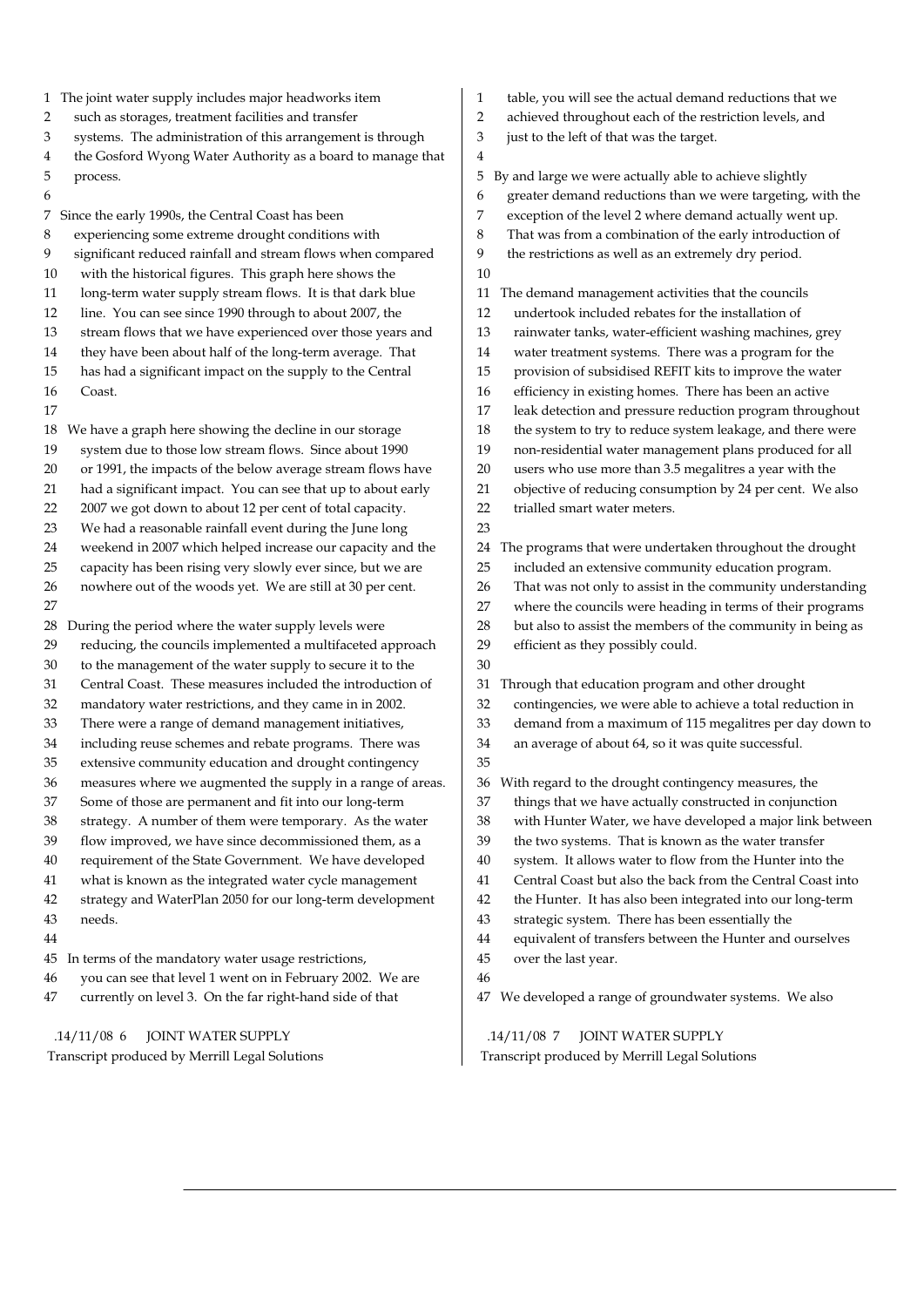The joint water supply includes major headworks item such as storages, treatment facilities and transfer systems. The administration of this arrangement is through the Gosford Wyong Water Authority as a board to manage that process.

Since the early 1990s, the Central Coast has been experiencing some extreme drought conditions with significant reduced rainfall and stream flows when compared with the historical figures. This graph here shows the long-term water supply stream flows. It is that dark blue line. You can see since 1990 through to about 2007, the stream flows that we have experienced over those years and they have been about half of the long-term average. That has had a significant impact on the supply to the Central Coast.

We have a graph here showing the decline in our storage system due to those low stream flows. Since about 1990 or 1991, the impacts of the below average stream flows have had a significant impact. You can see that up to about early 2007 we got down to about 12 per cent of total capacity. We had a reasonable rainfall event during the June long weekend in 2007 which helped increase our capacity and the capacity has been rising very slowly ever since, but we are nowhere out of the woods yet. We are still at 30 per cent.

During the period where the water supply levels were reducing, the councils implemented a multifaceted approach to the management of the water supply to secure it to the Central Coast. These measures included the introduction of mandatory water restrictions, and they came in in 2002. There were a range of demand management initiatives, including reuse schemes and rebate programs. There was extensive community education and drought contingency measures where we augmented the supply in a range of areas. Some of those are permanent and fit into our long-term strategy. A number of them were temporary. As the water flow improved, we have since decommissioned them, as a requirement of the State Government. We have developed what is known as the integrated water cycle management strategy and WaterPlan 2050 for our long-term development needs.

In terms of the mandatory water usage restrictions, you can see that level 1 went on in February 2002. We are currently on level 3. On the far right-hand side of that table, you will see the actual demand reductions that we achieved throughout each of the restriction levels, and just to the left of that was the target.

By and large we were actually able to achieve slightly greater demand reductions than we were targeting, with the exception of the level 2 where demand actually went up. That was from a combination of the early introduction of the restrictions as well as an extremely dry period.

The demand management activities that the councils undertook included rebates for the installation of rainwater tanks, water-efficient washing machines, grey water treatment systems. There was a program for the provision of subsidised REFIT kits to improve the water efficiency in existing homes. There has been an active leak detection and pressure reduction program throughout the system to try to reduce system leakage, and there were non-residential water management plans produced for all users who use more than 3.5 megalitres a year with the objective of reducing consumption by 24 per cent. We also trialled smart water meters.

The programs that were undertaken throughout the drought included an extensive community education program. That was not only to assist in the community understanding where the councils were heading in terms of their programs but also to assist the members of the community in being as efficient as they possibly could.

Through that education program and other drought contingencies, we were able to achieve a total reduction in demand from a maximum of 115 megalitres per day down to an average of about 64, so it was quite successful.

With regard to the drought contingency measures, the things that we have actually constructed in conjunction with Hunter Water, we have developed a major link between the two systems. That is known as the water transfer system. It allows water to flow from the Hunter into the Central Coast but also the back from the Central Coast into the Hunter. It has also been integrated into our long-term strategic system. There has been essentially the equivalent of transfers between the Hunter and ourselves over the last year.

We developed a range of groundwater systems. We also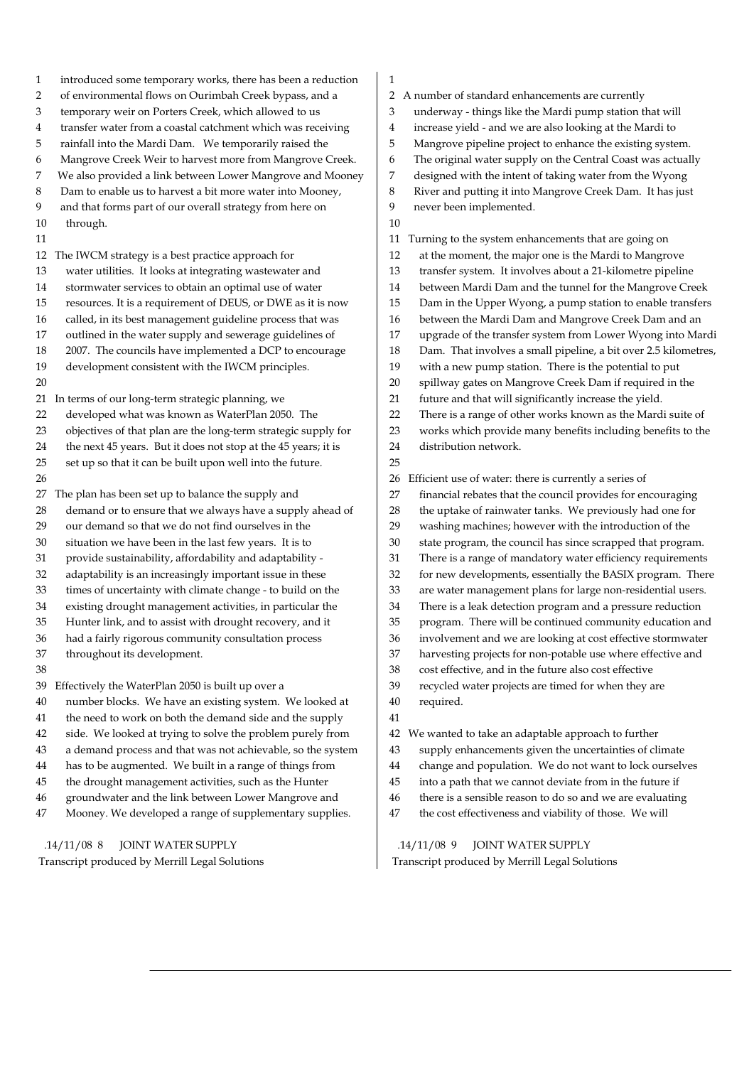introduced some temporary works, there has been a reduction of environmental flows on Ourimbah Creek bypass, and a temporary weir on Porters Creek, which allowed to us transfer water from a coastal catchment which was receiving rainfall into the Mardi Dam. We temporarily raised the Mangrove Creek Weir to harvest more from Mangrove Creek. We also provided a link between Lower Mangrove and Mooney Dam to enable us to harvest a bit more water into Mooney, and that forms part of our overall strategy from here on through.

The IWCM strategy is a best practice approach for water utilities. It looks at integrating wastewater and stormwater services to obtain an optimal use of water resources. It is a requirement of DEUS, or DWE as it is now called, in its best management guideline process that was outlined in the water supply and sewerage guidelines of 2007. The councils have implemented a DCP to encourage development consistent with the IWCM principles.

In terms of our long-term strategic planning, we developed what was known as WaterPlan 2050. The objectives of that plan are the long-term strategic supply for the next 45 years. But it does not stop at the 45 years; it is set up so that it can be built upon well into the future.

The plan has been set up to balance the supply and demand or to ensure that we always have a supply ahead of our demand so that we do not find ourselves in the situation we have been in the last few years. It is to provide sustainability, affordability and adaptability - adaptability is an increasingly important issue in these times of uncertainty with climate change - to build on the existing drought management activities, in particular the Hunter link, and to assist with drought recovery, and it had a fairly rigorous community consultation process throughout its development.

Effectively the WaterPlan 2050 is built up over a number blocks. We have an existing system. We looked at the need to work on both the demand side and the supply side. We looked at trying to solve the problem purely from a demand process and that was not achievable, so the system has to be augmented. We built in a range of things from the drought management activities, such as the Hunter groundwater and the link between Lower Mangrove and Mooney. We developed a range of supplementary supplies.

A number of standard enhancements are currently underway - things like the Mardi pump station that will increase yield - and we are also looking at the Mardi to Mangrove pipeline project to enhance the existing system. The original water supply on the Central Coast was actually designed with the intent of taking water from the Wyong River and putting it into Mangrove Creek Dam. It has just never been implemented.

Turning to the system enhancements that are going on at the moment, the major one is the Mardi to Mangrove transfer system. It involves about a 21-kilometre pipeline between Mardi Dam and the tunnel for the Mangrove Creek Dam in the Upper Wyong, a pump station to enable transfers between the Mardi Dam and Mangrove Creek Dam and an upgrade of the transfer system from Lower Wyong into Mardi Dam. That involves a small pipeline, a bit over 2.5 kilometres, with a new pump station. There is the potential to put spillway gates on Mangrove Creek Dam if required in the future and that will significantly increase the yield. There is a range of other works known as the Mardi suite of works which provide many benefits including benefits to the distribution network.

Efficient use of water: there is currently a series of financial rebates that the council provides for encouraging the uptake of rainwater tanks. We previously had one for washing machines; however with the introduction of the state program, the council has since scrapped that program. There is a range of mandatory water efficiency requirements for new developments, essentially the BASIX program. There are water management plans for large non-residential users. There is a leak detection program and a pressure reduction program. There will be continued community education and involvement and we are looking at cost effective stormwater harvesting projects for non-potable use where effective and cost effective, and in the future also cost effective recycled water projects are timed for when they are required.

We wanted to take an adaptable approach to further supply enhancements given the uncertainties of climate change and population. We do not want to lock ourselves into a path that we cannot deviate from in the future if there is a sensible reason to do so and we are evaluating the cost effectiveness and viability of those. We will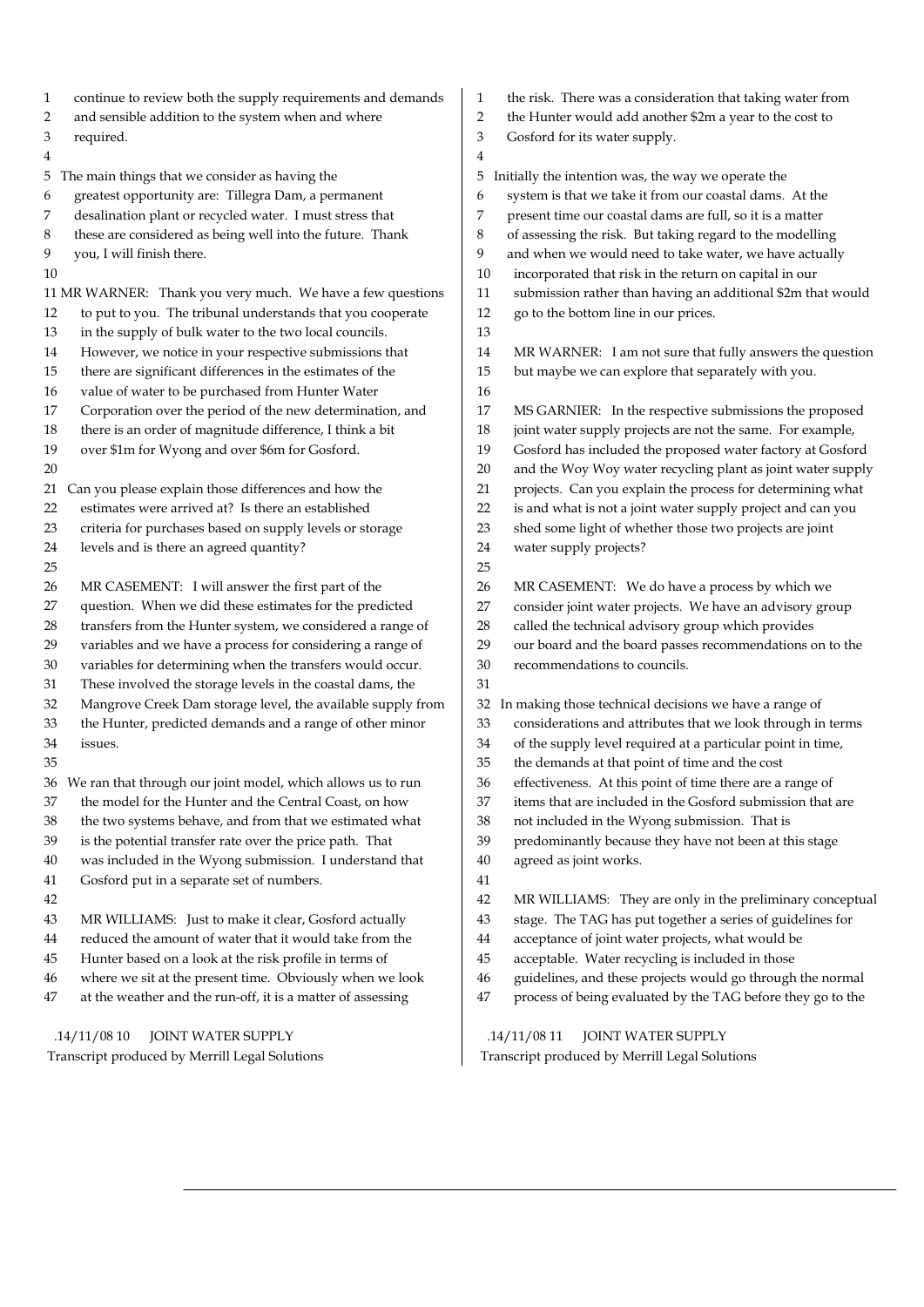continue to review both the supply requirements and demands and sensible addition to the system when and where required.

The main things that we consider as having the greatest opportunity are: Tillegra Dam, a permanent desalination plant or recycled water. I must stress that these are considered as being well into the future. Thank you, I will finish there.

MR WARNER: Thank you very much. We have a few questions to put to you. The tribunal understands that you cooperate in the supply of bulk water to the two local councils. However, we notice in your respective submissions that there are significant differences in the estimates of the value of water to be purchased from Hunter Water Corporation over the period of the new determination, and there is an order of magnitude difference, I think a bit over $1m for Wyong and over $6m for Gosford.

Can you please explain those differences and how the estimates were arrived at? Is there an established criteria for purchases based on supply levels or storage levels and is there an agreed quantity?

MR CASEMENT: I will answer the first part of the question. When we did these estimates for the predicted transfers from the Hunter system, we considered a range of variables and we have a process for considering a range of variables for determining when the transfers would occur. These involved the storage levels in the coastal dams, the Mangrove Creek Dam storage level, the available supply from the Hunter, predicted demands and a range of other minor issues.

We ran that through our joint model, which allows us to run the model for the Hunter and the Central Coast, on how the two systems behave, and from that we estimated what is the potential transfer rate over the price path. That was included in the Wyong submission. I understand that Gosford put in a separate set of numbers.

MR WILLIAMS: Just to make it clear, Gosford actually reduced the amount of water that it would take from the Hunter based on a look at the risk profile in terms of where we sit at the present time. Obviously when we look at the weather and the run-off, it is a matter of assessing the risk. There was a consideration that taking water from the Hunter would add another $2m a year to the cost to Gosford for its water supply.

Initially the intention was, the way we operate the system is that we take it from our coastal dams. At the present time our coastal dams are full, so it is a matter of assessing the risk. But taking regard to the modelling and when we would need to take water, we have actually incorporated that risk in the return on capital in our submission rather than having an additional $2m that would go to the bottom line in our prices.

MR WARNER: I am not sure that fully answers the question but maybe we can explore that separately with you.

MS GARNIER: In the respective submissions the proposed joint water supply projects are not the same. For example, Gosford has included the proposed water factory at Gosford and the Woy Woy water recycling plant as joint water supply projects. Can you explain the process for determining what is and what is not a joint water supply project and can you shed some light of whether those two projects are joint water supply projects?

MR CASEMENT: We do have a process by which we consider joint water projects. We have an advisory group called the technical advisory group which provides our board and the board passes recommendations on to the recommendations to councils.

In making those technical decisions we have a range of considerations and attributes that we look through in terms of the supply level required at a particular point in time, the demands at that point of time and the cost effectiveness. At this point of time there are a range of items that are included in the Gosford submission that are not included in the Wyong submission. That is predominantly because they have not been at this stage agreed as joint works.

MR WILLIAMS: They are only in the preliminary conceptual stage. The TAG has put together a series of guidelines for acceptance of joint water projects, what would be acceptable. Water recycling is included in those guidelines, and these projects would go through the normal process of being evaluated by the TAG before they go to the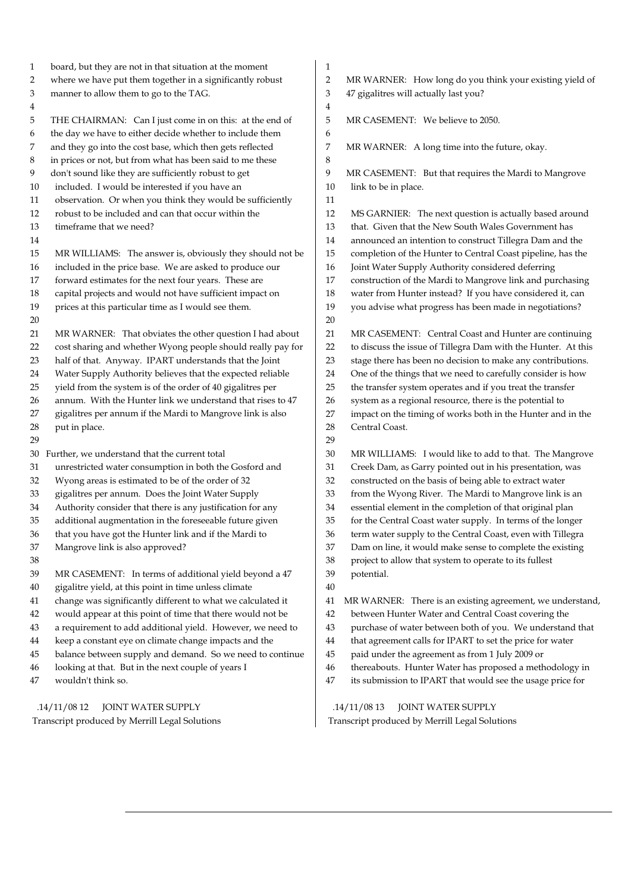board, but they are not in that situation at the moment where we have put them together in a significantly robust manner to allow them to go to the TAG.

THE CHAIRMAN: Can I just come in on this: at the end of the day we have to either decide whether to include them and they go into the cost base, which then gets reflected in prices or not, but from what has been said to me these don't sound like they are sufficiently robust to get included. I would be interested if you have an observation. Or when you think they would be sufficiently robust to be included and can that occur within the timeframe that we need?

MR WILLIAMS: The answer is, obviously they should not be included in the price base. We are asked to produce our forward estimates for the next four years. These are capital projects and would not have sufficient impact on prices at this particular time as I would see them.

MR WARNER: That obviates the other question I had about cost sharing and whether Wyong people should really pay for half of that. Anyway. IPART understands that the Joint Water Supply Authority believes that the expected reliable yield from the system is of the order of 40 gigalitres per annum. With the Hunter link we understand that rises to 47 gigalitres per annum if the Mardi to Mangrove link is also put in place.

Further, we understand that the current total unrestricted water consumption in both the Gosford and Wyong areas is estimated to be of the order of 32 gigalitres per annum. Does the Joint Water Supply Authority consider that there is any justification for any additional augmentation in the foreseeable future given that you have got the Hunter link and if the Mardi to Mangrove link is also approved?

MR CASEMENT: In terms of additional yield beyond a 47 gigalitre yield, at this point in time unless climate change was significantly different to what we calculated it would appear at this point of time that there would not be a requirement to add additional yield. However, we need to keep a constant eye on climate change impacts and the balance between supply and demand. So we need to continue looking at that. But in the next couple of years I wouldn't think so.

MR WARNER: How long do you think your existing yield of 47 gigalitres will actually last you?

MR CASEMENT: We believe to 2050.

MR WARNER: A long time into the future, okay.

MR CASEMENT: But that requires the Mardi to Mangrove link to be in place.

MS GARNIER: The next question is actually based around that. Given that the New South Wales Government has announced an intention to construct Tillegra Dam and the completion of the Hunter to Central Coast pipeline, has the Joint Water Supply Authority considered deferring construction of the Mardi to Mangrove link and purchasing water from Hunter instead? If you have considered it, can you advise what progress has been made in negotiations?

MR CASEMENT: Central Coast and Hunter are continuing to discuss the issue of Tillegra Dam with the Hunter. At this stage there has been no decision to make any contributions. One of the things that we need to carefully consider is how the transfer system operates and if you treat the transfer system as a regional resource, there is the potential to impact on the timing of works both in the Hunter and in the Central Coast.

MR WILLIAMS: I would like to add to that. The Mangrove Creek Dam, as Garry pointed out in his presentation, was constructed on the basis of being able to extract water from the Wyong River. The Mardi to Mangrove link is an essential element in the completion of that original plan for the Central Coast water supply. In terms of the longer term water supply to the Central Coast, even with Tillegra Dam on line, it would make sense to complete the existing project to allow that system to operate to its fullest potential.

MR WARNER: There is an existing agreement, we understand, between Hunter Water and Central Coast covering the purchase of water between both of you. We understand that that agreement calls for IPART to set the price for water paid under the agreement as from 1 July 2009 or thereabouts. Hunter Water has proposed a methodology in its submission to IPART that would see the usage price for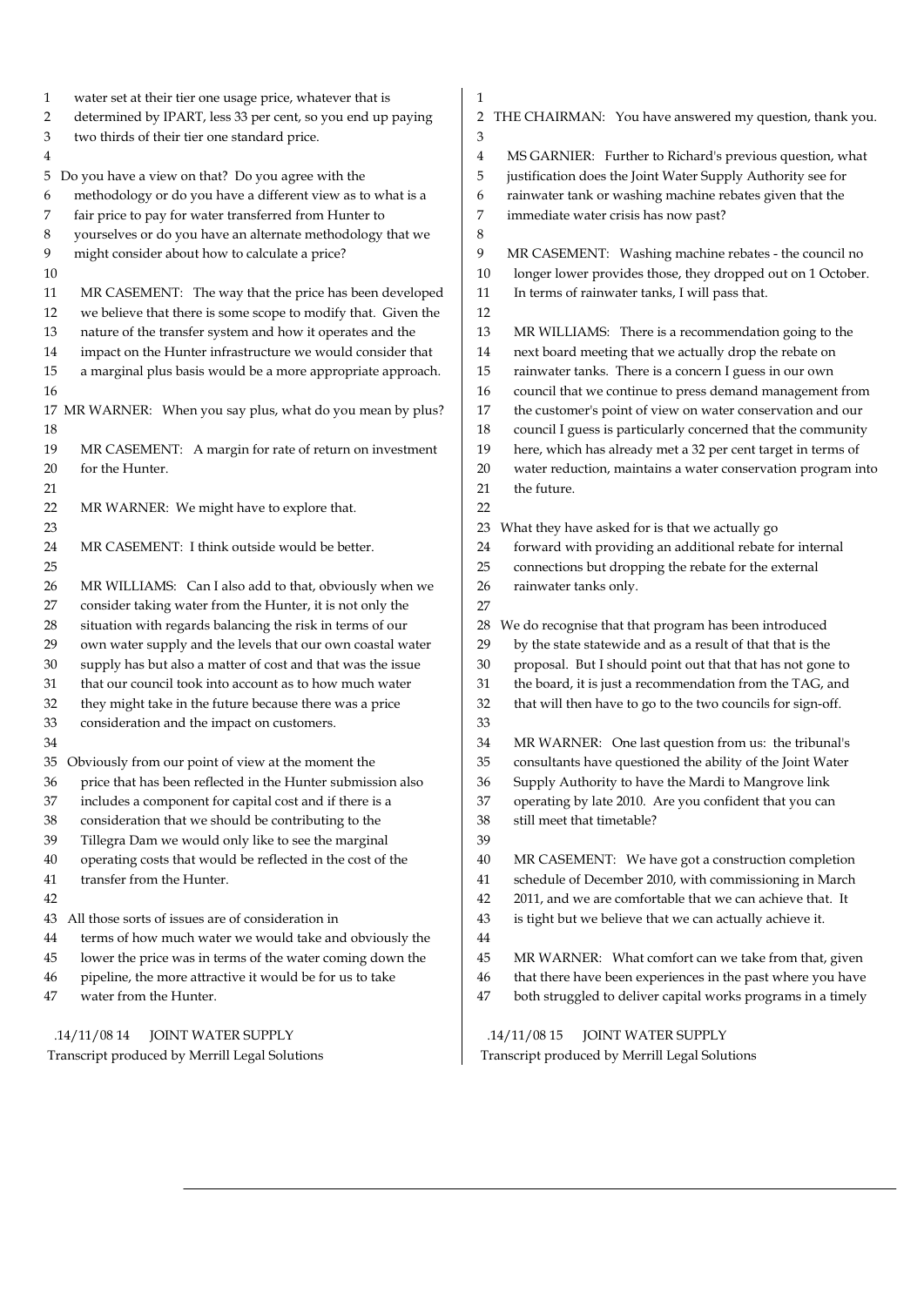water set at their tier one usage price, whatever that is determined by IPART, less 33 per cent, so you end up paying two thirds of their tier one standard price.

Do you have a view on that? Do you agree with the methodology or do you have a different view as to what is a fair price to pay for water transferred from Hunter to yourselves or do you have an alternate methodology that we might consider about how to calculate a price?

MR CASEMENT: The way that the price has been developed we believe that there is some scope to modify that. Given the nature of the transfer system and how it operates and the impact on the Hunter infrastructure we would consider that a marginal plus basis would be a more appropriate approach.

MR WARNER: When you say plus, what do you mean by plus?

MR CASEMENT: A margin for rate of return on investment for the Hunter.

MR WARNER: We might have to explore that.

MR CASEMENT: I think outside would be better.

MR WILLIAMS: Can I also add to that, obviously when we consider taking water from the Hunter, it is not only the situation with regards balancing the risk in terms of our own water supply and the levels that our own coastal water supply has but also a matter of cost and that was the issue that our council took into account as to how much water they might take in the future because there was a price consideration and the impact on customers.

Obviously from our point of view at the moment the price that has been reflected in the Hunter submission also includes a component for capital cost and if there is a consideration that we should be contributing to the Tillegra Dam we would only like to see the marginal operating costs that would be reflected in the cost of the transfer from the Hunter.

All those sorts of issues are of consideration in terms of how much water we would take and obviously the lower the price was in terms of the water coming down the pipeline, the more attractive it would be for us to take water from the Hunter.

THE CHAIRMAN: You have answered my question, thank you.

MS GARNIER: Further to Richard's previous question, what justification does the Joint Water Supply Authority see for rainwater tank or washing machine rebates given that the immediate water crisis has now past?

MR CASEMENT: Washing machine rebates - the council no longer lower provides those, they dropped out on 1 October. In terms of rainwater tanks, I will pass that.

MR WILLIAMS: There is a recommendation going to the next board meeting that we actually drop the rebate on rainwater tanks. There is a concern I guess in our own council that we continue to press demand management from the customer's point of view on water conservation and our council I guess is particularly concerned that the community here, which has already met a 32 per cent target in terms of water reduction, maintains a water conservation program into the future.

What they have asked for is that we actually go forward with providing an additional rebate for internal connections but dropping the rebate for the external rainwater tanks only.

We do recognise that that program has been introduced by the state statewide and as a result of that that is the proposal. But I should point out that that has not gone to the board, it is just a recommendation from the TAG, and that will then have to go to the two councils for sign-off.

MR WARNER: One last question from us: the tribunal's consultants have questioned the ability of the Joint Water Supply Authority to have the Mardi to Mangrove link operating by late 2010. Are you confident that you can still meet that timetable?

MR CASEMENT: We have got a construction completion schedule of December 2010, with commissioning in March 2011, and we are comfortable that we can achieve that. It is tight but we believe that we can actually achieve it.

MR WARNER: What comfort can we take from that, given that there have been experiences in the past where you have both struggled to deliver capital works programs in a timely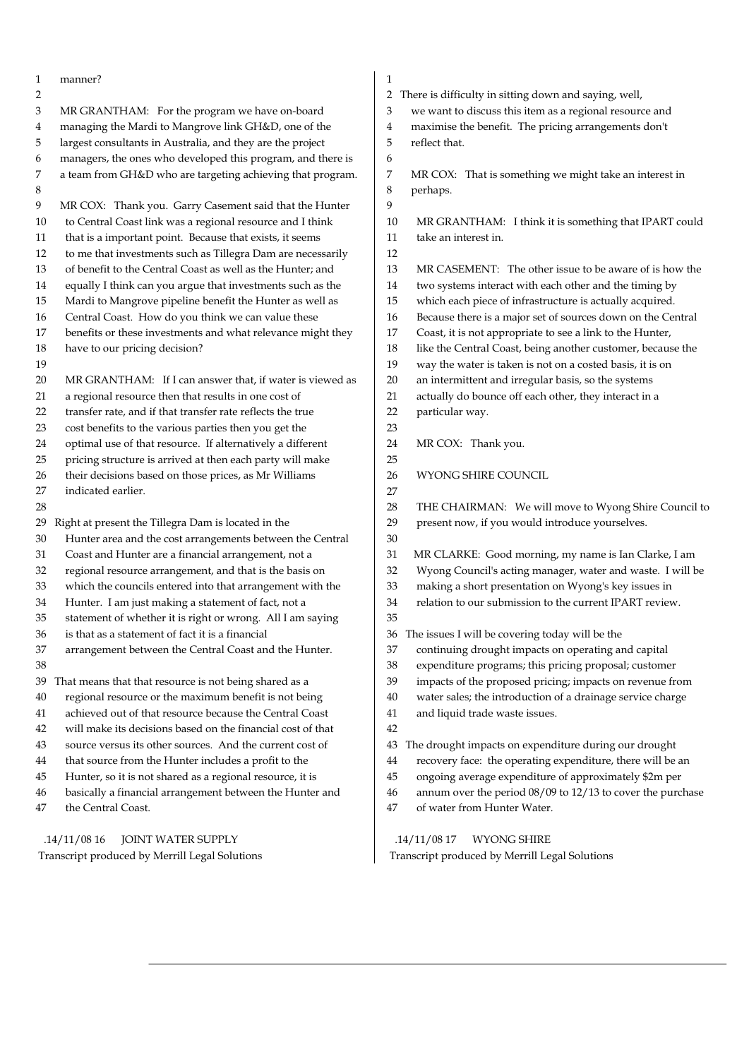manner?

MR GRANTHAM: For the program we have on-board managing the Mardi to Mangrove link GH&D, one of the largest consultants in Australia, and they are the project managers, the ones who developed this program, and there is a team from GH&D who are targeting achieving that program.

MR COX: Thank you. Garry Casement said that the Hunter to Central Coast link was a regional resource and I think that is a important point. Because that exists, it seems to me that investments such as Tillegra Dam are necessarily of benefit to the Central Coast as well as the Hunter; and equally I think can you argue that investments such as the Mardi to Mangrove pipeline benefit the Hunter as well as Central Coast. How do you think we can value these benefits or these investments and what relevance might they have to our pricing decision?

MR GRANTHAM: If I can answer that, if water is viewed as a regional resource then that results in one cost of transfer rate, and if that transfer rate reflects the true cost benefits to the various parties then you get the optimal use of that resource. If alternatively a different pricing structure is arrived at then each party will make their decisions based on those prices, as Mr Williams indicated earlier.

Right at present the Tillegra Dam is located in the Hunter area and the cost arrangements between the Central Coast and Hunter are a financial arrangement, not a regional resource arrangement, and that is the basis on which the councils entered into that arrangement with the Hunter. I am just making a statement of fact, not a statement of whether it is right or wrong. All I am saying is that as a statement of fact it is a financial arrangement between the Central Coast and the Hunter.

That means that that resource is not being shared as a regional resource or the maximum benefit is not being achieved out of that resource because the Central Coast will make its decisions based on the financial cost of that source versus its other sources. And the current cost of that source from the Hunter includes a profit to the Hunter, so it is not shared as a regional resource, it is basically a financial arrangement between the Hunter and the Central Coast.

There is difficulty in sitting down and saying, well, we want to discuss this item as a regional resource and maximise the benefit. The pricing arrangements don't reflect that.

MR COX: That is something we might take an interest in perhaps.

MR GRANTHAM: I think it is something that IPART could take an interest in.

MR CASEMENT: The other issue to be aware of is how the two systems interact with each other and the timing by which each piece of infrastructure is actually acquired. Because there is a major set of sources down on the Central Coast, it is not appropriate to see a link to the Hunter, like the Central Coast, being another customer, because the way the water is taken is not on a costed basis, it is on an intermittent and irregular basis, so the systems actually do bounce off each other, they interact in a particular way.

MR COX: Thank you.

WYONG SHIRE COUNCIL

THE CHAIRMAN: We will move to Wyong Shire Council to present now, if you would introduce yourselves.

MR CLARKE: Good morning, my name is Ian Clarke, I am Wyong Council's acting manager, water and waste. I will be making a short presentation on Wyong's key issues in relation to our submission to the current IPART review.

The issues I will be covering today will be the continuing drought impacts on operating and capital expenditure programs; this pricing proposal; customer impacts of the proposed pricing; impacts on revenue from water sales; the introduction of a drainage service charge and liquid trade waste issues.

The drought impacts on expenditure during our drought recovery face: the operating expenditure, there will be an ongoing average expenditure of approximately $2m per annum over the period 08/09 to 12/13 to cover the purchase of water from Hunter Water.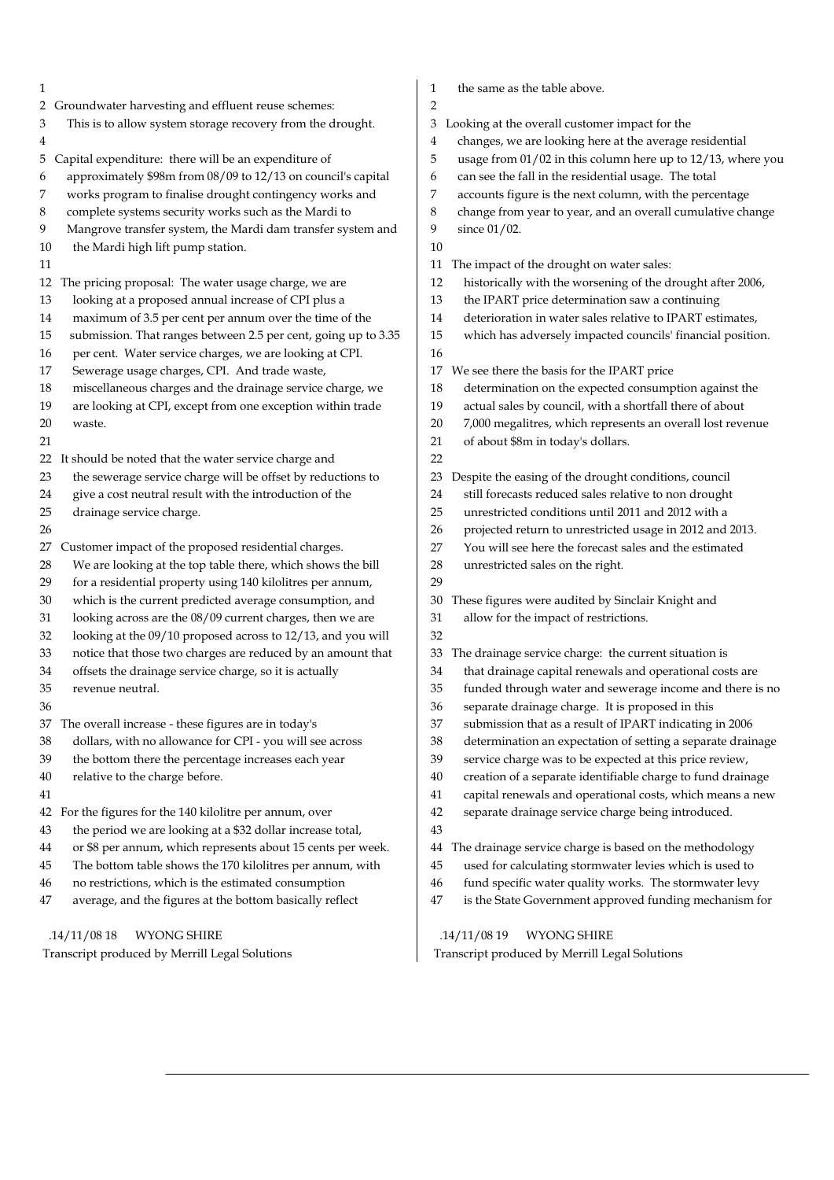Groundwater harvesting and effluent reuse schemes: This is to allow system storage recovery from the drought.

Capital expenditure: there will be an expenditure of approximately $98m from 08/09 to 12/13 on council's capital works program to finalise drought contingency works and complete systems security works such as the Mardi to Mangrove transfer system, the Mardi dam transfer system and the Mardi high lift pump station.

The pricing proposal: The water usage charge, we are looking at a proposed annual increase of CPI plus a maximum of 3.5 per cent per annum over the time of the submission. That ranges between 2.5 per cent, going up to 3.35 per cent. Water service charges, we are looking at CPI. Sewerage usage charges, CPI. And trade waste, miscellaneous charges and the drainage service charge, we are looking at CPI, except from one exception within trade waste.

It should be noted that the water service charge and the sewerage service charge will be offset by reductions to give a cost neutral result with the introduction of the drainage service charge.

Customer impact of the proposed residential charges. We are looking at the top table there, which shows the bill for a residential property using 140 kilolitres per annum, which is the current predicted average consumption, and looking across are the 08/09 current charges, then we are looking at the 09/10 proposed across to 12/13, and you will notice that those two charges are reduced by an amount that offsets the drainage service charge, so it is actually revenue neutral.

The overall increase - these figures are in today's dollars, with no allowance for CPI - you will see across the bottom there the percentage increases each year relative to the charge before.

For the figures for the 140 kilolitre per annum, over the period we are looking at a $32 dollar increase total, or $8 per annum, which represents about 15 cents per week. The bottom table shows the 170 kilolitres per annum, with no restrictions, which is the estimated consumption average, and the figures at the bottom basically reflect the same as the table above.

Looking at the overall customer impact for the changes, we are looking here at the average residential usage from 01/02 in this column here up to 12/13, where you can see the fall in the residential usage. The total accounts figure is the next column, with the percentage change from year to year, and an overall cumulative change since 01/02.

The impact of the drought on water sales: historically with the worsening of the drought after 2006, the IPART price determination saw a continuing deterioration in water sales relative to IPART estimates, which has adversely impacted councils' financial position.

We see there the basis for the IPART price determination on the expected consumption against the actual sales by council, with a shortfall there of about 7,000 megalitres, which represents an overall lost revenue of about $8m in today's dollars.

Despite the easing of the drought conditions, council still forecasts reduced sales relative to non drought unrestricted conditions until 2011 and 2012 with a projected return to unrestricted usage in 2012 and 2013. You will see here the forecast sales and the estimated unrestricted sales on the right.

These figures were audited by Sinclair Knight and allow for the impact of restrictions.

The drainage service charge: the current situation is that drainage capital renewals and operational costs are funded through water and sewerage income and there is no separate drainage charge. It is proposed in this submission that as a result of IPART indicating in 2006 determination an expectation of setting a separate drainage service charge was to be expected at this price review, creation of a separate identifiable charge to fund drainage capital renewals and operational costs, which means a new separate drainage service charge being introduced.

The drainage service charge is based on the methodology used for calculating stormwater levies which is used to fund specific water quality works. The stormwater levy is the State Government approved funding mechanism for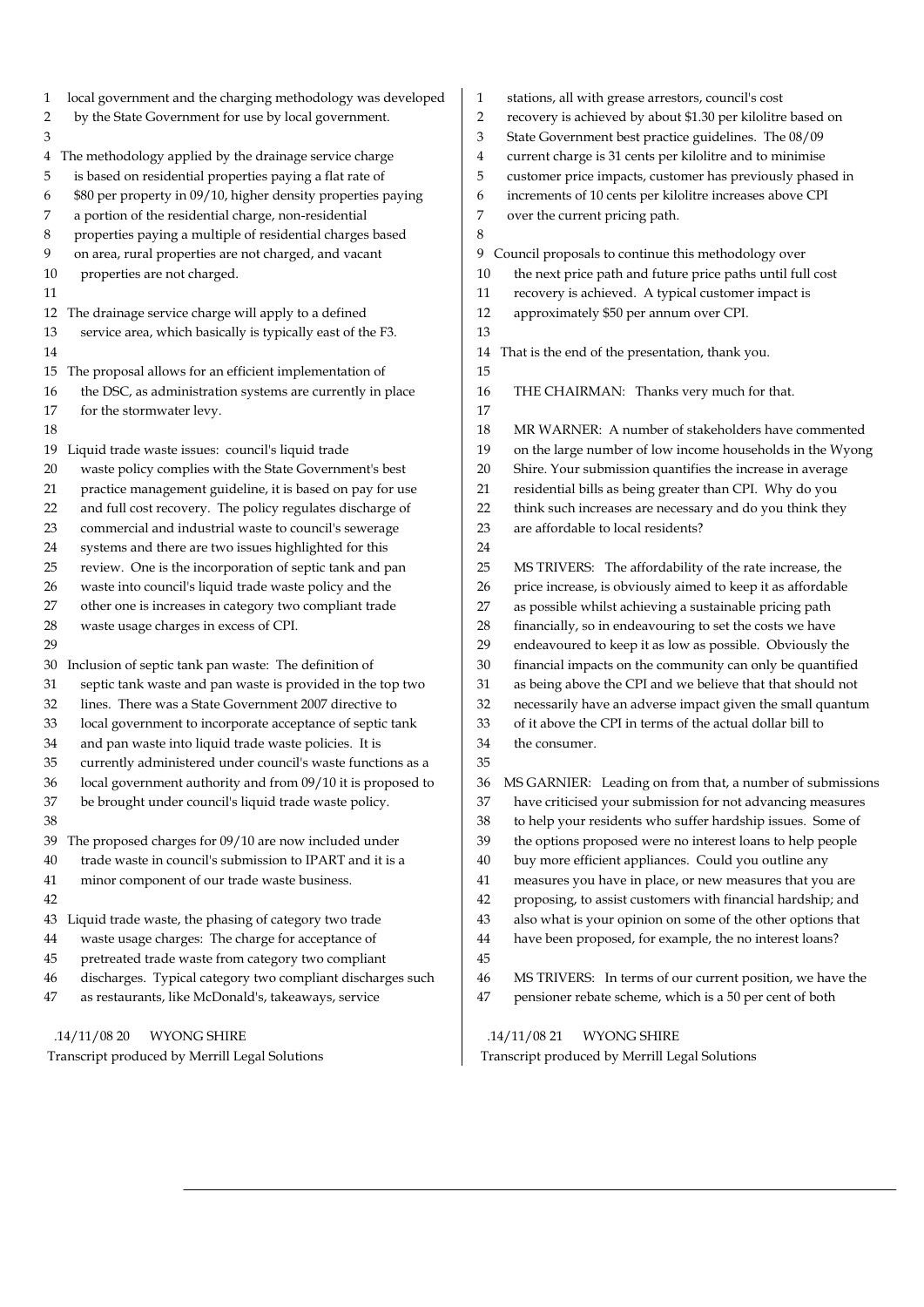local government and the charging methodology was developed by the State Government for use by local government.

The methodology applied by the drainage service charge is based on residential properties paying a flat rate of $80 per property in 09/10, higher density properties paying a portion of the residential charge, non-residential properties paying a multiple of residential charges based on area, rural properties are not charged, and vacant properties are not charged.

The drainage service charge will apply to a defined service area, which basically is typically east of the F3.

The proposal allows for an efficient implementation of the DSC, as administration systems are currently in place for the stormwater levy.

Liquid trade waste issues: council's liquid trade waste policy complies with the State Government's best practice management guideline, it is based on pay for use and full cost recovery. The policy regulates discharge of commercial and industrial waste to council's sewerage systems and there are two issues highlighted for this review. One is the incorporation of septic tank and pan waste into council's liquid trade waste policy and the other one is increases in category two compliant trade waste usage charges in excess of CPI.

Inclusion of septic tank pan waste: The definition of septic tank waste and pan waste is provided in the top two lines. There was a State Government 2007 directive to local government to incorporate acceptance of septic tank and pan waste into liquid trade waste policies. It is currently administered under council's waste functions as a local government authority and from 09/10 it is proposed to be brought under council's liquid trade waste policy.

The proposed charges for 09/10 are now included under trade waste in council's submission to IPART and it is a minor component of our trade waste business.

Liquid trade waste, the phasing of category two trade waste usage charges: The charge for acceptance of pretreated trade waste from category two compliant discharges. Typical category two compliant discharges such as restaurants, like McDonald's, takeaways, service stations, all with grease arrestors, council's cost recovery is achieved by about $1.30 per kilolitre based on State Government best practice guidelines. The 08/09 current charge is 31 cents per kilolitre and to minimise customer price impacts, customer has previously phased in increments of 10 cents per kilolitre increases above CPI over the current pricing path.

Council proposals to continue this methodology over the next price path and future price paths until full cost recovery is achieved. A typical customer impact is approximately $50 per annum over CPI.

That is the end of the presentation, thank you.

THE CHAIRMAN: Thanks very much for that.

MR WARNER: A number of stakeholders have commented on the large number of low income households in the Wyong Shire. Your submission quantifies the increase in average residential bills as being greater than CPI. Why do you think such increases are necessary and do you think they are affordable to local residents?

MS TRIVERS: The affordability of the rate increase, the price increase, is obviously aimed to keep it as affordable as possible whilst achieving a sustainable pricing path financially, so in endeavouring to set the costs we have endeavoured to keep it as low as possible. Obviously the financial impacts on the community can only be quantified as being above the CPI and we believe that that should not necessarily have an adverse impact given the small quantum of it above the CPI in terms of the actual dollar bill to the consumer.

MS GARNIER: Leading on from that, a number of submissions have criticised your submission for not advancing measures to help your residents who suffer hardship issues. Some of the options proposed were no interest loans to help people buy more efficient appliances. Could you outline any measures you have in place, or new measures that you are proposing, to assist customers with financial hardship; and also what is your opinion on some of the other options that have been proposed, for example, the no interest loans?

MS TRIVERS: In terms of our current position, we have the pensioner rebate scheme, which is a 50 per cent of both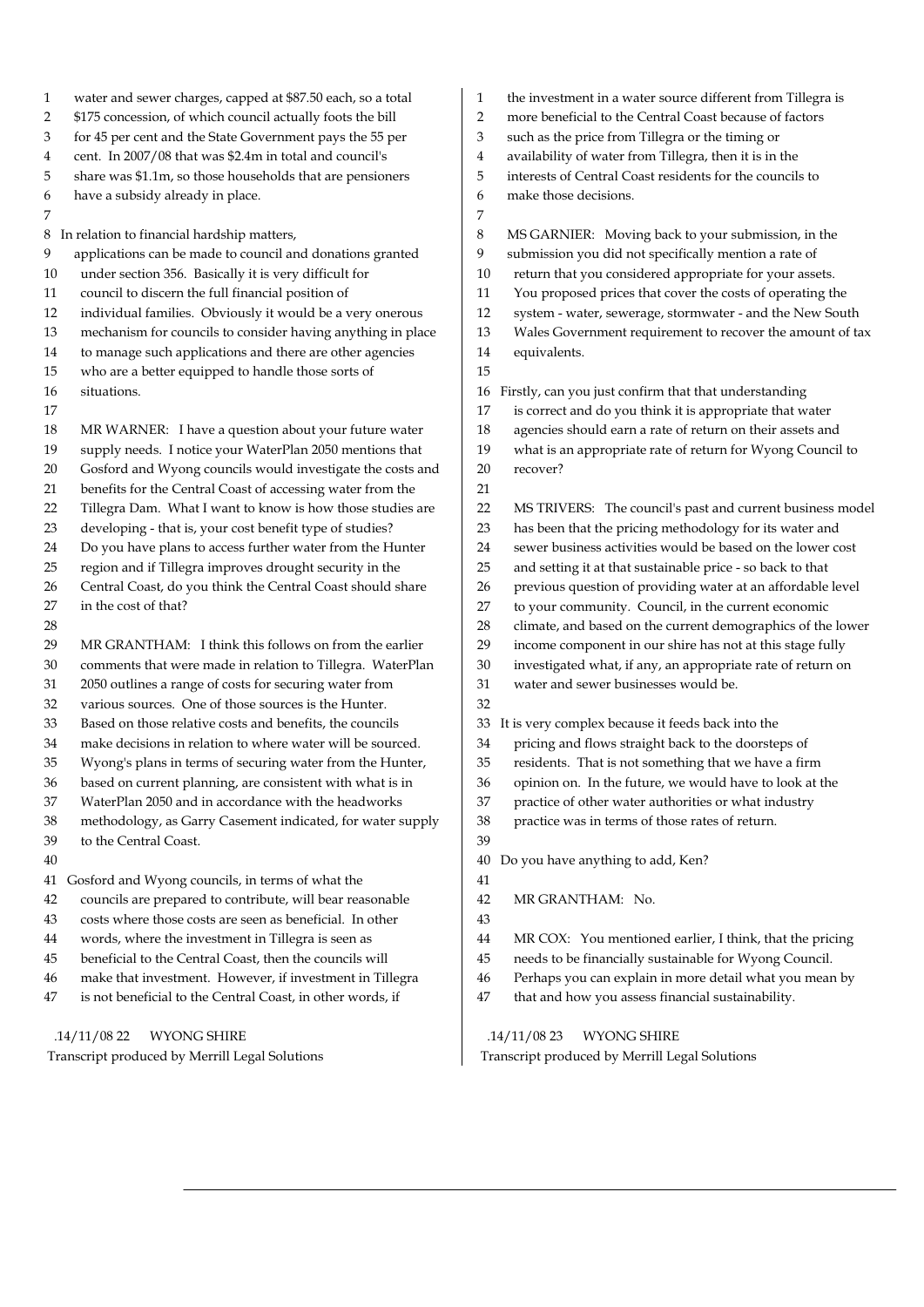water and sewer charges, capped at $87.50 each, so a total $175 concession, of which council actually foots the bill for 45 per cent and the State Government pays the 55 per cent. In 2007/08 that was $2.4m in total and council's share was $1.1m, so those households that are pensioners have a subsidy already in place.

In relation to financial hardship matters, applications can be made to council and donations granted under section 356. Basically it is very difficult for council to discern the full financial position of individual families. Obviously it would be a very onerous mechanism for councils to consider having anything in place to manage such applications and there are other agencies who are a better equipped to handle those sorts of situations.

MR WARNER: I have a question about your future water supply needs. I notice your WaterPlan 2050 mentions that Gosford and Wyong councils would investigate the costs and benefits for the Central Coast of accessing water from the Tillegra Dam. What I want to know is how those studies are developing - that is, your cost benefit type of studies? Do you have plans to access further water from the Hunter region and if Tillegra improves drought security in the Central Coast, do you think the Central Coast should share in the cost of that?

MR GRANTHAM: I think this follows on from the earlier comments that were made in relation to Tillegra. WaterPlan 2050 outlines a range of costs for securing water from various sources. One of those sources is the Hunter. Based on those relative costs and benefits, the councils make decisions in relation to where water will be sourced. Wyong's plans in terms of securing water from the Hunter, based on current planning, are consistent with what is in WaterPlan 2050 and in accordance with the headworks methodology, as Garry Casement indicated, for water supply to the Central Coast.

Gosford and Wyong councils, in terms of what the councils are prepared to contribute, will bear reasonable costs where those costs are seen as beneficial. In other words, where the investment in Tillegra is seen as beneficial to the Central Coast, then the councils will make that investment. However, if investment in Tillegra is not beneficial to the Central Coast, in other words, if the investment in a water source different from Tillegra is more beneficial to the Central Coast because of factors such as the price from Tillegra or the timing or availability of water from Tillegra, then it is in the interests of Central Coast residents for the councils to make those decisions.

MS GARNIER: Moving back to your submission, in the submission you did not specifically mention a rate of return that you considered appropriate for your assets. You proposed prices that cover the costs of operating the system - water, sewerage, stormwater - and the New South Wales Government requirement to recover the amount of tax equivalents.

Firstly, can you just confirm that that understanding is correct and do you think it is appropriate that water agencies should earn a rate of return on their assets and what is an appropriate rate of return for Wyong Council to recover?

MS TRIVERS: The council's past and current business model has been that the pricing methodology for its water and sewer business activities would be based on the lower cost and setting it at that sustainable price - so back to that previous question of providing water at an affordable level to your community. Council, in the current economic climate, and based on the current demographics of the lower income component in our shire has not at this stage fully investigated what, if any, an appropriate rate of return on water and sewer businesses would be.

It is very complex because it feeds back into the pricing and flows straight back to the doorsteps of residents. That is not something that we have a firm opinion on. In the future, we would have to look at the practice of other water authorities or what industry practice was in terms of those rates of return.

Do you have anything to add, Ken?

MR GRANTHAM: No.

MR COX: You mentioned earlier, I think, that the pricing needs to be financially sustainable for Wyong Council. Perhaps you can explain in more detail what you mean by that and how you assess financial sustainability.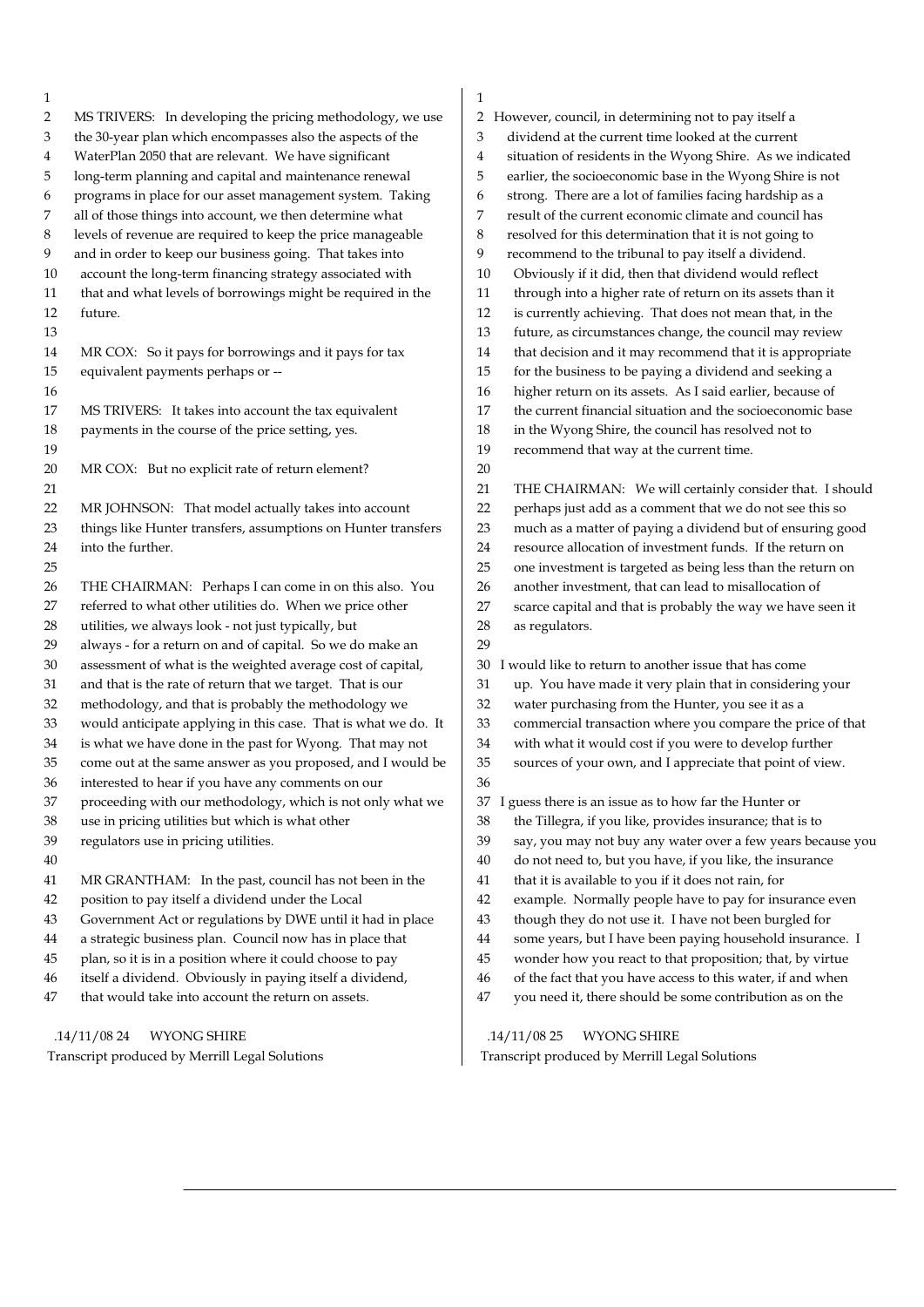MS TRIVERS: In developing the pricing methodology, we use the 30-year plan which encompasses also the aspects of the WaterPlan 2050 that are relevant. We have significant long-term planning and capital and maintenance renewal programs in place for our asset management system. Taking all of those things into account, we then determine what levels of revenue are required to keep the price manageable and in order to keep our business going. That takes into account the long-term financing strategy associated with that and what levels of borrowings might be required in the future.

MR COX: So it pays for borrowings and it pays for tax equivalent payments perhaps or --

MS TRIVERS: It takes into account the tax equivalent payments in the course of the price setting, yes.

MR COX: But no explicit rate of return element?

MR JOHNSON: That model actually takes into account things like Hunter transfers, assumptions on Hunter transfers into the further.

THE CHAIRMAN: Perhaps I can come in on this also. You referred to what other utilities do. When we price other utilities, we always look - not just typically, but always - for a return on and of capital. So we do make an assessment of what is the weighted average cost of capital, and that is the rate of return that we target. That is our methodology, and that is probably the methodology we would anticipate applying in this case. That is what we do. It is what we have done in the past for Wyong. That may not come out at the same answer as you proposed, and I would be interested to hear if you have any comments on our proceeding with our methodology, which is not only what we use in pricing utilities but which is what other regulators use in pricing utilities.

MR GRANTHAM: In the past, council has not been in the position to pay itself a dividend under the Local Government Act or regulations by DWE until it had in place a strategic business plan. Council now has in place that plan, so it is in a position where it could choose to pay itself a dividend. Obviously in paying itself a dividend, that would take into account the return on assets.

However, council, in determining not to pay itself a dividend at the current time looked at the current situation of residents in the Wyong Shire. As we indicated earlier, the socioeconomic base in the Wyong Shire is not strong. There are a lot of families facing hardship as a result of the current economic climate and council has resolved for this determination that it is not going to recommend to the tribunal to pay itself a dividend. Obviously if it did, then that dividend would reflect through into a higher rate of return on its assets than it is currently achieving. That does not mean that, in the future, as circumstances change, the council may review that decision and it may recommend that it is appropriate for the business to be paying a dividend and seeking a higher return on its assets. As I said earlier, because of the current financial situation and the socioeconomic base in the Wyong Shire, the council has resolved not to recommend that way at the current time.

THE CHAIRMAN: We will certainly consider that. I should perhaps just add as a comment that we do not see this so much as a matter of paying a dividend but of ensuring good resource allocation of investment funds. If the return on one investment is targeted as being less than the return on another investment, that can lead to misallocation of scarce capital and that is probably the way we have seen it as regulators.

I would like to return to another issue that has come up. You have made it very plain that in considering your water purchasing from the Hunter, you see it as a commercial transaction where you compare the price of that with what it would cost if you were to develop further sources of your own, and I appreciate that point of view.

I guess there is an issue as to how far the Hunter or the Tillegra, if you like, provides insurance; that is to say, you may not buy any water over a few years because you do not need to, but you have, if you like, the insurance that it is available to you if it does not rain, for example. Normally people have to pay for insurance even though they do not use it. I have not been burgled for some years, but I have been paying household insurance. I wonder how you react to that proposition; that, by virtue of the fact that you have access to this water, if and when you need it, there should be some contribution as on the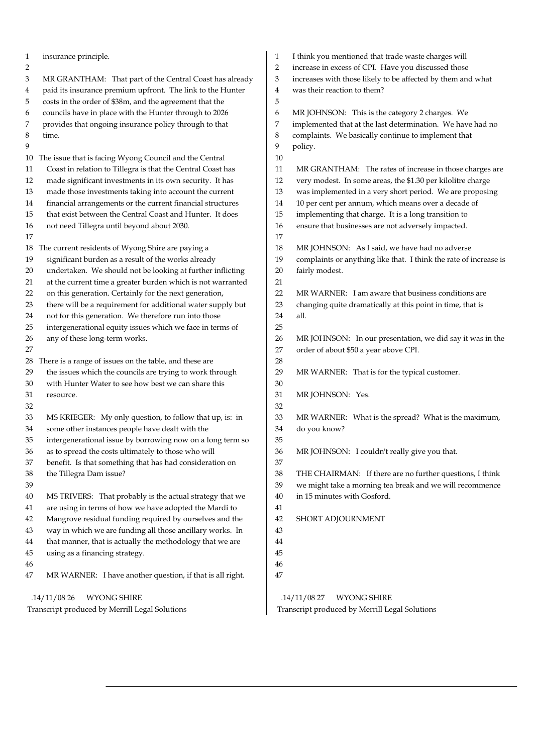insurance principle.

MR GRANTHAM: That part of the Central Coast has already paid its insurance premium upfront. The link to the Hunter costs in the order of $38m, and the agreement that the councils have in place with the Hunter through to 2026 provides that ongoing insurance policy through to that time.

The issue that is facing Wyong Council and the Central Coast in relation to Tillegra is that the Central Coast has made significant investments in its own security. It has made those investments taking into account the current financial arrangements or the current financial structures that exist between the Central Coast and Hunter. It does not need Tillegra until beyond about 2030.

The current residents of Wyong Shire are paying a significant burden as a result of the works already undertaken. We should not be looking at further inflicting at the current time a greater burden which is not warranted on this generation. Certainly for the next generation, there will be a requirement for additional water supply but not for this generation. We therefore run into those intergenerational equity issues which we face in terms of any of these long-term works.

There is a range of issues on the table, and these are the issues which the councils are trying to work through with Hunter Water to see how best we can share this resource.

MS KRIEGER: My only question, to follow that up, is: in some other instances people have dealt with the intergenerational issue by borrowing now on a long term so as to spread the costs ultimately to those who will benefit. Is that something that has had consideration on the Tillegra Dam issue?

MS TRIVERS: That probably is the actual strategy that we are using in terms of how we have adopted the Mardi to Mangrove residual funding required by ourselves and the way in which we are funding all those ancillary works. In that manner, that is actually the methodology that we are using as a financing strategy.

MR WARNER: I have another question, if that is all right. I think you mentioned that trade waste charges will increase in excess of CPI. Have you discussed those increases with those likely to be affected by them and what was their reaction to them?

MR JOHNSON: This is the category 2 charges. We implemented that at the last determination. We have had no complaints. We basically continue to implement that policy.

MR GRANTHAM: The rates of increase in those charges are very modest. In some areas, the $1.30 per kilolitre charge was implemented in a very short period. We are proposing 10 per cent per annum, which means over a decade of implementing that charge. It is a long transition to ensure that businesses are not adversely impacted.

MR JOHNSON: As I said, we have had no adverse complaints or anything like that. I think the rate of increase is fairly modest.

MR WARNER: I am aware that business conditions are changing quite dramatically at this point in time, that is all.

MR JOHNSON: In our presentation, we did say it was in the order of about $50 a year above CPI.

MR WARNER: That is for the typical customer.

MR JOHNSON: Yes.

MR WARNER: What is the spread? What is the maximum, do you know?

MR JOHNSON: I couldn't really give you that.

THE CHAIRMAN: If there are no further questions, I think we might take a morning tea break and we will recommence in 15 minutes with Gosford.

SHORT ADJOURNMENT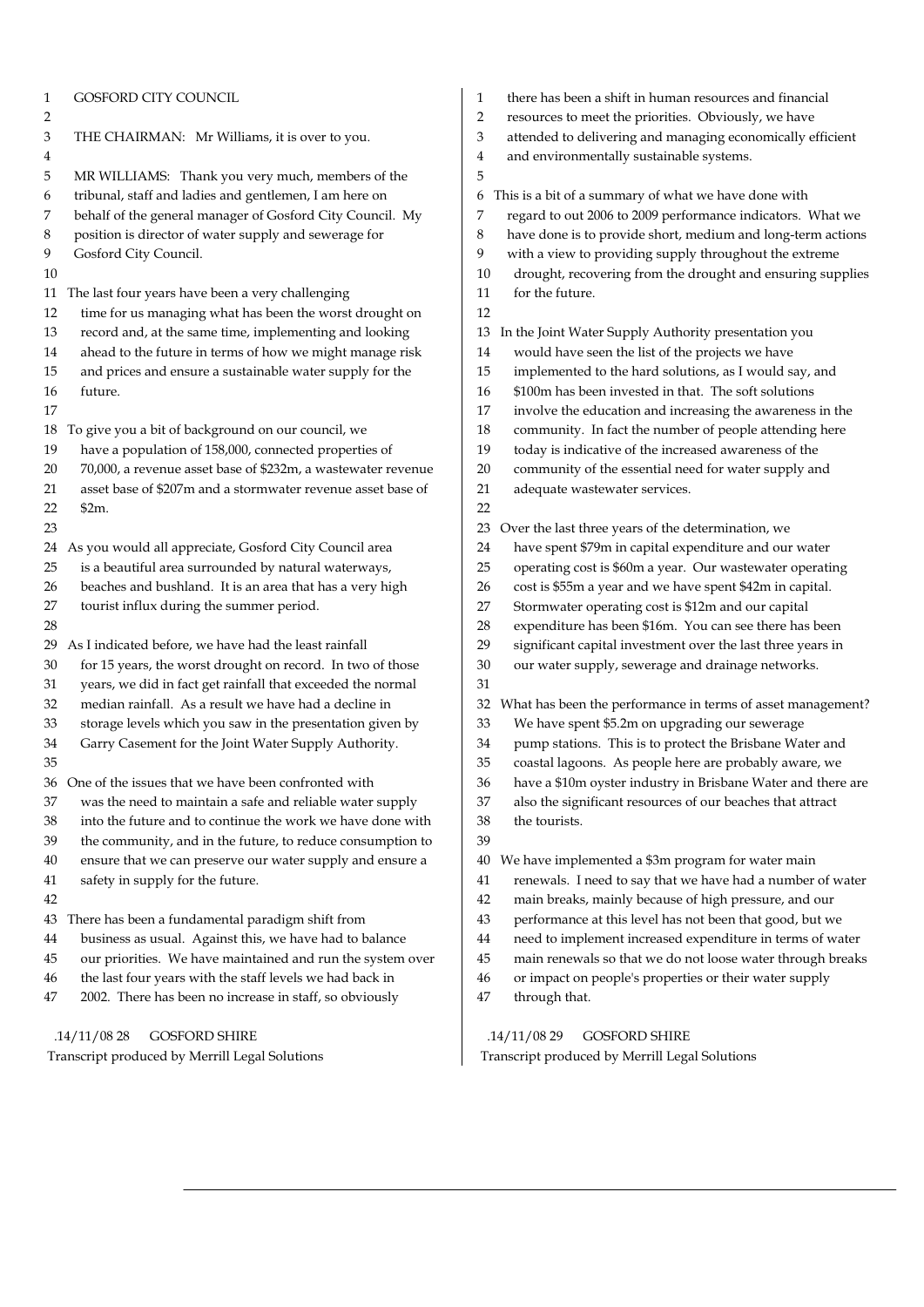GOSFORD CITY COUNCIL

THE CHAIRMAN: Mr Williams, it is over to you.

MR WILLIAMS: Thank you very much, members of the tribunal, staff and ladies and gentlemen, I am here on behalf of the general manager of Gosford City Council. My position is director of water supply and sewerage for Gosford City Council.

The last four years have been a very challenging time for us managing what has been the worst drought on record and, at the same time, implementing and looking ahead to the future in terms of how we might manage risk and prices and ensure a sustainable water supply for the future.

To give you a bit of background on our council, we have a population of 158,000, connected properties of 70,000, a revenue asset base of $232m, a wastewater revenue asset base of $207m and a stormwater revenue asset base of $2m.

As you would all appreciate, Gosford City Council area is a beautiful area surrounded by natural waterways, beaches and bushland. It is an area that has a very high tourist influx during the summer period.

As I indicated before, we have had the least rainfall for 15 years, the worst drought on record. In two of those years, we did in fact get rainfall that exceeded the normal median rainfall. As a result we have had a decline in storage levels which you saw in the presentation given by Garry Casement for the Joint Water Supply Authority.

One of the issues that we have been confronted with was the need to maintain a safe and reliable water supply into the future and to continue the work we have done with the community, and in the future, to reduce consumption to ensure that we can preserve our water supply and ensure a safety in supply for the future.

There has been a fundamental paradigm shift from business as usual. Against this, we have had to balance our priorities. We have maintained and run the system over the last four years with the staff levels we had back in 2002. There has been no increase in staff, so obviously there has been a shift in human resources and financial resources to meet the priorities. Obviously, we have attended to delivering and managing economically efficient and environmentally sustainable systems.

This is a bit of a summary of what we have done with regard to out 2006 to 2009 performance indicators. What we have done is to provide short, medium and long-term actions with a view to providing supply throughout the extreme drought, recovering from the drought and ensuring supplies for the future.

In the Joint Water Supply Authority presentation you would have seen the list of the projects we have implemented to the hard solutions, as I would say, and $100m has been invested in that. The soft solutions involve the education and increasing the awareness in the community. In fact the number of people attending here today is indicative of the increased awareness of the community of the essential need for water supply and adequate wastewater services.

Over the last three years of the determination, we have spent $79m in capital expenditure and our water operating cost is $60m a year. Our wastewater operating cost is $55m a year and we have spent $42m in capital. Stormwater operating cost is $12m and our capital expenditure has been $16m. You can see there has been significant capital investment over the last three years in our water supply, sewerage and drainage networks.

What has been the performance in terms of asset management? We have spent $5.2m on upgrading our sewerage pump stations. This is to protect the Brisbane Water and coastal lagoons. As people here are probably aware, we have a $10m oyster industry in Brisbane Water and there are also the significant resources of our beaches that attract the tourists.

We have implemented a $3m program for water main renewals. I need to say that we have had a number of water main breaks, mainly because of high pressure, and our performance at this level has not been that good, but we need to implement increased expenditure in terms of water main renewals so that we do not loose water through breaks or impact on people's properties or their water supply through that.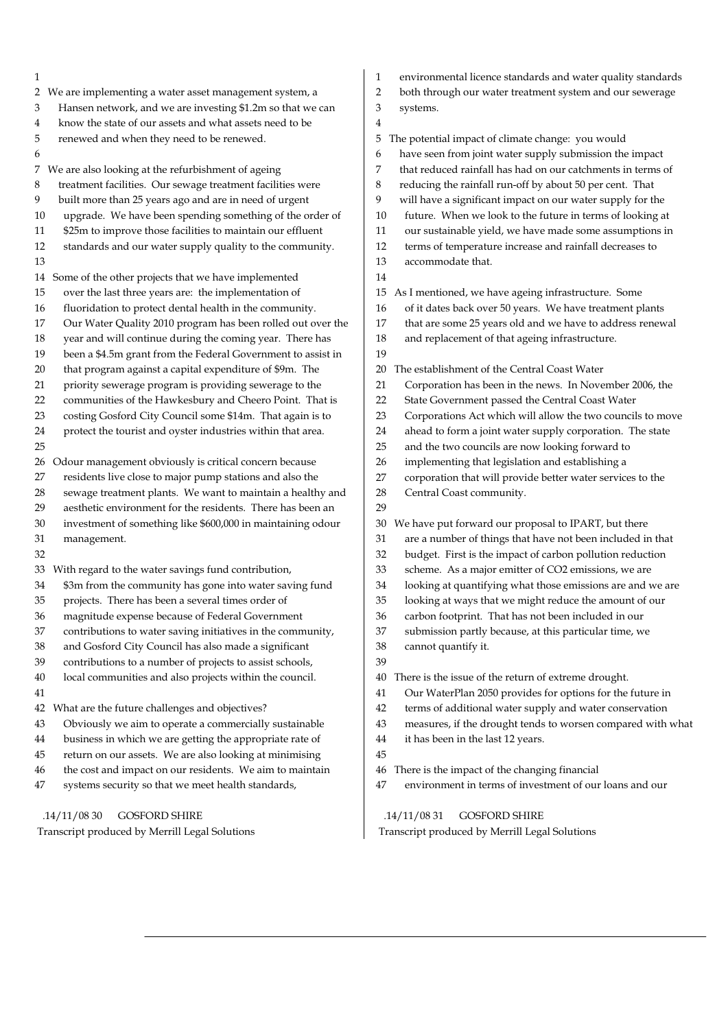We are implementing a water asset management system, a Hansen network, and we are investing $1.2m so that we can know the state of our assets and what assets need to be renewed and when they need to be renewed.

We are also looking at the refurbishment of ageing treatment facilities. Our sewage treatment facilities were built more than 25 years ago and are in need of urgent upgrade. We have been spending something of the order of $25m to improve those facilities to maintain our effluent standards and our water supply quality to the community.

Some of the other projects that we have implemented over the last three years are: the implementation of fluoridation to protect dental health in the community. Our Water Quality 2010 program has been rolled out over the year and will continue during the coming year. There has been a $4.5m grant from the Federal Government to assist in that program against a capital expenditure of $9m. The priority sewerage program is providing sewerage to the communities of the Hawkesbury and Cheero Point. That is costing Gosford City Council some $14m. That again is to protect the tourist and oyster industries within that area.

Odour management obviously is critical concern because residents live close to major pump stations and also the sewage treatment plants. We want to maintain a healthy and aesthetic environment for the residents. There has been an investment of something like $600,000 in maintaining odour management.

With regard to the water savings fund contribution, $3m from the community has gone into water saving fund projects. There has been a several times order of magnitude expense because of Federal Government contributions to water saving initiatives in the community, and Gosford City Council has also made a significant contributions to a number of projects to assist schools, local communities and also projects within the council.

What are the future challenges and objectives? Obviously we aim to operate a commercially sustainable business in which we are getting the appropriate rate of return on our assets. We are also looking at minimising the cost and impact on our residents. We aim to maintain systems security so that we meet health standards, environmental licence standards and water quality standards both through our water treatment system and our sewerage systems.

The potential impact of climate change: you would have seen from joint water supply submission the impact that reduced rainfall has had on our catchments in terms of reducing the rainfall run-off by about 50 per cent. That will have a significant impact on our water supply for the future. When we look to the future in terms of looking at our sustainable yield, we have made some assumptions in terms of temperature increase and rainfall decreases to accommodate that.

As I mentioned, we have ageing infrastructure. Some of it dates back over 50 years. We have treatment plants that are some 25 years old and we have to address renewal and replacement of that ageing infrastructure.

The establishment of the Central Coast Water Corporation has been in the news. In November 2006, the State Government passed the Central Coast Water Corporations Act which will allow the two councils to move ahead to form a joint water supply corporation. The state and the two councils are now looking forward to implementing that legislation and establishing a corporation that will provide better water services to the Central Coast community.

We have put forward our proposal to IPART, but there are a number of things that have not been included in that budget. First is the impact of carbon pollution reduction scheme. As a major emitter of $CO_2$ emissions, we are looking at quantifying what those emissions are and we are looking at ways that we might reduce the amount of our carbon footprint. That has not been included in our submission partly because, at this particular time, we cannot quantify it.

There is the issue of the return of extreme drought. Our WaterPlan 2050 provides for options for the future in terms of additional water supply and water conservation measures, if the drought tends to worsen compared with what it has been in the last 12 years.

There is the impact of the changing financial environment in terms of investment of our loans and our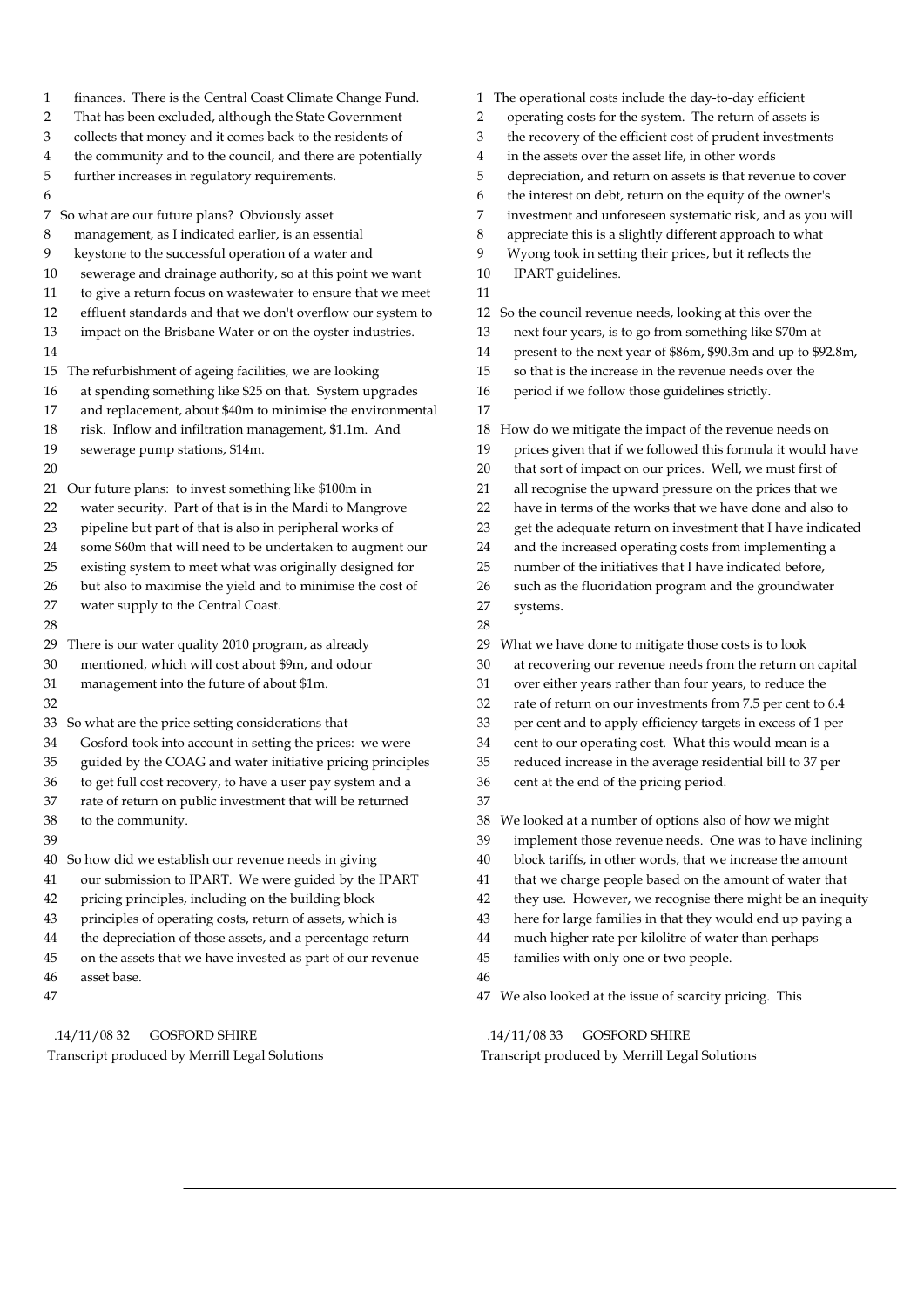finances. There is the Central Coast Climate Change Fund. That has been excluded, although the State Government collects that money and it comes back to the residents of the community and to the council, and there are potentially further increases in regulatory requirements.

So what are our future plans? Obviously asset management, as I indicated earlier, is an essential keystone to the successful operation of a water and sewerage and drainage authority, so at this point we want to give a return focus on wastewater to ensure that we meet effluent standards and that we don't overflow our system to impact on the Brisbane Water or on the oyster industries.

The refurbishment of ageing facilities, we are looking at spending something like $25 on that. System upgrades and replacement, about $40m to minimise the environmental risk. Inflow and infiltration management, $1.1m. And sewerage pump stations, $14m.

Our future plans: to invest something like $100m in water security. Part of that is in the Mardi to Mangrove pipeline but part of that is also in peripheral works of some $60m that will need to be undertaken to augment our existing system to meet what was originally designed for but also to maximise the yield and to minimise the cost of water supply to the Central Coast.

There is our water quality 2010 program, as already mentioned, which will cost about $9m, and odour management into the future of about $1m.

So what are the price setting considerations that Gosford took into account in setting the prices: we were guided by the COAG and water initiative pricing principles to get full cost recovery, to have a user pay system and a rate of return on public investment that will be returned to the community.

So how did we establish our revenue needs in giving our submission to IPART. We were guided by the IPART pricing principles, including on the building block principles of operating costs, return of assets, which is the depreciation of those assets, and a percentage return on the assets that we have invested as part of our revenue asset base.

The operational costs include the day-to-day efficient operating costs for the system. The return of assets is the recovery of the efficient cost of prudent investments in the assets over the asset life, in other words depreciation, and return on assets is that revenue to cover the interest on debt, return on the equity of the owner's investment and unforeseen systematic risk, and as you will appreciate this is a slightly different approach to what Wyong took in setting their prices, but it reflects the IPART guidelines.

So the council revenue needs, looking at this over the next four years, is to go from something like $70m at present to the next year of $86m, $90.3m and up to $92.8m, so that is the increase in the revenue needs over the period if we follow those guidelines strictly.

How do we mitigate the impact of the revenue needs on prices given that if we followed this formula it would have that sort of impact on our prices. Well, we must first of all recognise the upward pressure on the prices that we have in terms of the works that we have done and also to get the adequate return on investment that I have indicated and the increased operating costs from implementing a number of the initiatives that I have indicated before, such as the fluoridation program and the groundwater systems.

What we have done to mitigate those costs is to look at recovering our revenue needs from the return on capital over either years rather than four years, to reduce the rate of return on our investments from 7.5 per cent to 6.4 per cent and to apply efficiency targets in excess of 1 per cent to our operating cost. What this would mean is a reduced increase in the average residential bill to 37 per cent at the end of the pricing period.

We looked at a number of options also of how we might implement those revenue needs. One was to have inclining block tariffs, in other words, that we increase the amount that we charge people based on the amount of water that they use. However, we recognise there might be an inequity here for large families in that they would end up paying a much higher rate per kilolitre of water than perhaps families with only one or two people.

We also looked at the issue of scarcity pricing. This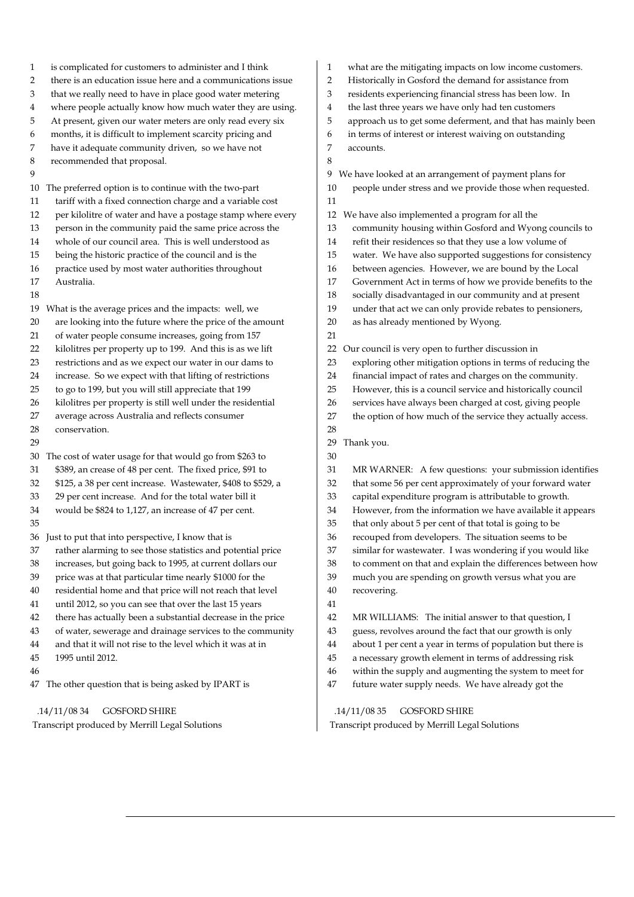is complicated for customers to administer and I think there is an education issue here and a communications issue that we really need to have in place good water metering where people actually know how much water they are using. At present, given our water meters are only read every six months, it is difficult to implement scarcity pricing and have it adequate community driven, so we have not recommended that proposal.

The preferred option is to continue with the two-part tariff with a fixed connection charge and a variable cost per kilolitre of water and have a postage stamp where every person in the community paid the same price across the whole of our council area. This is well understood as being the historic practice of the council and is the practice used by most water authorities throughout Australia.

What is the average prices and the impacts: well, we are looking into the future where the price of the amount of water people consume increases, going from 157 kilolitres per property up to 199. And this is as we lift restrictions and as we expect our water in our dams to increase. So we expect with that lifting of restrictions to go to 199, but you will still appreciate that 199 kilolitres per property is still well under the residential average across Australia and reflects consumer conservation.

The cost of water usage for that would go from $263 to $389, an crease of 48 per cent. The fixed price, $91 to $125, a 38 per cent increase. Wastewater, $408 to $529, a 29 per cent increase. And for the total water bill it would be $824 to 1,127, an increase of 47 per cent.

Just to put that into perspective, I know that is rather alarming to see those statistics and potential price increases, but going back to 1995, at current dollars our price was at that particular time nearly $1000 for the residential home and that price will not reach that level until 2012, so you can see that over the last 15 years there has actually been a substantial decrease in the price of water, sewerage and drainage services to the community and that it will not rise to the level which it was at in 1995 until 2012.

The other question that is being asked by IPART is what are the mitigating impacts on low income customers. Historically in Gosford the demand for assistance from residents experiencing financial stress has been low. In the last three years we have only had ten customers approach us to get some deferment, and that has mainly been in terms of interest or interest waiving on outstanding accounts.

We have looked at an arrangement of payment plans for people under stress and we provide those when requested.

We have also implemented a program for all the community housing within Gosford and Wyong councils to refit their residences so that they use a low volume of water. We have also supported suggestions for consistency between agencies. However, we are bound by the Local Government Act in terms of how we provide benefits to the socially disadvantaged in our community and at present under that act we can only provide rebates to pensioners, as has already mentioned by Wyong.

Our council is very open to further discussion in exploring other mitigation options in terms of reducing the financial impact of rates and charges on the community. However, this is a council service and historically council services have always been charged at cost, giving people the option of how much of the service they actually access.

Thank you.

MR WARNER: A few questions: your submission identifies that some 56 per cent approximately of your forward water capital expenditure program is attributable to growth. However, from the information we have available it appears that only about 5 per cent of that total is going to be recouped from developers. The situation seems to be similar for wastewater. I was wondering if you would like to comment on that and explain the differences between how much you are spending on growth versus what you are recovering.

MR WILLIAMS: The initial answer to that question, I guess, revolves around the fact that our growth is only about 1 per cent a year in terms of population but there is a necessary growth element in terms of addressing risk within the supply and augmenting the system to meet for future water supply needs. We have already got the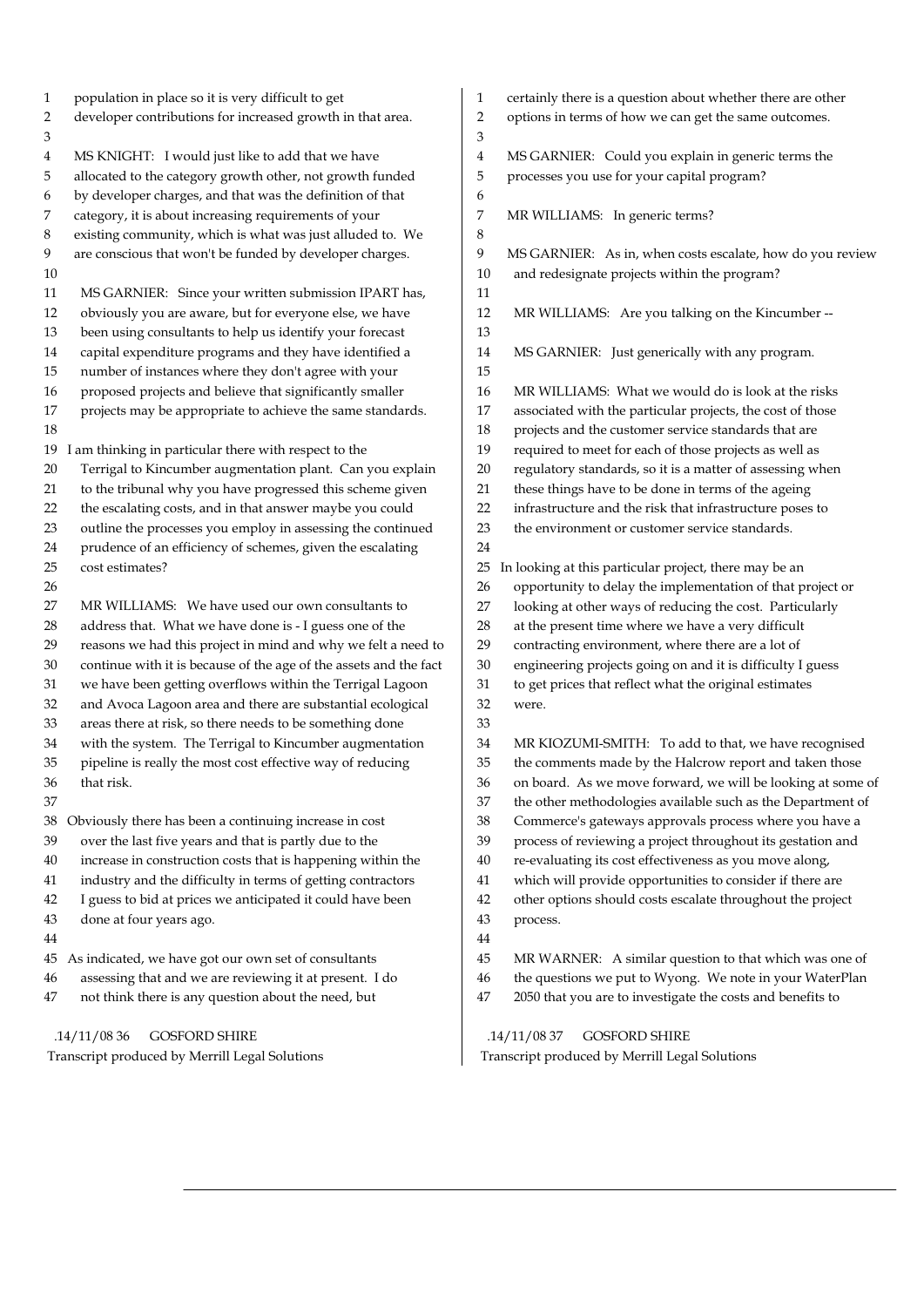population in place so it is very difficult to get developer contributions for increased growth in that area.

MS KNIGHT: I would just like to add that we have allocated to the category growth other, not growth funded by developer charges, and that was the definition of that category, it is about increasing requirements of your existing community, which is what was just alluded to. We are conscious that won't be funded by developer charges.

MS GARNIER: Since your written submission IPART has, obviously you are aware, but for everyone else, we have been using consultants to help us identify your forecast capital expenditure programs and they have identified a number of instances where they don't agree with your proposed projects and believe that significantly smaller projects may be appropriate to achieve the same standards.

I am thinking in particular there with respect to the Terrigal to Kincumber augmentation plant. Can you explain to the tribunal why you have progressed this scheme given the escalating costs, and in that answer maybe you could outline the processes you employ in assessing the continued prudence of an efficiency of schemes, given the escalating cost estimates?

MR WILLIAMS: We have used our own consultants to address that. What we have done is - I guess one of the reasons we had this project in mind and why we felt a need to continue with it is because of the age of the assets and the fact we have been getting overflows within the Terrigal Lagoon and Avoca Lagoon area and there are substantial ecological areas there at risk, so there needs to be something done with the system. The Terrigal to Kincumber augmentation pipeline is really the most cost effective way of reducing that risk.

Obviously there has been a continuing increase in cost over the last five years and that is partly due to the increase in construction costs that is happening within the industry and the difficulty in terms of getting contractors I guess to bid at prices we anticipated it could have been done at four years ago.

As indicated, we have got our own set of consultants assessing that and we are reviewing it at present. I do not think there is any question about the need, but certainly there is a question about whether there are other options in terms of how we can get the same outcomes.

MS GARNIER: Could you explain in generic terms the processes you use for your capital program?

MR WILLIAMS: In generic terms?

MS GARNIER: As in, when costs escalate, how do you review and redesignate projects within the program?

MR WILLIAMS: Are you talking on the Kincumber --

MS GARNIER: Just generically with any program.

MR WILLIAMS: What we would do is look at the risks associated with the particular projects, the cost of those projects and the customer service standards that are required to meet for each of those projects as well as regulatory standards, so it is a matter of assessing when these things have to be done in terms of the ageing infrastructure and the risk that infrastructure poses to the environment or customer service standards.

In looking at this particular project, there may be an opportunity to delay the implementation of that project or looking at other ways of reducing the cost. Particularly at the present time where we have a very difficult contracting environment, where there are a lot of engineering projects going on and it is difficulty I guess to get prices that reflect what the original estimates were.

MR KIOZUMI-SMITH: To add to that, we have recognised the comments made by the Halcrow report and taken those on board. As we move forward, we will be looking at some of the other methodologies available such as the Department of Commerce's gateways approvals process where you have a process of reviewing a project throughout its gestation and re-evaluating its cost effectiveness as you move along, which will provide opportunities to consider if there are other options should costs escalate throughout the project process.

MR WARNER: A similar question to that which was one of the questions we put to Wyong. We note in your WaterPlan 2050 that you are to investigate the costs and benefits to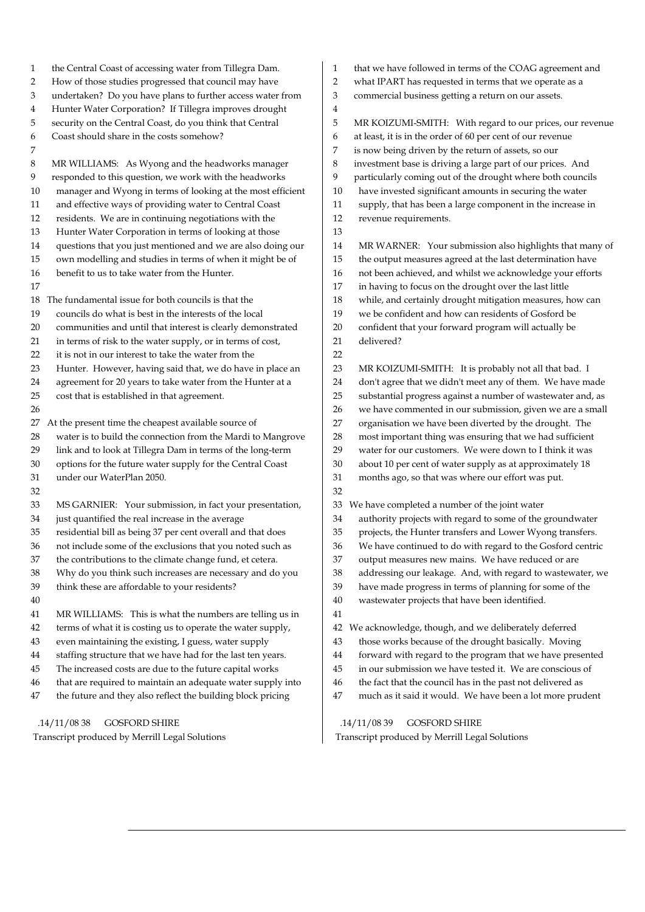the Central Coast of accessing water from Tillegra Dam. How of those studies progressed that council may have undertaken? Do you have plans to further access water from Hunter Water Corporation? If Tillegra improves drought security on the Central Coast, do you think that Central Coast should share in the costs somehow?

MR WILLIAMS: As Wyong and the headworks manager responded to this question, we work with the headworks manager and Wyong in terms of looking at the most efficient and effective ways of providing water to Central Coast residents. We are in continuing negotiations with the Hunter Water Corporation in terms of looking at those questions that you just mentioned and we are also doing our own modelling and studies in terms of when it might be of benefit to us to take water from the Hunter.

The fundamental issue for both councils is that the councils do what is best in the interests of the local communities and until that interest is clearly demonstrated in terms of risk to the water supply, or in terms of cost, it is not in our interest to take the water from the Hunter. However, having said that, we do have in place an agreement for 20 years to take water from the Hunter at a cost that is established in that agreement.

At the present time the cheapest available source of water is to build the connection from the Mardi to Mangrove link and to look at Tillegra Dam in terms of the long-term options for the future water supply for the Central Coast under our WaterPlan 2050.

MS GARNIER: Your submission, in fact your presentation, just quantified the real increase in the average residential bill as being 37 per cent overall and that does not include some of the exclusions that you noted such as the contributions to the climate change fund, et cetera. Why do you think such increases are necessary and do you think these are affordable to your residents?

MR WILLIAMS: This is what the numbers are telling us in terms of what it is costing us to operate the water supply, even maintaining the existing, I guess, water supply staffing structure that we have had for the last ten years. The increased costs are due to the future capital works that are required to maintain an adequate water supply into the future and they also reflect the building block pricing that we have followed in terms of the COAG agreement and what IPART has requested in terms that we operate as a commercial business getting a return on our assets.

MR KOIZUMI-SMITH: With regard to our prices, our revenue at least, it is in the order of 60 per cent of our revenue is now being driven by the return of assets, so our investment base is driving a large part of our prices. And particularly coming out of the drought where both councils have invested significant amounts in securing the water supply, that has been a large component in the increase in revenue requirements.

MR WARNER: Your submission also highlights that many of the output measures agreed at the last determination have not been achieved, and whilst we acknowledge your efforts in having to focus on the drought over the last little while, and certainly drought mitigation measures, how can we be confident and how can residents of Gosford be confident that your forward program will actually be delivered?

MR KOIZUMI-SMITH: It is probably not all that bad. I don't agree that we didn't meet any of them. We have made substantial progress against a number of wastewater and, as we have commented in our submission, given we are a small organisation we have been diverted by the drought. The most important thing was ensuring that we had sufficient water for our customers. We were down to I think it was about 10 per cent of water supply as at approximately 18 months ago, so that was where our effort was put.

We have completed a number of the joint water authority projects with regard to some of the groundwater projects, the Hunter transfers and Lower Wyong transfers. We have continued to do with regard to the Gosford centric output measures new mains. We have reduced or are addressing our leakage. And, with regard to wastewater, we have made progress in terms of planning for some of the wastewater projects that have been identified.

We acknowledge, though, and we deliberately deferred those works because of the drought basically. Moving forward with regard to the program that we have presented in our submission we have tested it. We are conscious of the fact that the council has in the past not delivered as much as it said it would. We have been a lot more prudent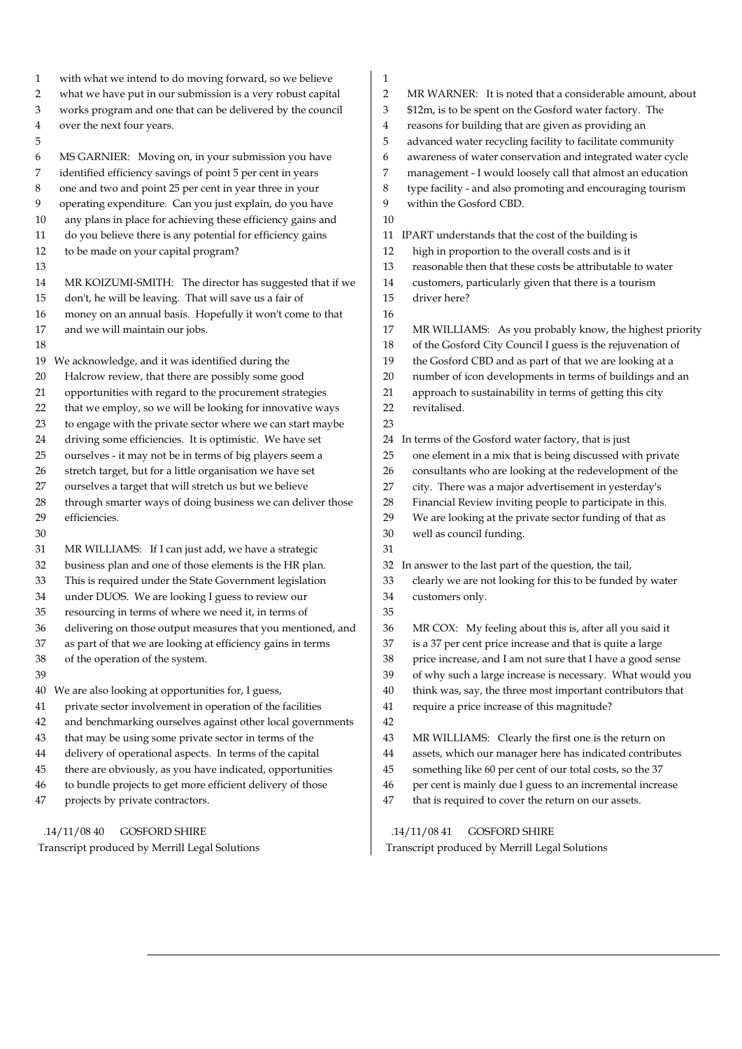with what we intend to do moving forward, so we believe what we have put in our submission is a very robust capital works program and one that can be delivered by the council over the next four years.

MS GARNIER: Moving on, in your submission you have identified efficiency savings of point 5 per cent in years one and two and point 25 per cent in year three in your operating expenditure. Can you just explain, do you have any plans in place for achieving these efficiency gains and do you believe there is any potential for efficiency gains to be made on your capital program?

MR KOIZUMI-SMITH: The director has suggested that if we don't, he will be leaving. That will save us a fair of money on an annual basis. Hopefully it won't come to that and we will maintain our jobs.

We acknowledge, and it was identified during the Halcrow review, that there are possibly some good opportunities with regard to the procurement strategies that we employ, so we will be looking for innovative ways to engage with the private sector where we can start maybe driving some efficiencies. It is optimistic. We have set ourselves - it may not be in terms of big players seem a stretch target, but for a little organisation we have set ourselves a target that will stretch us but we believe through smarter ways of doing business we can deliver those efficiencies.

MR WILLIAMS: If I can just add, we have a strategic business plan and one of those elements is the HR plan. This is required under the State Government legislation under DUOS. We are looking I guess to review our resourcing in terms of where we need it, in terms of delivering on those output measures that you mentioned, and as part of that we are looking at efficiency gains in terms of the operation of the system.

We are also looking at opportunities for, I guess, private sector involvement in operation of the facilities and benchmarking ourselves against other local governments that may be using some private sector in terms of the delivery of operational aspects. In terms of the capital there are obviously, as you have indicated, opportunities to bundle projects to get more efficient delivery of those projects by private contractors.

MR WARNER: It is noted that a considerable amount, about $12m, is to be spent on the Gosford water factory. The reasons for building that are given as providing an advanced water recycling facility to facilitate community awareness of water conservation and integrated water cycle management - I would loosely call that almost an education type facility - and also promoting and encouraging tourism within the Gosford CBD.

IPART understands that the cost of the building is high in proportion to the overall costs and is it reasonable then that these costs be attributable to water customers, particularly given that there is a tourism driver here?

MR WILLIAMS: As you probably know, the highest priority of the Gosford City Council I guess is the rejuvenation of the Gosford CBD and as part of that we are looking at a number of icon developments in terms of buildings and an approach to sustainability in terms of getting this city revitalised.

In terms of the Gosford water factory, that is just one element in a mix that is being discussed with private consultants who are looking at the redevelopment of the city. There was a major advertisement in yesterday's Financial Review inviting people to participate in this. We are looking at the private sector funding of that as well as council funding.

In answer to the last part of the question, the tail, clearly we are not looking for this to be funded by water customers only.

MR COX: My feeling about this is, after all you said it is a 37 per cent price increase and that is quite a large price increase, and I am not sure that I have a good sense of why such a large increase is necessary. What would you think was, say, the three most important contributors that require a price increase of this magnitude?

MR WILLIAMS: Clearly the first one is the return on assets, which our manager here has indicated contributes something like 60 per cent of our total costs, so the 37 per cent is mainly due I guess to an incremental increase that is required to cover the return on our assets.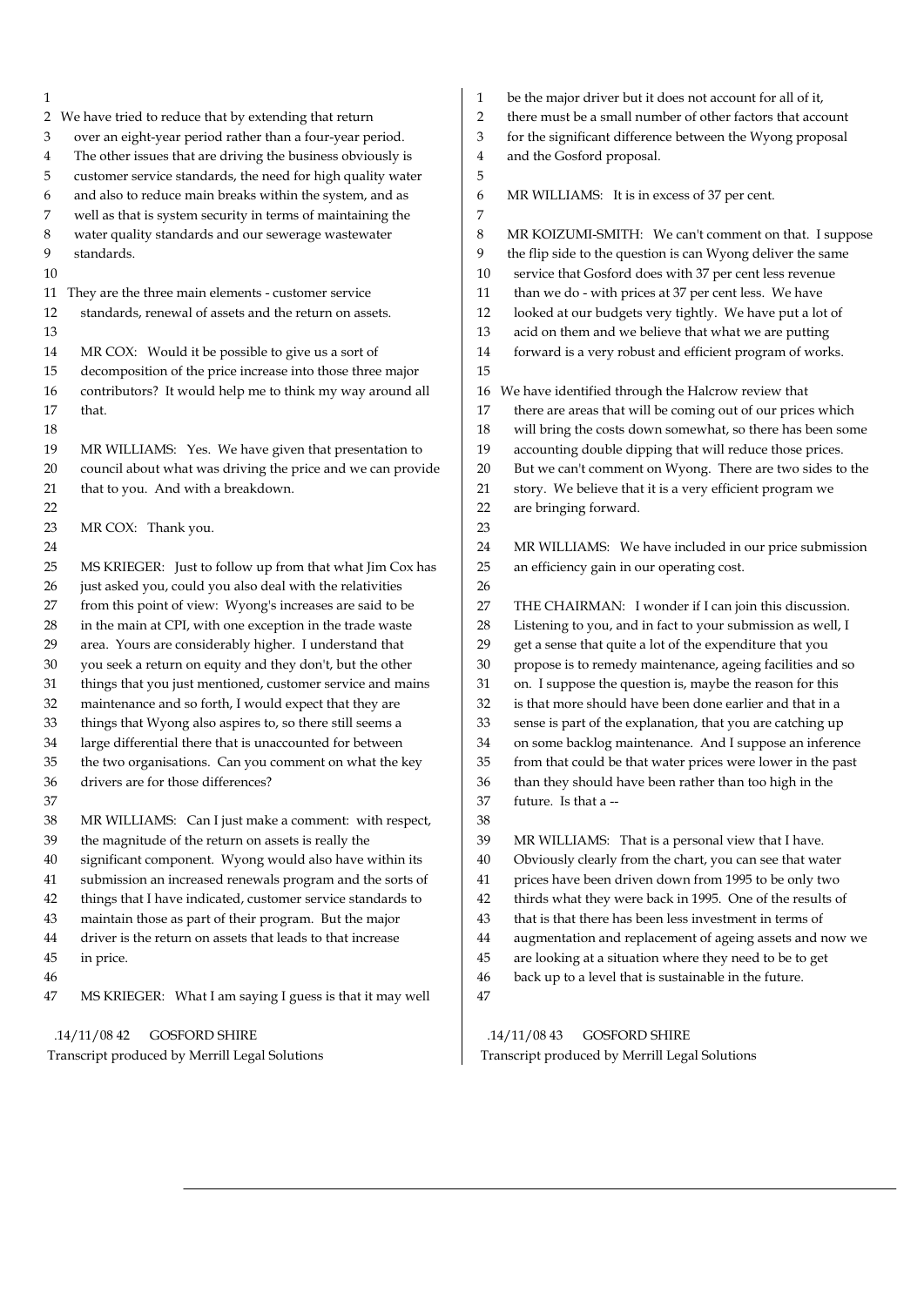We have tried to reduce that by extending that return over an eight-year period rather than a four-year period. The other issues that are driving the business obviously is customer service standards, the need for high quality water and also to reduce main breaks within the system, and as well as that is system security in terms of maintaining the water quality standards and our sewerage wastewater standards.

They are the three main elements - customer service standards, renewal of assets and the return on assets.

MR COX: Would it be possible to give us a sort of decomposition of the price increase into those three major contributors? It would help me to think my way around all that.

MR WILLIAMS: Yes. We have given that presentation to council about what was driving the price and we can provide that to you. And with a breakdown.

MR COX: Thank you.

MS KRIEGER: Just to follow up from that what Jim Cox has just asked you, could you also deal with the relativities from this point of view: Wyong's increases are said to be in the main at CPI, with one exception in the trade waste area. Yours are considerably higher. I understand that you seek a return on equity and they don't, but the other things that you just mentioned, customer service and mains maintenance and so forth, I would expect that they are things that Wyong also aspires to, so there still seems a large differential there that is unaccounted for between the two organisations. Can you comment on what the key drivers are for those differences?

MR WILLIAMS: Can I just make a comment: with respect, the magnitude of the return on assets is really the significant component. Wyong would also have within its submission an increased renewals program and the sorts of things that I have indicated, customer service standards to maintain those as part of their program. But the major driver is the return on assets that leads to that increase in price.

MS KRIEGER: What I am saying I guess is that it may well be the major driver but it does not account for all of it, there must be a small number of other factors that account for the significant difference between the Wyong proposal and the Gosford proposal.

MR WILLIAMS: It is in excess of 37 per cent.

MR KOIZUMI-SMITH: We can't comment on that. I suppose the flip side to the question is can Wyong deliver the same service that Gosford does with 37 per cent less revenue than we do - with prices at 37 per cent less. We have looked at our budgets very tightly. We have put a lot of acid on them and we believe that what we are putting forward is a very robust and efficient program of works.

We have identified through the Halcrow review that there are areas that will be coming out of our prices which will bring the costs down somewhat, so there has been some accounting double dipping that will reduce those prices. But we can't comment on Wyong. There are two sides to the story. We believe that it is a very efficient program we are bringing forward.

MR WILLIAMS: We have included in our price submission an efficiency gain in our operating cost.

THE CHAIRMAN: I wonder if I can join this discussion. Listening to you, and in fact to your submission as well, I get a sense that quite a lot of the expenditure that you propose is to remedy maintenance, ageing facilities and so on. I suppose the question is, maybe the reason for this is that more should have been done earlier and that in a sense is part of the explanation, that you are catching up on some backlog maintenance. And I suppose an inference from that could be that water prices were lower in the past than they should have been rather than too high in the future. Is that a --

MR WILLIAMS: That is a personal view that I have. Obviously clearly from the chart, you can see that water prices have been driven down from 1995 to be only two thirds what they were back in 1995. One of the results of that is that there has been less investment in terms of augmentation and replacement of ageing assets and now we are looking at a situation where they need to be to get back up to a level that is sustainable in the future.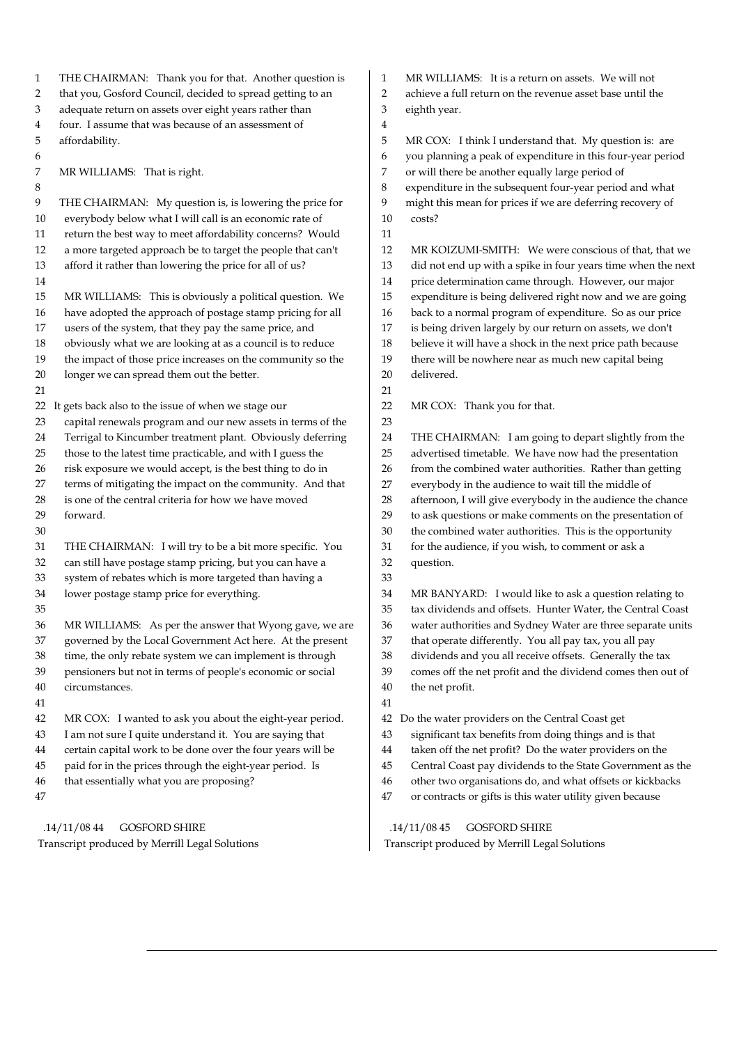THE CHAIRMAN: Thank you for that. Another question is that you, Gosford Council, decided to spread getting to an adequate return on assets over eight years rather than four. I assume that was because of an assessment of affordability.

MR WILLIAMS: That is right.

THE CHAIRMAN: My question is, is lowering the price for everybody below what I will call is an economic rate of return the best way to meet affordability concerns? Would a more targeted approach be to target the people that can't afford it rather than lowering the price for all of us?

MR WILLIAMS: This is obviously a political question. We have adopted the approach of postage stamp pricing for all users of the system, that they pay the same price, and obviously what we are looking at as a council is to reduce the impact of those price increases on the community so the longer we can spread them out the better.

It gets back also to the issue of when we stage our capital renewals program and our new assets in terms of the Terrigal to Kincumber treatment plant. Obviously deferring those to the latest time practicable, and with I guess the risk exposure we would accept, is the best thing to do in terms of mitigating the impact on the community. And that is one of the central criteria for how we have moved forward.

THE CHAIRMAN: I will try to be a bit more specific. You can still have postage stamp pricing, but you can have a system of rebates which is more targeted than having a lower postage stamp price for everything.

MR WILLIAMS: As per the answer that Wyong gave, we are governed by the Local Government Act here. At the present time, the only rebate system we can implement is through pensioners but not in terms of people's economic or social circumstances.

MR COX: I wanted to ask you about the eight-year period. I am not sure I quite understand it. You are saying that certain capital work to be done over the four years will be paid for in the prices through the eight-year period. Is that essentially what you are proposing?

MR WILLIAMS: It is a return on assets. We will not achieve a full return on the revenue asset base until the eighth year.

MR COX: I think I understand that. My question is: are you planning a peak of expenditure in this four-year period or will there be another equally large period of expenditure in the subsequent four-year period and what might this mean for prices if we are deferring recovery of costs?

MR KOIZUMI-SMITH: We were conscious of that, that we did not end up with a spike in four years time when the next price determination came through. However, our major expenditure is being delivered right now and we are going back to a normal program of expenditure. So as our price is being driven largely by our return on assets, we don't believe it will have a shock in the next price path because there will be nowhere near as much new capital being delivered.

MR COX: Thank you for that.

THE CHAIRMAN: I am going to depart slightly from the advertised timetable. We have now had the presentation from the combined water authorities. Rather than getting everybody in the audience to wait till the middle of afternoon, I will give everybody in the audience the chance to ask questions or make comments on the presentation of the combined water authorities. This is the opportunity for the audience, if you wish, to comment or ask a question.

MR BANYARD: I would like to ask a question relating to tax dividends and offsets. Hunter Water, the Central Coast water authorities and Sydney Water are three separate units that operate differently. You all pay tax, you all pay dividends and you all receive offsets. Generally the tax comes off the net profit and the dividend comes then out of the net profit.

Do the water providers on the Central Coast get significant tax benefits from doing things and is that taken off the net profit? Do the water providers on the Central Coast pay dividends to the State Government as the other two organisations do, and what offsets or kickbacks or contracts or gifts is this water utility given because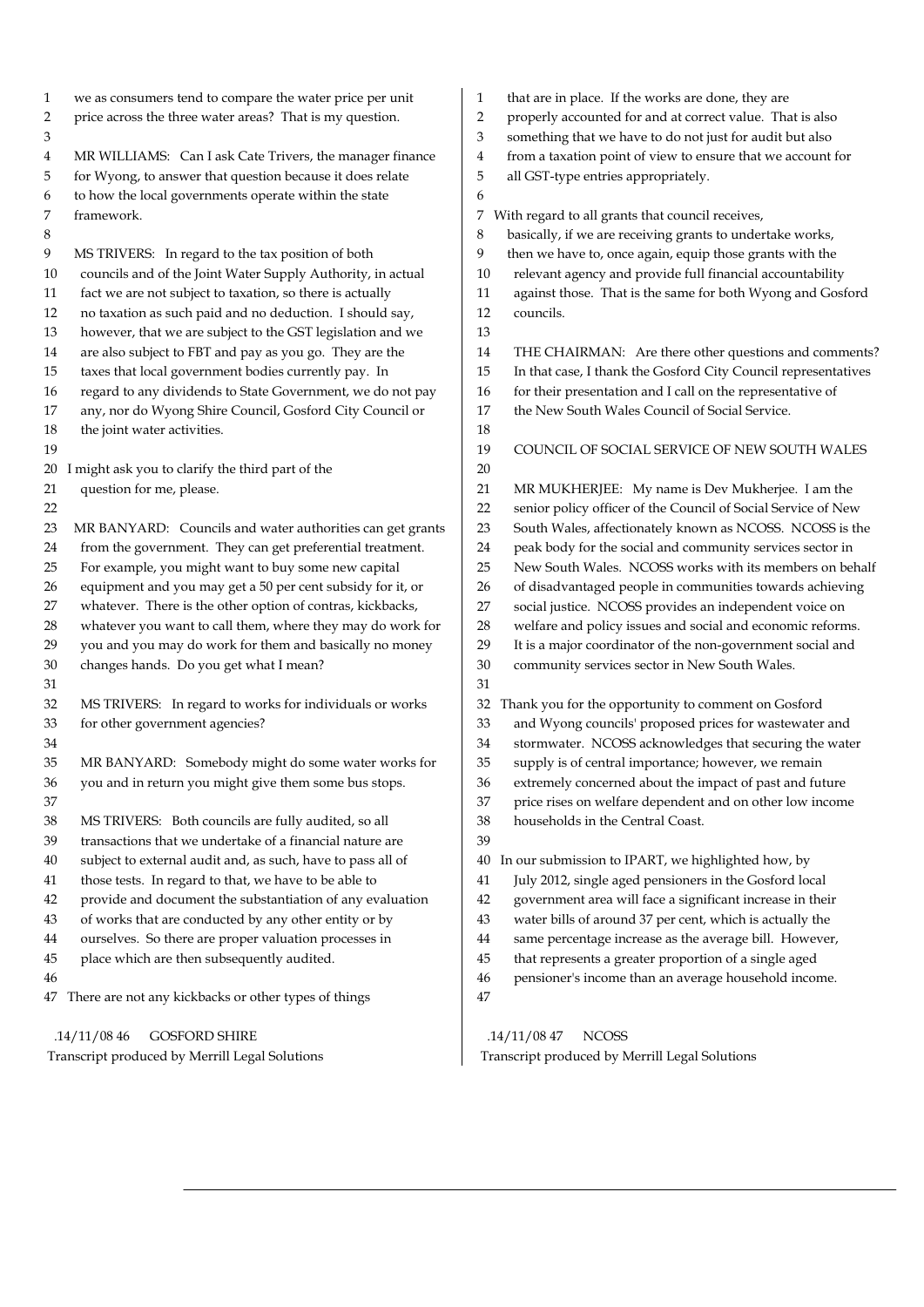we as consumers tend to compare the water price per unit price across the three water areas? That is my question.

MR WILLIAMS: Can I ask Cate Trivers, the manager finance for Wyong, to answer that question because it does relate to how the local governments operate within the state framework.

MS TRIVERS: In regard to the tax position of both councils and of the Joint Water Supply Authority, in actual fact we are not subject to taxation, so there is actually no taxation as such paid and no deduction. I should say, however, that we are subject to the GST legislation and we are also subject to FBT and pay as you go. They are the taxes that local government bodies currently pay. In regard to any dividends to State Government, we do not pay any, nor do Wyong Shire Council, Gosford City Council or the joint water activities.

I might ask you to clarify the third part of the question for me, please.

MR BANYARD: Councils and water authorities can get grants from the government. They can get preferential treatment. For example, you might want to buy some new capital equipment and you may get a 50 per cent subsidy for it, or whatever. There is the other option of contras, kickbacks, whatever you want to call them, where they may do work for you and you may do work for them and basically no money changes hands. Do you get what I mean?

MS TRIVERS: In regard to works for individuals or works for other government agencies?

MR BANYARD: Somebody might do some water works for you and in return you might give them some bus stops.

MS TRIVERS: Both councils are fully audited, so all transactions that we undertake of a financial nature are subject to external audit and, as such, have to pass all of those tests. In regard to that, we have to be able to provide and document the substantiation of any evaluation of works that are conducted by any other entity or by ourselves. So there are proper valuation processes in place which are then subsequently audited.

There are not any kickbacks or other types of things that are in place. If the works are done, they are properly accounted for and at correct value. That is also something that we have to do not just for audit but also from a taxation point of view to ensure that we account for all GST-type entries appropriately.

With regard to all grants that council receives, basically, if we are receiving grants to undertake works, then we have to, once again, equip those grants with the relevant agency and provide full financial accountability against those. That is the same for both Wyong and Gosford councils.

THE CHAIRMAN: Are there other questions and comments? In that case, I thank the Gosford City Council representatives for their presentation and I call on the representative of the New South Wales Council of Social Service.

## COUNCIL OF SOCIAL SERVICE OF NEW SOUTH WALES

MR MUKHERJEE: My name is Dev Mukherjee. I am the senior policy officer of the Council of Social Service of New South Wales, affectionately known as NCOSS. NCOSS is the peak body for the social and community services sector in New South Wales. NCOSS works with its members on behalf of disadvantaged people in communities towards achieving social justice. NCOSS provides an independent voice on welfare and policy issues and social and economic reforms. It is a major coordinator of the non-government social and community services sector in New South Wales.

Thank you for the opportunity to comment on Gosford and Wyong councils' proposed prices for wastewater and stormwater. NCOSS acknowledges that securing the water supply is of central importance; however, we remain extremely concerned about the impact of past and future price rises on welfare dependent and on other low income households in the Central Coast.

In our submission to IPART, we highlighted how, by July 2012, single aged pensioners in the Gosford local government area will face a significant increase in their water bills of around 37 per cent, which is actually the same percentage increase as the average bill. However, that represents a greater proportion of a single aged pensioner's income than an average household income.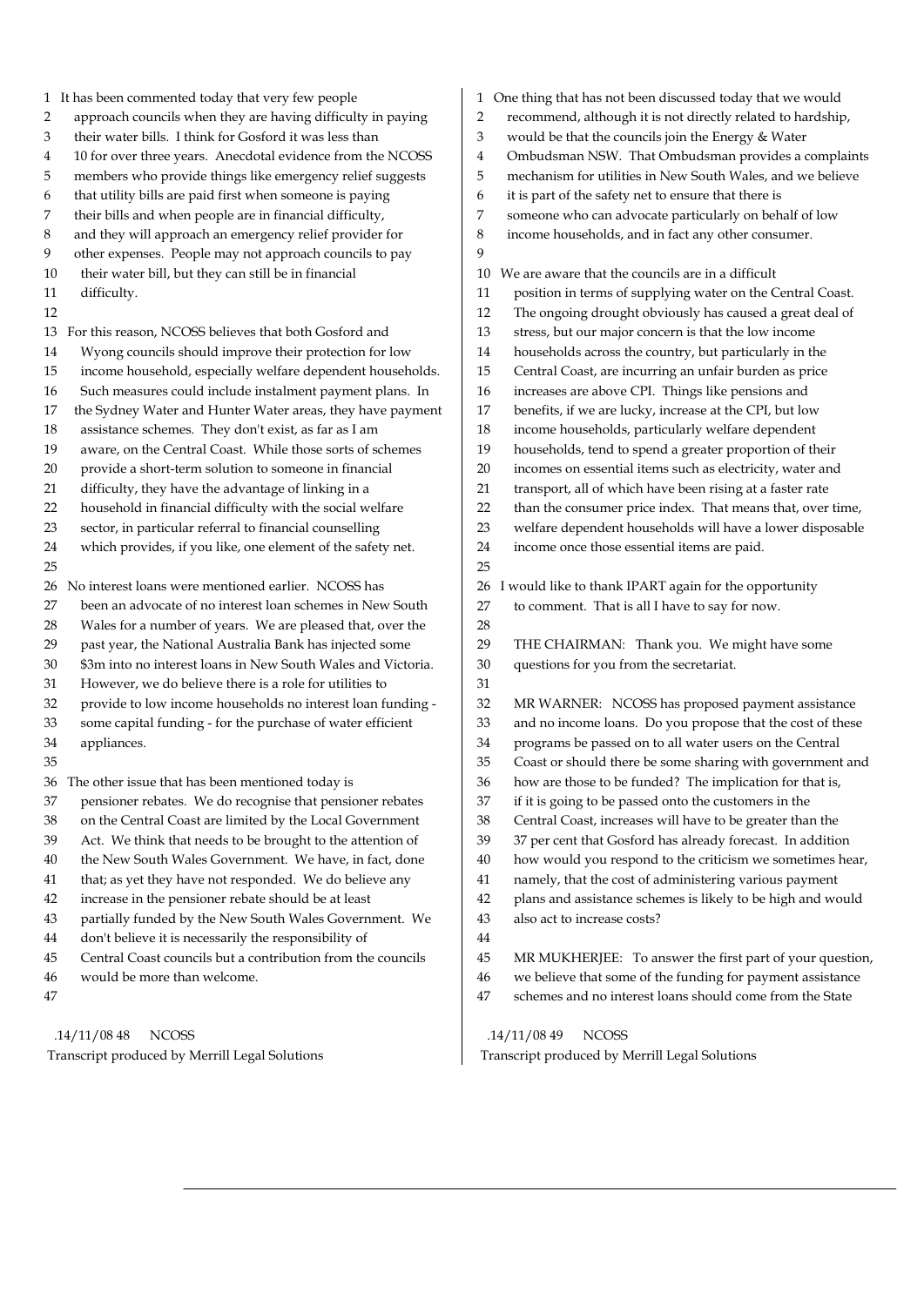It has been commented today that very few people approach councils when they are having difficulty in paying their water bills. I think for Gosford it was less than 10 for over three years. Anecdotal evidence from the NCOSS members who provide things like emergency relief suggests that utility bills are paid first when someone is paying their bills and when people are in financial difficulty, and they will approach an emergency relief provider for other expenses. People may not approach councils to pay their water bill, but they can still be in financial difficulty.

For this reason, NCOSS believes that both Gosford and Wyong councils should improve their protection for low income household, especially welfare dependent households. Such measures could include instalment payment plans. In the Sydney Water and Hunter Water areas, they have payment assistance schemes. They don't exist, as far as I am aware, on the Central Coast. While those sorts of schemes provide a short-term solution to someone in financial difficulty, they have the advantage of linking in a household in financial difficulty with the social welfare sector, in particular referral to financial counselling which provides, if you like, one element of the safety net.

No interest loans were mentioned earlier. NCOSS has been an advocate of no interest loan schemes in New South Wales for a number of years. We are pleased that, over the past year, the National Australia Bank has injected some $3m into no interest loans in New South Wales and Victoria. However, we do believe there is a role for utilities to provide to low income households no interest loan funding - some capital funding - for the purchase of water efficient appliances.

The other issue that has been mentioned today is pensioner rebates. We do recognise that pensioner rebates on the Central Coast are limited by the Local Government Act. We think that needs to be brought to the attention of the New South Wales Government. We have, in fact, done that; as yet they have not responded. We do believe any increase in the pensioner rebate should be at least partially funded by the New South Wales Government. We don't believe it is necessarily the responsibility of Central Coast councils but a contribution from the councils would be more than welcome.

One thing that has not been discussed today that we would recommend, although it is not directly related to hardship, would be that the councils join the Energy & Water Ombudsman NSW. That Ombudsman provides a complaints mechanism for utilities in New South Wales, and we believe it is part of the safety net to ensure that there is someone who can advocate particularly on behalf of low income households, and in fact any other consumer.

We are aware that the councils are in a difficult position in terms of supplying water on the Central Coast. The ongoing drought obviously has caused a great deal of stress, but our major concern is that the low income households across the country, but particularly in the Central Coast, are incurring an unfair burden as price increases are above CPI. Things like pensions and benefits, if we are lucky, increase at the CPI, but low income households, particularly welfare dependent households, tend to spend a greater proportion of their incomes on essential items such as electricity, water and transport, all of which have been rising at a faster rate than the consumer price index. That means that, over time, welfare dependent households will have a lower disposable income once those essential items are paid.

I would like to thank IPART again for the opportunity to comment. That is all I have to say for now.

THE CHAIRMAN: Thank you. We might have some questions for you from the secretariat.

MR WARNER: NCOSS has proposed payment assistance and no income loans. Do you propose that the cost of these programs be passed on to all water users on the Central Coast or should there be some sharing with government and how are those to be funded? The implication for that is, if it is going to be passed onto the customers in the Central Coast, increases will have to be greater than the 37 per cent that Gosford has already forecast. In addition how would you respond to the criticism we sometimes hear, namely, that the cost of administering various payment plans and assistance schemes is likely to be high and would also act to increase costs?

MR MUKHERJEE: To answer the first part of your question, we believe that some of the funding for payment assistance schemes and no interest loans should come from the State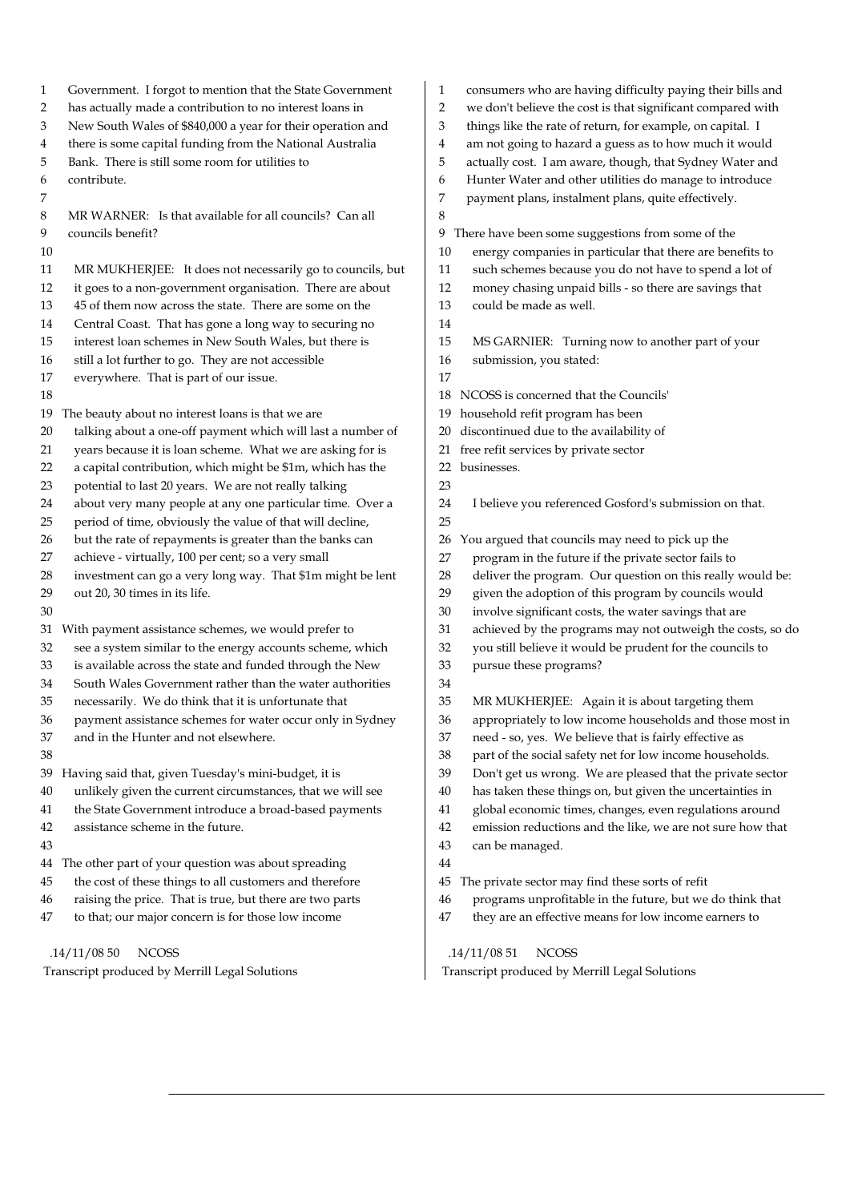Government. I forgot to mention that the State Government has actually made a contribution to no interest loans in New South Wales of $840,000 a year for their operation and there is some capital funding from the National Australia Bank. There is still some room for utilities to contribute.

MR WARNER: Is that available for all councils? Can all councils benefit?

MR MUKHERJEE: It does not necessarily go to councils, but it goes to a non-government organisation. There are about 45 of them now across the state. There are some on the Central Coast. That has gone a long way to securing no interest loan schemes in New South Wales, but there is still a lot further to go. They are not accessible everywhere. That is part of our issue.

The beauty about no interest loans is that we are talking about a one-off payment which will last a number of years because it is loan scheme. What we are asking for is a capital contribution, which might be $1m, which has the potential to last 20 years. We are not really talking about very many people at any one particular time. Over a period of time, obviously the value of that will decline, but the rate of repayments is greater than the banks can achieve - virtually, 100 per cent; so a very small investment can go a very long way. That $1m might be lent out 20, 30 times in its life.

With payment assistance schemes, we would prefer to see a system similar to the energy accounts scheme, which is available across the state and funded through the New South Wales Government rather than the water authorities necessarily. We do think that it is unfortunate that payment assistance schemes for water occur only in Sydney and in the Hunter and not elsewhere.

Having said that, given Tuesday's mini-budget, it is unlikely given the current circumstances, that we will see the State Government introduce a broad-based payments assistance scheme in the future.

The other part of your question was about spreading the cost of these things to all customers and therefore raising the price. That is true, but there are two parts to that; our major concern is for those low income consumers who are having difficulty paying their bills and we don't believe the cost is that significant compared with things like the rate of return, for example, on capital. I am not going to hazard a guess as to how much it would actually cost. I am aware, though, that Sydney Water and Hunter Water and other utilities do manage to introduce payment plans, instalment plans, quite effectively.

There have been some suggestions from some of the energy companies in particular that there are benefits to such schemes because you do not have to spend a lot of money chasing unpaid bills - so there are savings that could be made as well.

MS GARNIER: Turning now to another part of your submission, you stated:

> NCOSS is concerned that the Councils' household refit program has been discontinued due to the availability of free refit services by private sector businesses.

I believe you referenced Gosford's submission on that.

You argued that councils may need to pick up the program in the future if the private sector fails to deliver the program. Our question on this really would be: given the adoption of this program by councils would involve significant costs, the water savings that are achieved by the programs may not outweigh the costs, so do you still believe it would be prudent for the councils to pursue these programs?

MR MUKHERJEE: Again it is about targeting them appropriately to low income households and those most in need - so, yes. We believe that is fairly effective as part of the social safety net for low income households. Don't get us wrong. We are pleased that the private sector has taken these things on, but given the uncertainties in global economic times, changes, even regulations around emission reductions and the like, we are not sure how that can be managed.

The private sector may find these sorts of refit programs unprofitable in the future, but we do think that they are an effective means for low income earners to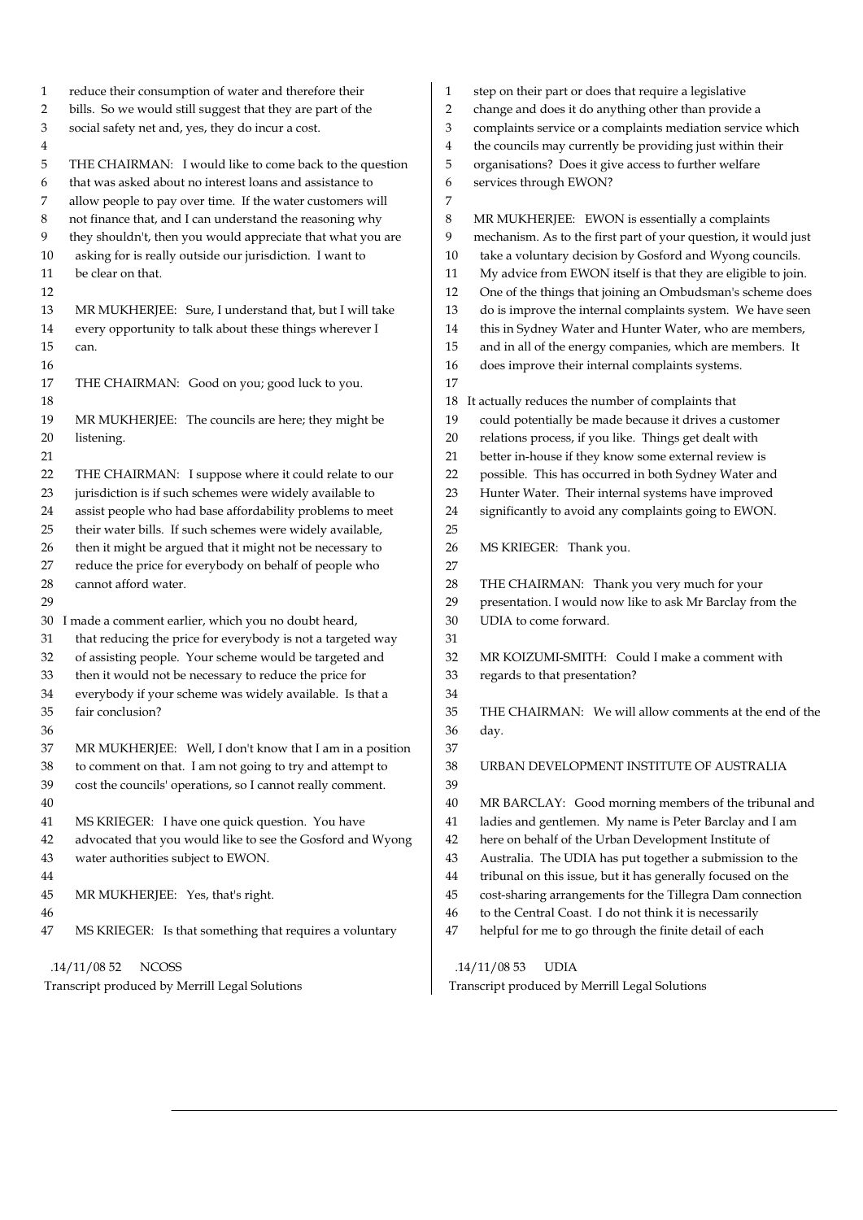reduce their consumption of water and therefore their bills. So we would still suggest that they are part of the social safety net and, yes, they do incur a cost.

THE CHAIRMAN: I would like to come back to the question that was asked about no interest loans and assistance to allow people to pay over time. If the water customers will not finance that, and I can understand the reasoning why they shouldn't, then you would appreciate that what you are asking for is really outside our jurisdiction. I want to be clear on that.

MR MUKHERJEE: Sure, I understand that, but I will take every opportunity to talk about these things wherever I can.

THE CHAIRMAN: Good on you; good luck to you.

MR MUKHERJEE: The councils are here; they might be listening.

THE CHAIRMAN: I suppose where it could relate to our jurisdiction is if such schemes were widely available to assist people who had base affordability problems to meet their water bills. If such schemes were widely available, then it might be argued that it might not be necessary to reduce the price for everybody on behalf of people who cannot afford water.

I made a comment earlier, which you no doubt heard, that reducing the price for everybody is not a targeted way of assisting people. Your scheme would be targeted and then it would not be necessary to reduce the price for everybody if your scheme was widely available. Is that a fair conclusion?

MR MUKHERJEE: Well, I don't know that I am in a position to comment on that. I am not going to try and attempt to cost the councils' operations, so I cannot really comment.

MS KRIEGER: I have one quick question. You have advocated that you would like to see the Gosford and Wyong water authorities subject to EWON.

MR MUKHERJEE: Yes, that's right.

MS KRIEGER: Is that something that requires a voluntary step on their part or does that require a legislative change and does it do anything other than provide a complaints service or a complaints mediation service which the councils may currently be providing just within their organisations? Does it give access to further welfare services through EWON?

MR MUKHERJEE: EWON is essentially a complaints mechanism. As to the first part of your question, it would just take a voluntary decision by Gosford and Wyong councils. My advice from EWON itself is that they are eligible to join. One of the things that joining an Ombudsman's scheme does do is improve the internal complaints system. We have seen this in Sydney Water and Hunter Water, who are members, and in all of the energy companies, which are members. It does improve their internal complaints systems.

It actually reduces the number of complaints that could potentially be made because it drives a customer relations process, if you like. Things get dealt with better in-house if they know some external review is possible. This has occurred in both Sydney Water and Hunter Water. Their internal systems have improved significantly to avoid any complaints going to EWON.

MS KRIEGER: Thank you.

THE CHAIRMAN: Thank you very much for your presentation. I would now like to ask Mr Barclay from the UDIA to come forward.

MR KOIZUMI-SMITH: Could I make a comment with regards to that presentation?

THE CHAIRMAN: We will allow comments at the end of the day.

## URBAN DEVELOPMENT INSTITUTE OF AUSTRALIA

MR BARCLAY: Good morning members of the tribunal and ladies and gentlemen. My name is Peter Barclay and I am here on behalf of the Urban Development Institute of Australia. The UDIA has put together a submission to the tribunal on this issue, but it has generally focused on the cost-sharing arrangements for the Tillegra Dam connection to the Central Coast. I do not think it is necessarily helpful for me to go through the finite detail of each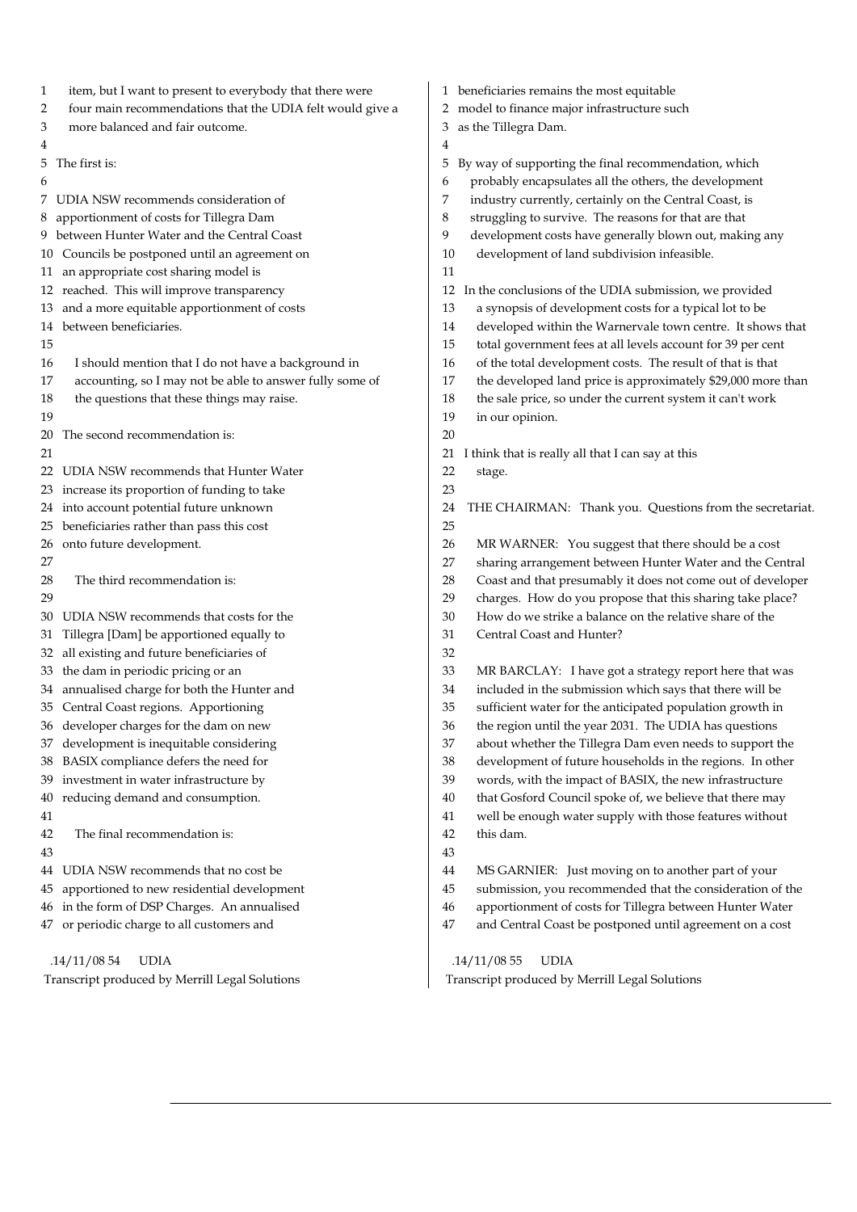item, but I want to present to everybody that there were four main recommendations that the UDIA felt would give a more balanced and fair outcome.

The first is:

UDIA NSW recommends consideration of apportionment of costs for Tillegra Dam between Hunter Water and the Central Coast Councils be postponed until an agreement on an appropriate cost sharing model is reached. This will improve transparency and a more equitable apportionment of costs between beneficiaries.

I should mention that I do not have a background in accounting, so I may not be able to answer fully some of the questions that these things may raise.

The second recommendation is:

UDIA NSW recommends that Hunter Water increase its proportion of funding to take into account potential future unknown beneficiaries rather than pass this cost onto future development.

The third recommendation is:

UDIA NSW recommends that costs for the Tillegra [Dam] be apportioned equally to all existing and future beneficiaries of the dam in periodic pricing or an annualised charge for both the Hunter and Central Coast regions. Apportioning developer charges for the dam on new development is inequitable considering BASIX compliance defers the need for investment in water infrastructure by reducing demand and consumption.

The final recommendation is:

UDIA NSW recommends that no cost be apportioned to new residential development in the form of DSP Charges. An annualised or periodic charge to all customers and beneficiaries remains the most equitable model to finance major infrastructure such as the Tillegra Dam.

By way of supporting the final recommendation, which probably encapsulates all the others, the development industry currently, certainly on the Central Coast, is struggling to survive. The reasons for that are that development costs have generally blown out, making any development of land subdivision infeasible.

In the conclusions of the UDIA submission, we provided a synopsis of development costs for a typical lot to be developed within the Warnervale town centre. It shows that total government fees at all levels account for 39 per cent of the total development costs. The result of that is that the developed land price is approximately $29,000 more than the sale price, so under the current system it can't work in our opinion.

I think that is really all that I can say at this stage.

THE CHAIRMAN: Thank you. Questions from the secretariat.

MR WARNER: You suggest that there should be a cost sharing arrangement between Hunter Water and the Central Coast and that presumably it does not come out of developer charges. How do you propose that this sharing take place? How do we strike a balance on the relative share of the Central Coast and Hunter?

MR BARCLAY: I have got a strategy report here that was included in the submission which says that there will be sufficient water for the anticipated population growth in the region until the year 2031. The UDIA has questions about whether the Tillegra Dam even needs to support the development of future households in the regions. In other words, with the impact of BASIX, the new infrastructure that Gosford Council spoke of, we believe that there may well be enough water supply with those features without this dam.

MS GARNIER: Just moving on to another part of your submission, you recommended that the consideration of the apportionment of costs for Tillegra between Hunter Water and Central Coast be postponed until agreement on a cost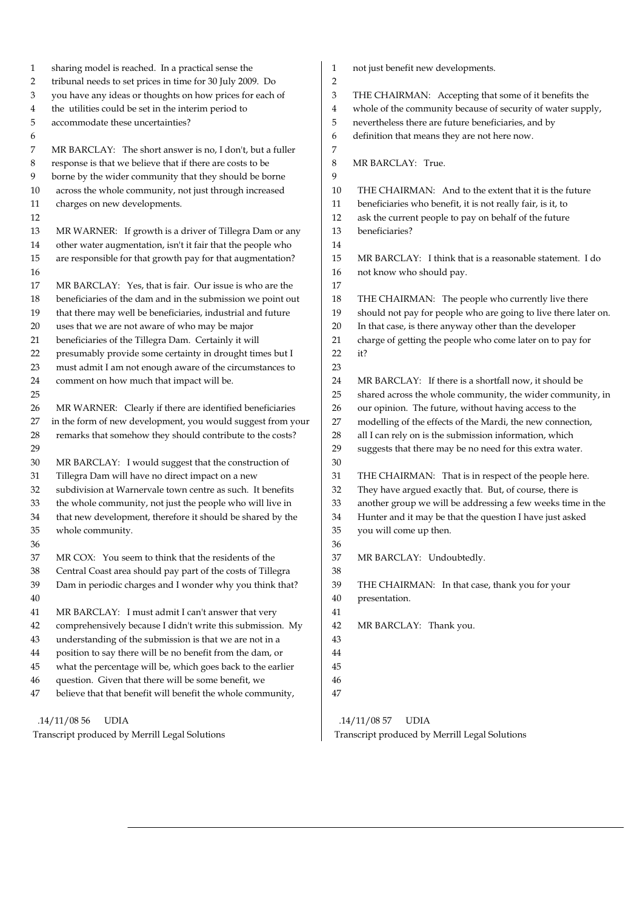sharing model is reached. In a practical sense the tribunal needs to set prices in time for 30 July 2009. Do you have any ideas or thoughts on how prices for each of the utilities could be set in the interim period to accommodate these uncertainties?

MR BARCLAY: The short answer is no, I don't, but a fuller response is that we believe that if there are costs to be borne by the wider community that they should be borne across the whole community, not just through increased charges on new developments.

MR WARNER: If growth is a driver of Tillegra Dam or any other water augmentation, isn't it fair that the people who are responsible for that growth pay for that augmentation?

MR BARCLAY: Yes, that is fair. Our issue is who are the beneficiaries of the dam and in the submission we point out that there may well be beneficiaries, industrial and future uses that we are not aware of who may be major beneficiaries of the Tillegra Dam. Certainly it will presumably provide some certainty in drought times but I must admit I am not enough aware of the circumstances to comment on how much that impact will be.

MR WARNER: Clearly if there are identified beneficiaries in the form of new development, you would suggest from your remarks that somehow they should contribute to the costs?

MR BARCLAY: I would suggest that the construction of Tillegra Dam will have no direct impact on a new subdivision at Warnervale town centre as such. It benefits the whole community, not just the people who will live in that new development, therefore it should be shared by the whole community.

MR COX: You seem to think that the residents of the Central Coast area should pay part of the costs of Tillegra Dam in periodic charges and I wonder why you think that?

MR BARCLAY: I must admit I can't answer that very comprehensively because I didn't write this submission. My understanding of the submission is that we are not in a position to say there will be no benefit from the dam, or what the percentage will be, which goes back to the earlier question. Given that there will be some benefit, we believe that that benefit will benefit the whole community, not just benefit new developments.

THE CHAIRMAN: Accepting that some of it benefits the whole of the community because of security of water supply, nevertheless there are future beneficiaries, and by definition that means they are not here now.

MR BARCLAY: True.

THE CHAIRMAN: And to the extent that it is the future beneficiaries who benefit, it is not really fair, is it, to ask the current people to pay on behalf of the future beneficiaries?

MR BARCLAY: I think that is a reasonable statement. I do not know who should pay.

THE CHAIRMAN: The people who currently live there should not pay for people who are going to live there later on. In that case, is there anyway other than the developer charge of getting the people who come later on to pay for it?

MR BARCLAY: If there is a shortfall now, it should be shared across the whole community, the wider community, in our opinion. The future, without having access to the modelling of the effects of the Mardi, the new connection, all I can rely on is the submission information, which suggests that there may be no need for this extra water.

THE CHAIRMAN: That is in respect of the people here. They have argued exactly that. But, of course, there is another group we will be addressing a few weeks time in the Hunter and it may be that the question I have just asked you will come up then.

MR BARCLAY: Undoubtedly.

THE CHAIRMAN: In that case, thank you for your presentation.

MR BARCLAY: Thank you.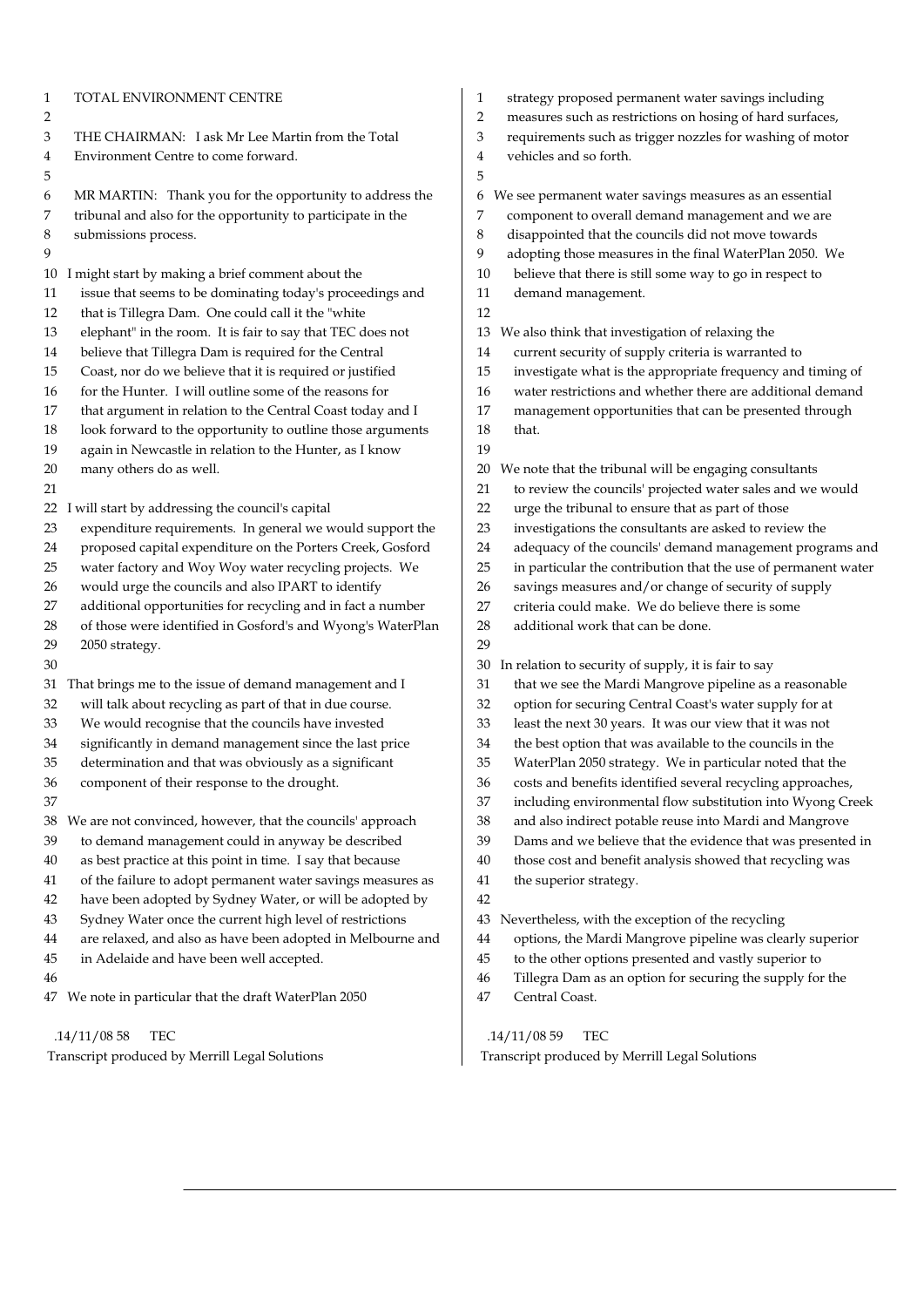TOTAL ENVIRONMENT CENTRE

THE CHAIRMAN: I ask Mr Lee Martin from the Total Environment Centre to come forward.

MR MARTIN: Thank you for the opportunity to address the tribunal and also for the opportunity to participate in the submissions process.

I might start by making a brief comment about the issue that seems to be dominating today's proceedings and that is Tillegra Dam. One could call it the "white elephant" in the room. It is fair to say that TEC does not believe that Tillegra Dam is required for the Central Coast, nor do we believe that it is required or justified for the Hunter. I will outline some of the reasons for that argument in relation to the Central Coast today and I look forward to the opportunity to outline those arguments again in Newcastle in relation to the Hunter, as I know many others do as well.

I will start by addressing the council's capital expenditure requirements. In general we would support the proposed capital expenditure on the Porters Creek, Gosford water factory and Woy Woy water recycling projects. We would urge the councils and also IPART to identify additional opportunities for recycling and in fact a number of those were identified in Gosford's and Wyong's WaterPlan 2050 strategy.

That brings me to the issue of demand management and I will talk about recycling as part of that in due course. We would recognise that the councils have invested significantly in demand management since the last price determination and that was obviously as a significant component of their response to the drought.

We are not convinced, however, that the councils' approach to demand management could in anyway be described as best practice at this point in time. I say that because of the failure to adopt permanent water savings measures as have been adopted by Sydney Water, or will be adopted by Sydney Water once the current high level of restrictions are relaxed, and also as have been adopted in Melbourne and in Adelaide and have been well accepted.

We note in particular that the draft WaterPlan 2050 strategy proposed permanent water savings including measures such as restrictions on hosing of hard surfaces, requirements such as trigger nozzles for washing of motor vehicles and so forth.

We see permanent water savings measures as an essential component to overall demand management and we are disappointed that the councils did not move towards adopting those measures in the final WaterPlan 2050. We believe that there is still some way to go in respect to demand management.

We also think that investigation of relaxing the current security of supply criteria is warranted to investigate what is the appropriate frequency and timing of water restrictions and whether there are additional demand management opportunities that can be presented through that.

We note that the tribunal will be engaging consultants to review the councils' projected water sales and we would urge the tribunal to ensure that as part of those investigations the consultants are asked to review the adequacy of the councils' demand management programs and in particular the contribution that the use of permanent water savings measures and/or change of security of supply criteria could make. We do believe there is some additional work that can be done.

In relation to security of supply, it is fair to say that we see the Mardi Mangrove pipeline as a reasonable option for securing Central Coast's water supply for at least the next 30 years. It was our view that it was not the best option that was available to the councils in the WaterPlan 2050 strategy. We in particular noted that the costs and benefits identified several recycling approaches, including environmental flow substitution into Wyong Creek and also indirect potable reuse into Mardi and Mangrove Dams and we believe that the evidence that was presented in those cost and benefit analysis showed that recycling was the superior strategy.

Nevertheless, with the exception of the recycling options, the Mardi Mangrove pipeline was clearly superior to the other options presented and vastly superior to Tillegra Dam as an option for securing the supply for the Central Coast.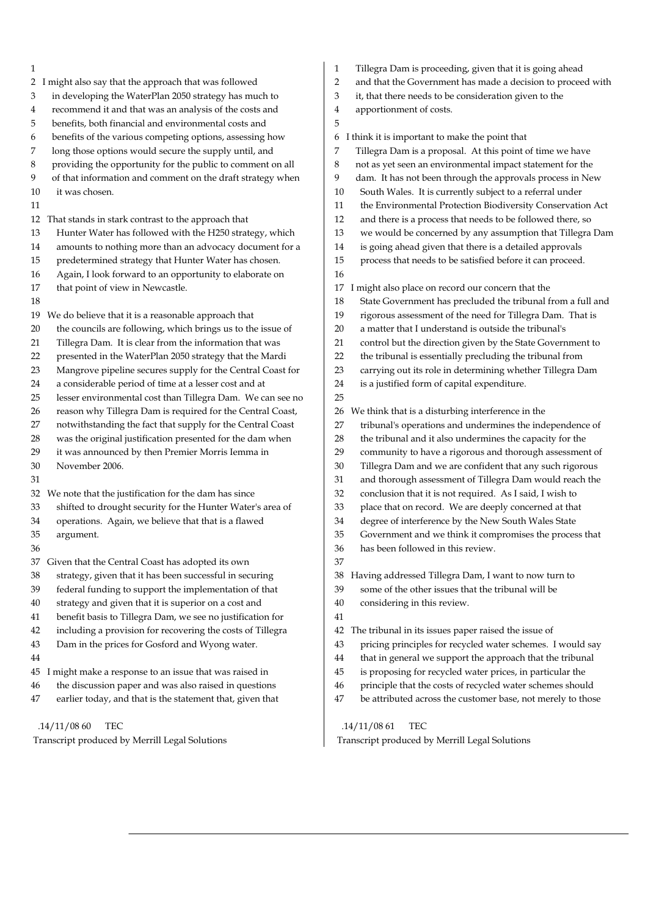I might also say that the approach that was followed in developing the WaterPlan 2050 strategy has much to recommend it and that was an analysis of the costs and benefits, both financial and environmental costs and benefits of the various competing options, assessing how long those options would secure the supply until, and providing the opportunity for the public to comment on all of that information and comment on the draft strategy when it was chosen.

That stands in stark contrast to the approach that Hunter Water has followed with the H250 strategy, which amounts to nothing more than an advocacy document for a predetermined strategy that Hunter Water has chosen. Again, I look forward to an opportunity to elaborate on that point of view in Newcastle.

We do believe that it is a reasonable approach that the councils are following, which brings us to the issue of Tillegra Dam. It is clear from the information that was presented in the WaterPlan 2050 strategy that the Mardi Mangrove pipeline secures supply for the Central Coast for a considerable period of time at a lesser cost and at lesser environmental cost than Tillegra Dam. We can see no reason why Tillegra Dam is required for the Central Coast, notwithstanding the fact that supply for the Central Coast was the original justification presented for the dam when it was announced by then Premier Morris Iemma in November 2006.

We note that the justification for the dam has since shifted to drought security for the Hunter Water's area of operations. Again, we believe that that is a flawed argument.

Given that the Central Coast has adopted its own strategy, given that it has been successful in securing federal funding to support the implementation of that strategy and given that it is superior on a cost and benefit basis to Tillegra Dam, we see no justification for including a provision for recovering the costs of Tillegra Dam in the prices for Gosford and Wyong water.

I might make a response to an issue that was raised in the discussion paper and was also raised in questions earlier today, and that is the statement that, given that Tillegra Dam is proceeding, given that it is going ahead and that the Government has made a decision to proceed with it, that there needs to be consideration given to the apportionment of costs.

I think it is important to make the point that Tillegra Dam is a proposal. At this point of time we have not as yet seen an environmental impact statement for the dam. It has not been through the approvals process in New South Wales. It is currently subject to a referral under the Environmental Protection Biodiversity Conservation Act and there is a process that needs to be followed there, so we would be concerned by any assumption that Tillegra Dam is going ahead given that there is a detailed approvals process that needs to be satisfied before it can proceed.

I might also place on record our concern that the State Government has precluded the tribunal from a full and rigorous assessment of the need for Tillegra Dam. That is a matter that I understand is outside the tribunal's control but the direction given by the State Government to the tribunal is essentially precluding the tribunal from carrying out its role in determining whether Tillegra Dam is a justified form of capital expenditure.

We think that is a disturbing interference in the tribunal's operations and undermines the independence of the tribunal and it also undermines the capacity for the community to have a rigorous and thorough assessment of Tillegra Dam and we are confident that any such rigorous and thorough assessment of Tillegra Dam would reach the conclusion that it is not required. As I said, I wish to place that on record. We are deeply concerned at that degree of interference by the New South Wales State Government and we think it compromises the process that has been followed in this review.

Having addressed Tillegra Dam, I want to now turn to some of the other issues that the tribunal will be considering in this review.

The tribunal in its issues paper raised the issue of pricing principles for recycled water schemes. I would say that in general we support the approach that the tribunal is proposing for recycled water prices, in particular the principle that the costs of recycled water schemes should be attributed across the customer base, not merely to those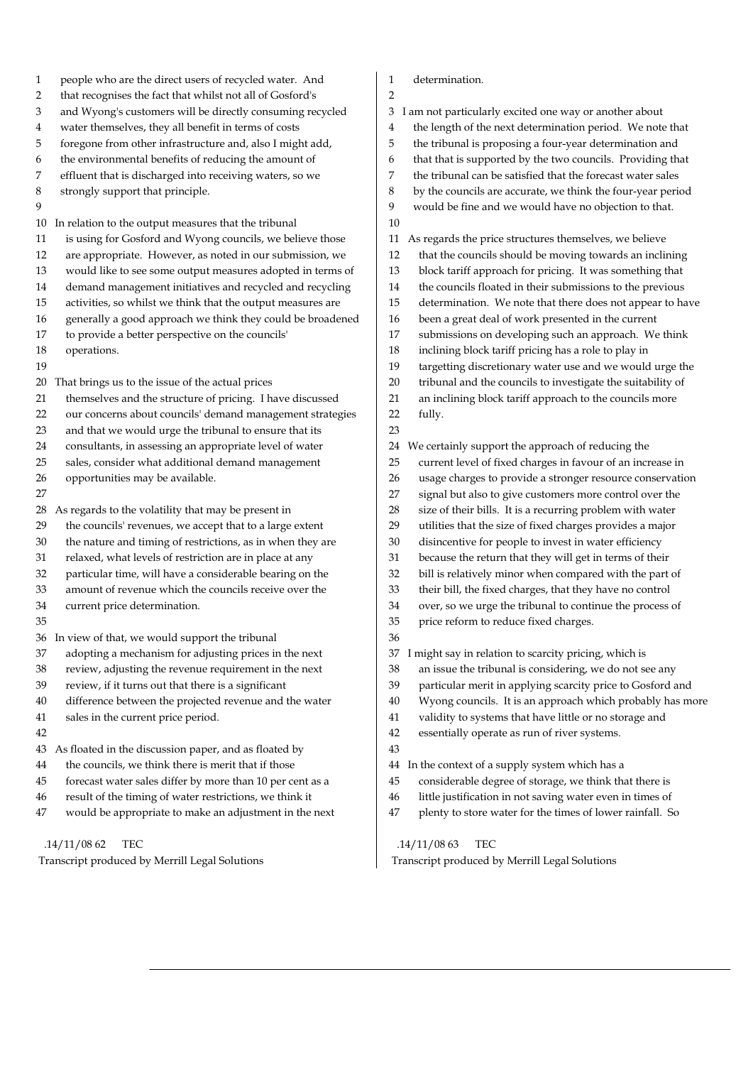people who are the direct users of recycled water. And that recognises the fact that whilst not all of Gosford's and Wyong's customers will be directly consuming recycled water themselves, they all benefit in terms of costs foregone from other infrastructure and, also I might add, the environmental benefits of reducing the amount of effluent that is discharged into receiving waters, so we strongly support that principle.

In relation to the output measures that the tribunal is using for Gosford and Wyong councils, we believe those are appropriate. However, as noted in our submission, we would like to see some output measures adopted in terms of demand management initiatives and recycled and recycling activities, so whilst we think that the output measures are generally a good approach we think they could be broadened to provide a better perspective on the councils' operations.

That brings us to the issue of the actual prices themselves and the structure of pricing. I have discussed our concerns about councils' demand management strategies and that we would urge the tribunal to ensure that its consultants, in assessing an appropriate level of water sales, consider what additional demand management opportunities may be available.

As regards to the volatility that may be present in the councils' revenues, we accept that to a large extent the nature and timing of restrictions, as in when they are relaxed, what levels of restriction are in place at any particular time, will have a considerable bearing on the amount of revenue which the councils receive over the current price determination.

In view of that, we would support the tribunal adopting a mechanism for adjusting prices in the next review, adjusting the revenue requirement in the next review, if it turns out that there is a significant difference between the projected revenue and the water sales in the current price period.

As floated in the discussion paper, and as floated by the councils, we think there is merit that if those forecast water sales differ by more than 10 per cent as a result of the timing of water restrictions, we think it would be appropriate to make an adjustment in the next determination.

I am not particularly excited one way or another about the length of the next determination period. We note that the tribunal is proposing a four-year determination and that that is supported by the two councils. Providing that the tribunal can be satisfied that the forecast water sales by the councils are accurate, we think the four-year period would be fine and we would have no objection to that.

As regards the price structures themselves, we believe that the councils should be moving towards an inclining block tariff approach for pricing. It was something that the councils floated in their submissions to the previous determination. We note that there does not appear to have been a great deal of work presented in the current submissions on developing such an approach. We think inclining block tariff pricing has a role to play in targetting discretionary water use and we would urge the tribunal and the councils to investigate the suitability of an inclining block tariff approach to the councils more fully.

We certainly support the approach of reducing the current level of fixed charges in favour of an increase in usage charges to provide a stronger resource conservation signal but also to give customers more control over the size of their bills. It is a recurring problem with water utilities that the size of fixed charges provides a major disincentive for people to invest in water efficiency because the return that they will get in terms of their bill is relatively minor when compared with the part of their bill, the fixed charges, that they have no control over, so we urge the tribunal to continue the process of price reform to reduce fixed charges.

I might say in relation to scarcity pricing, which is an issue the tribunal is considering, we do not see any particular merit in applying scarcity price to Gosford and Wyong councils. It is an approach which probably has more validity to systems that have little or no storage and essentially operate as run of river systems.

In the context of a supply system which has a considerable degree of storage, we think that there is little justification in not saving water even in times of plenty to store water for the times of lower rainfall. So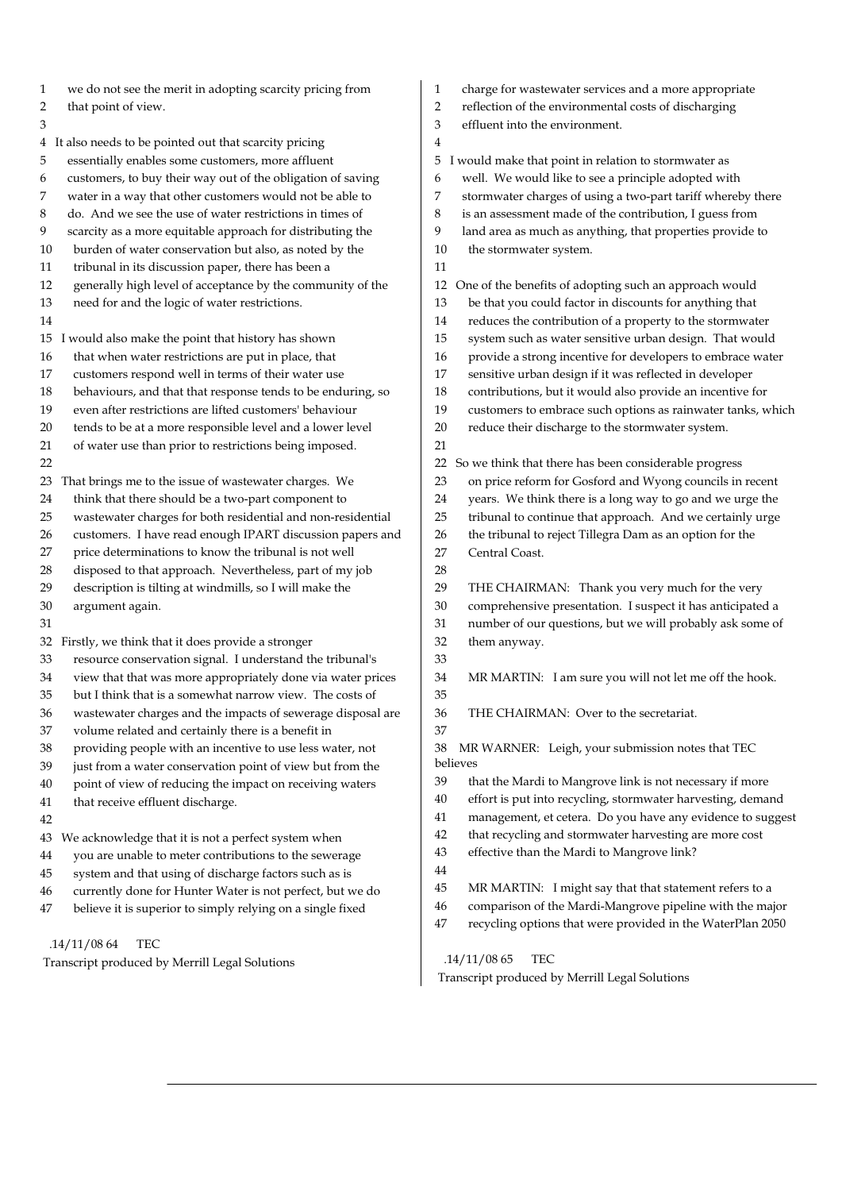we do not see the merit in adopting scarcity pricing from that point of view.

It also needs to be pointed out that scarcity pricing essentially enables some customers, more affluent customers, to buy their way out of the obligation of saving water in a way that other customers would not be able to do. And we see the use of water restrictions in times of scarcity as a more equitable approach for distributing the burden of water conservation but also, as noted by the tribunal in its discussion paper, there has been a generally high level of acceptance by the community of the need for and the logic of water restrictions.

I would also make the point that history has shown that when water restrictions are put in place, that customers respond well in terms of their water use behaviours, and that that response tends to be enduring, so even after restrictions are lifted customers' behaviour tends to be at a more responsible level and a lower level of water use than prior to restrictions being imposed.

That brings me to the issue of wastewater charges. We think that there should be a two-part component to wastewater charges for both residential and non-residential customers. I have read enough IPART discussion papers and price determinations to know the tribunal is not well disposed to that approach. Nevertheless, part of my job description is tilting at windmills, so I will make the argument again.

Firstly, we think that it does provide a stronger resource conservation signal. I understand the tribunal's view that that was more appropriately done via water prices but I think that is a somewhat narrow view. The costs of wastewater charges and the impacts of sewerage disposal are volume related and certainly there is a benefit in providing people with an incentive to use less water, not just from a water conservation point of view but from the point of view of reducing the impact on receiving waters that receive effluent discharge.

We acknowledge that it is not a perfect system when you are unable to meter contributions to the sewerage system and that using of discharge factors such as is currently done for Hunter Water is not perfect, but we do believe it is superior to simply relying on a single fixed charge for wastewater services and a more appropriate reflection of the environmental costs of discharging effluent into the environment.

I would make that point in relation to stormwater as well. We would like to see a principle adopted with stormwater charges of using a two-part tariff whereby there is an assessment made of the contribution, I guess from land area as much as anything, that properties provide to the stormwater system.

One of the benefits of adopting such an approach would be that you could factor in discounts for anything that reduces the contribution of a property to the stormwater system such as water sensitive urban design. That would provide a strong incentive for developers to embrace water sensitive urban design if it was reflected in developer contributions, but it would also provide an incentive for customers to embrace such options as rainwater tanks, which reduce their discharge to the stormwater system.

So we think that there has been considerable progress on price reform for Gosford and Wyong councils in recent years. We think there is a long way to go and we urge the tribunal to continue that approach. And we certainly urge the tribunal to reject Tillegra Dam as an option for the Central Coast.

THE CHAIRMAN: Thank you very much for the very comprehensive presentation. I suspect it has anticipated a number of our questions, but we will probably ask some of them anyway.

MR MARTIN: I am sure you will not let me off the hook.

THE CHAIRMAN: Over to the secretariat.

MR WARNER: Leigh, your submission notes that TEC believes that the Mardi to Mangrove link is not necessary if more effort is put into recycling, stormwater harvesting, demand management, et cetera. Do you have any evidence to suggest that recycling and stormwater harvesting are more cost effective than the Mardi to Mangrove link?

MR MARTIN: I might say that that statement refers to a comparison of the Mardi-Mangrove pipeline with the major recycling options that were provided in the WaterPlan 2050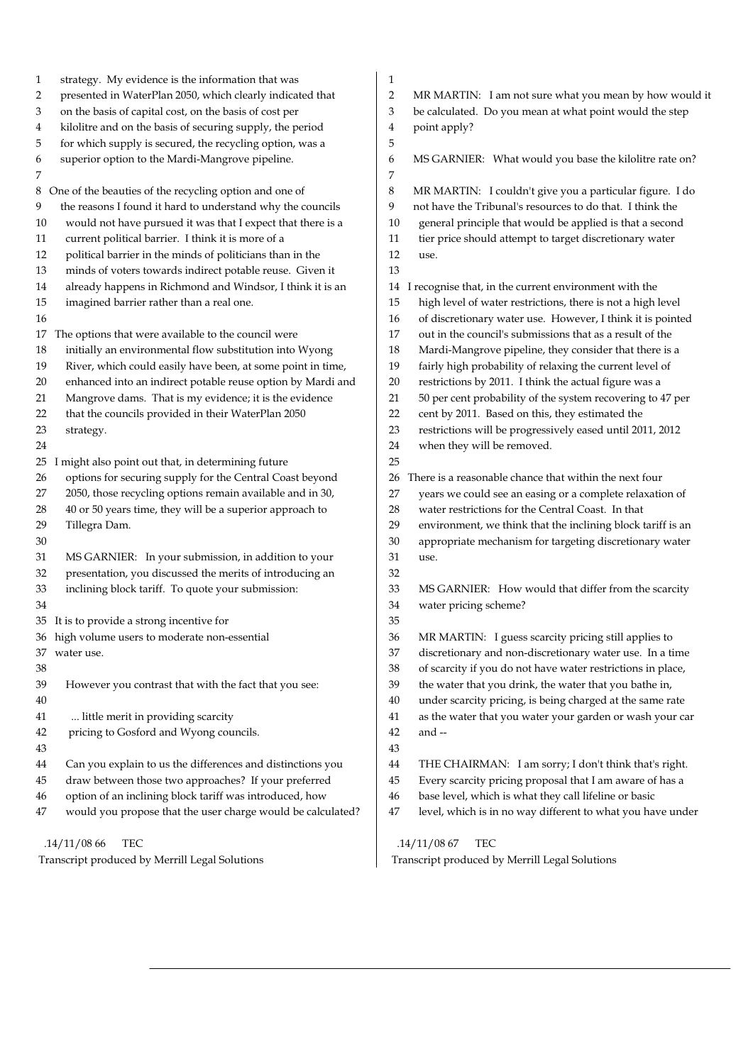strategy. My evidence is the information that was presented in WaterPlan 2050, which clearly indicated that on the basis of capital cost, on the basis of cost per kilolitre and on the basis of securing supply, the period for which supply is secured, the recycling option, was a superior option to the Mardi-Mangrove pipeline.

One of the beauties of the recycling option and one of the reasons I found it hard to understand why the councils would not have pursued it was that I expect that there is a current political barrier. I think it is more of a political barrier in the minds of politicians than in the minds of voters towards indirect potable reuse. Given it already happens in Richmond and Windsor, I think it is an imagined barrier rather than a real one.

The options that were available to the council were initially an environmental flow substitution into Wyong River, which could easily have been, at some point in time, enhanced into an indirect potable reuse option by Mardi and Mangrove dams. That is my evidence; it is the evidence that the councils provided in their WaterPlan 2050 strategy.

I might also point out that, in determining future options for securing supply for the Central Coast beyond 2050, those recycling options remain available and in 30, 40 or 50 years time, they will be a superior approach to Tillegra Dam.

MS GARNIER: In your submission, in addition to your presentation, you discussed the merits of introducing an inclining block tariff. To quote your submission:

> It is to provide a strong incentive for high volume users to moderate non-essential water use.

However you contrast that with the fact that you see:

> ... little merit in providing scarcity pricing to Gosford and Wyong councils.

Can you explain to us the differences and distinctions you draw between those two approaches? If your preferred option of an inclining block tariff was introduced, how would you propose that the user charge would be calculated?

MR MARTIN: I am not sure what you mean by how would it be calculated. Do you mean at what point would the step point apply?

MS GARNIER: What would you base the kilolitre rate on?

MR MARTIN: I couldn't give you a particular figure. I do not have the Tribunal's resources to do that. I think the general principle that would be applied is that a second tier price should attempt to target discretionary water use.

I recognise that, in the current environment with the high level of water restrictions, there is not a high level of discretionary water use. However, I think it is pointed out in the council's submissions that as a result of the Mardi-Mangrove pipeline, they consider that there is a fairly high probability of relaxing the current level of restrictions by 2011. I think the actual figure was a 50 per cent probability of the system recovering to 47 per cent by 2011. Based on this, they estimated the restrictions will be progressively eased until 2011, 2012 when they will be removed.

There is a reasonable chance that within the next four years we could see an easing or a complete relaxation of water restrictions for the Central Coast. In that environment, we think that the inclining block tariff is an appropriate mechanism for targeting discretionary water use.

MS GARNIER: How would that differ from the scarcity water pricing scheme?

MR MARTIN: I guess scarcity pricing still applies to discretionary and non-discretionary water use. In a time of scarcity if you do not have water restrictions in place, the water that you drink, the water that you bathe in, under scarcity pricing, is being charged at the same rate as the water that you water your garden or wash your car and --

THE CHAIRMAN: I am sorry; I don't think that's right. Every scarcity pricing proposal that I am aware of has a base level, which is what they call lifeline or basic level, which is in no way different to what you have under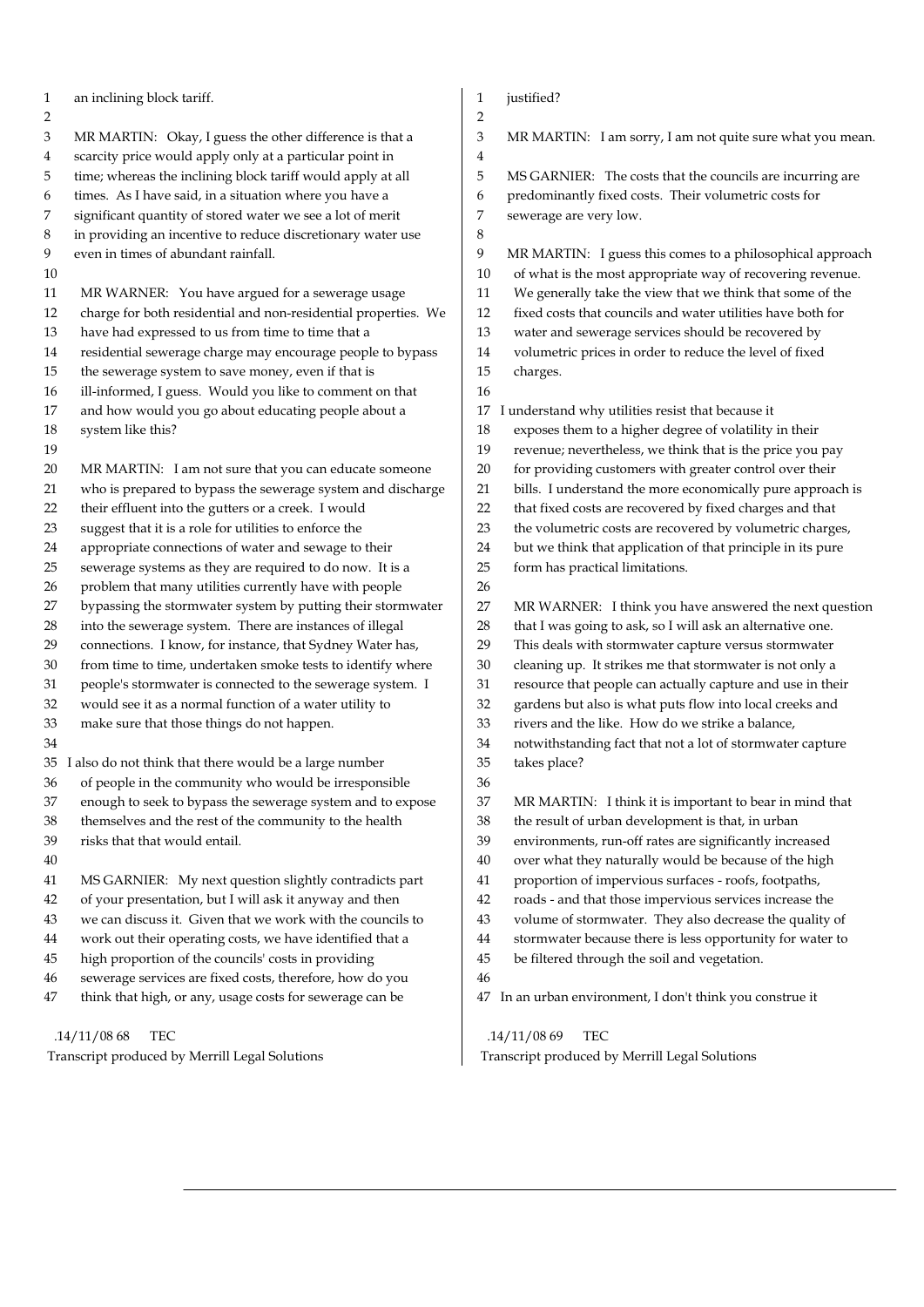an inclining block tariff.

MR MARTIN: Okay, I guess the other difference is that a scarcity price would apply only at a particular point in time; whereas the inclining block tariff would apply at all times. As I have said, in a situation where you have a significant quantity of stored water we see a lot of merit in providing an incentive to reduce discretionary water use even in times of abundant rainfall.

MR WARNER: You have argued for a sewerage usage charge for both residential and non-residential properties. We have had expressed to us from time to time that a residential sewerage charge may encourage people to bypass the sewerage system to save money, even if that is ill-informed, I guess. Would you like to comment on that and how would you go about educating people about a system like this?

MR MARTIN: I am not sure that you can educate someone who is prepared to bypass the sewerage system and discharge their effluent into the gutters or a creek. I would suggest that it is a role for utilities to enforce the appropriate connections of water and sewage to their sewerage systems as they are required to do now. It is a problem that many utilities currently have with people bypassing the stormwater system by putting their stormwater into the sewerage system. There are instances of illegal connections. I know, for instance, that Sydney Water has, from time to time, undertaken smoke tests to identify where people's stormwater is connected to the sewerage system. I would see it as a normal function of a water utility to make sure that those things do not happen.

I also do not think that there would be a large number of people in the community who would be irresponsible enough to seek to bypass the sewerage system and to expose themselves and the rest of the community to the health risks that that would entail.

MS GARNIER: My next question slightly contradicts part of your presentation, but I will ask it anyway and then we can discuss it. Given that we work with the councils to work out their operating costs, we have identified that a high proportion of the councils' costs in providing sewerage services are fixed costs, therefore, how do you think that high, or any, usage costs for sewerage can be justified?

MR MARTIN: I am sorry, I am not quite sure what you mean.

MS GARNIER: The costs that the councils are incurring are predominantly fixed costs. Their volumetric costs for sewerage are very low.

MR MARTIN: I guess this comes to a philosophical approach of what is the most appropriate way of recovering revenue. We generally take the view that we think that some of the fixed costs that councils and water utilities have both for water and sewerage services should be recovered by volumetric prices in order to reduce the level of fixed charges.

I understand why utilities resist that because it exposes them to a higher degree of volatility in their revenue; nevertheless, we think that is the price you pay for providing customers with greater control over their bills. I understand the more economically pure approach is that fixed costs are recovered by fixed charges and that the volumetric costs are recovered by volumetric charges, but we think that application of that principle in its pure form has practical limitations.

MR WARNER: I think you have answered the next question that I was going to ask, so I will ask an alternative one. This deals with stormwater capture versus stormwater cleaning up. It strikes me that stormwater is not only a resource that people can actually capture and use in their gardens but also is what puts flow into local creeks and rivers and the like. How do we strike a balance, notwithstanding fact that not a lot of stormwater capture takes place?

MR MARTIN: I think it is important to bear in mind that the result of urban development is that, in urban environments, run-off rates are significantly increased over what they naturally would be because of the high proportion of impervious surfaces - roofs, footpaths, roads - and that those impervious services increase the volume of stormwater. They also decrease the quality of stormwater because there is less opportunity for water to be filtered through the soil and vegetation.

In an urban environment, I don't think you construe it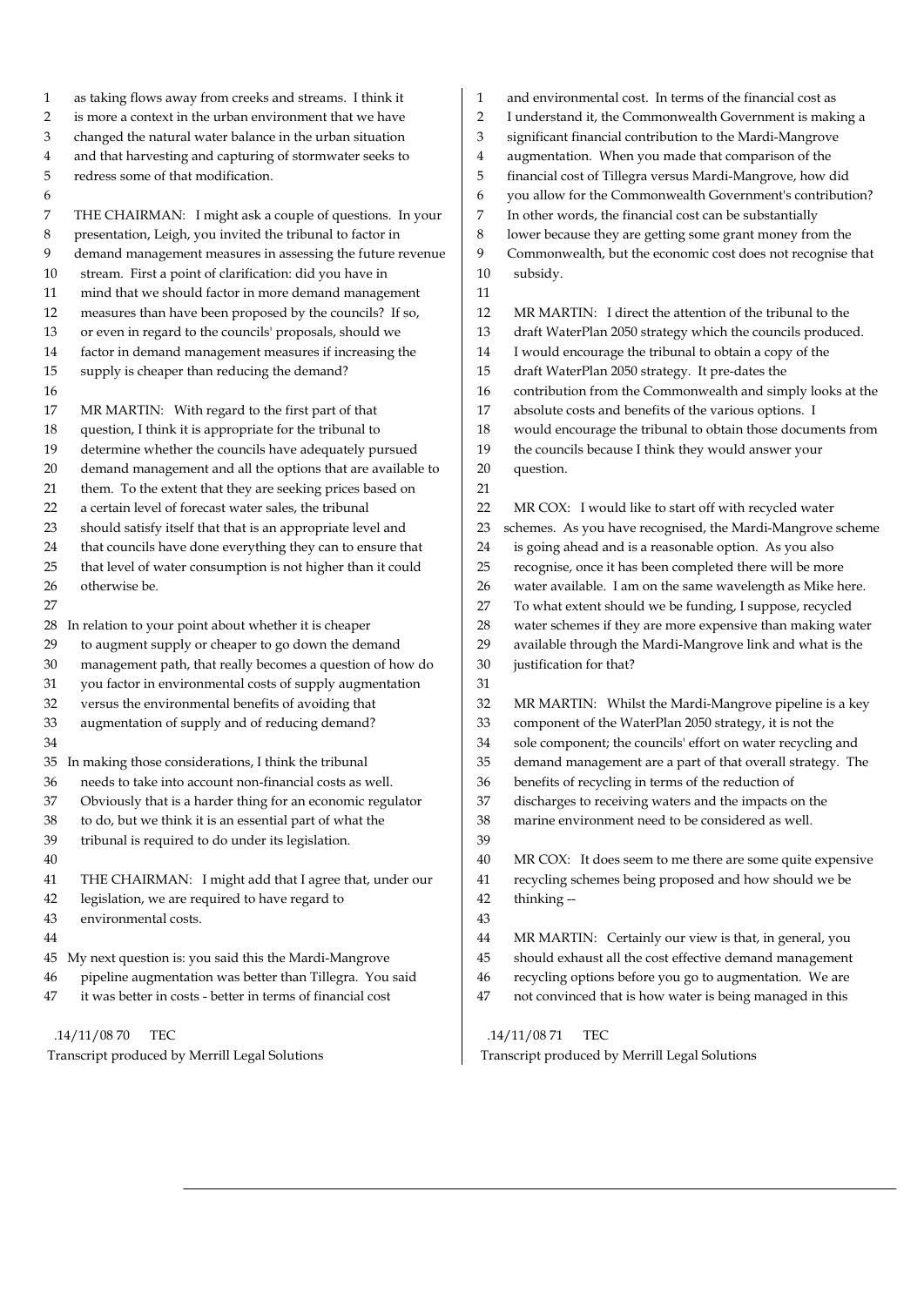as taking flows away from creeks and streams. I think it is more a context in the urban environment that we have changed the natural water balance in the urban situation and that harvesting and capturing of stormwater seeks to redress some of that modification.

THE CHAIRMAN: I might ask a couple of questions. In your presentation, Leigh, you invited the tribunal to factor in demand management measures in assessing the future revenue stream. First a point of clarification: did you have in mind that we should factor in more demand management measures than have been proposed by the councils? If so, or even in regard to the councils' proposals, should we factor in demand management measures if increasing the supply is cheaper than reducing the demand?

MR MARTIN: With regard to the first part of that question, I think it is appropriate for the tribunal to determine whether the councils have adequately pursued demand management and all the options that are available to them. To the extent that they are seeking prices based on a certain level of forecast water sales, the tribunal should satisfy itself that that is an appropriate level and that councils have done everything they can to ensure that that level of water consumption is not higher than it could otherwise be.

In relation to your point about whether it is cheaper to augment supply or cheaper to go down the demand management path, that really becomes a question of how do you factor in environmental costs of supply augmentation versus the environmental benefits of avoiding that augmentation of supply and of reducing demand?

In making those considerations, I think the tribunal needs to take into account non-financial costs as well. Obviously that is a harder thing for an economic regulator to do, but we think it is an essential part of what the tribunal is required to do under its legislation.

THE CHAIRMAN: I might add that I agree that, under our legislation, we are required to have regard to environmental costs.

My next question is: you said this the Mardi-Mangrove pipeline augmentation was better than Tillegra. You said it was better in costs - better in terms of financial cost and environmental cost. In terms of the financial cost as I understand it, the Commonwealth Government is making a significant financial contribution to the Mardi-Mangrove augmentation. When you made that comparison of the financial cost of Tillegra versus Mardi-Mangrove, how did you allow for the Commonwealth Government's contribution? In other words, the financial cost can be substantially lower because they are getting some grant money from the Commonwealth, but the economic cost does not recognise that subsidy.

MR MARTIN: I direct the attention of the tribunal to the draft WaterPlan 2050 strategy which the councils produced. I would encourage the tribunal to obtain a copy of the draft WaterPlan 2050 strategy. It pre-dates the contribution from the Commonwealth and simply looks at the absolute costs and benefits of the various options. I would encourage the tribunal to obtain those documents from the councils because I think they would answer your question.

MR COX: I would like to start off with recycled water schemes. As you have recognised, the Mardi-Mangrove scheme is going ahead and is a reasonable option. As you also recognise, once it has been completed there will be more water available. I am on the same wavelength as Mike here. To what extent should we be funding, I suppose, recycled water schemes if they are more expensive than making water available through the Mardi-Mangrove link and what is the justification for that?

MR MARTIN: Whilst the Mardi-Mangrove pipeline is a key component of the WaterPlan 2050 strategy, it is not the sole component; the councils' effort on water recycling and demand management are a part of that overall strategy. The benefits of recycling in terms of the reduction of discharges to receiving waters and the impacts on the marine environment need to be considered as well.

MR COX: It does seem to me there are some quite expensive recycling schemes being proposed and how should we be thinking --

MR MARTIN: Certainly our view is that, in general, you should exhaust all the cost effective demand management recycling options before you go to augmentation. We are not convinced that is how water is being managed in this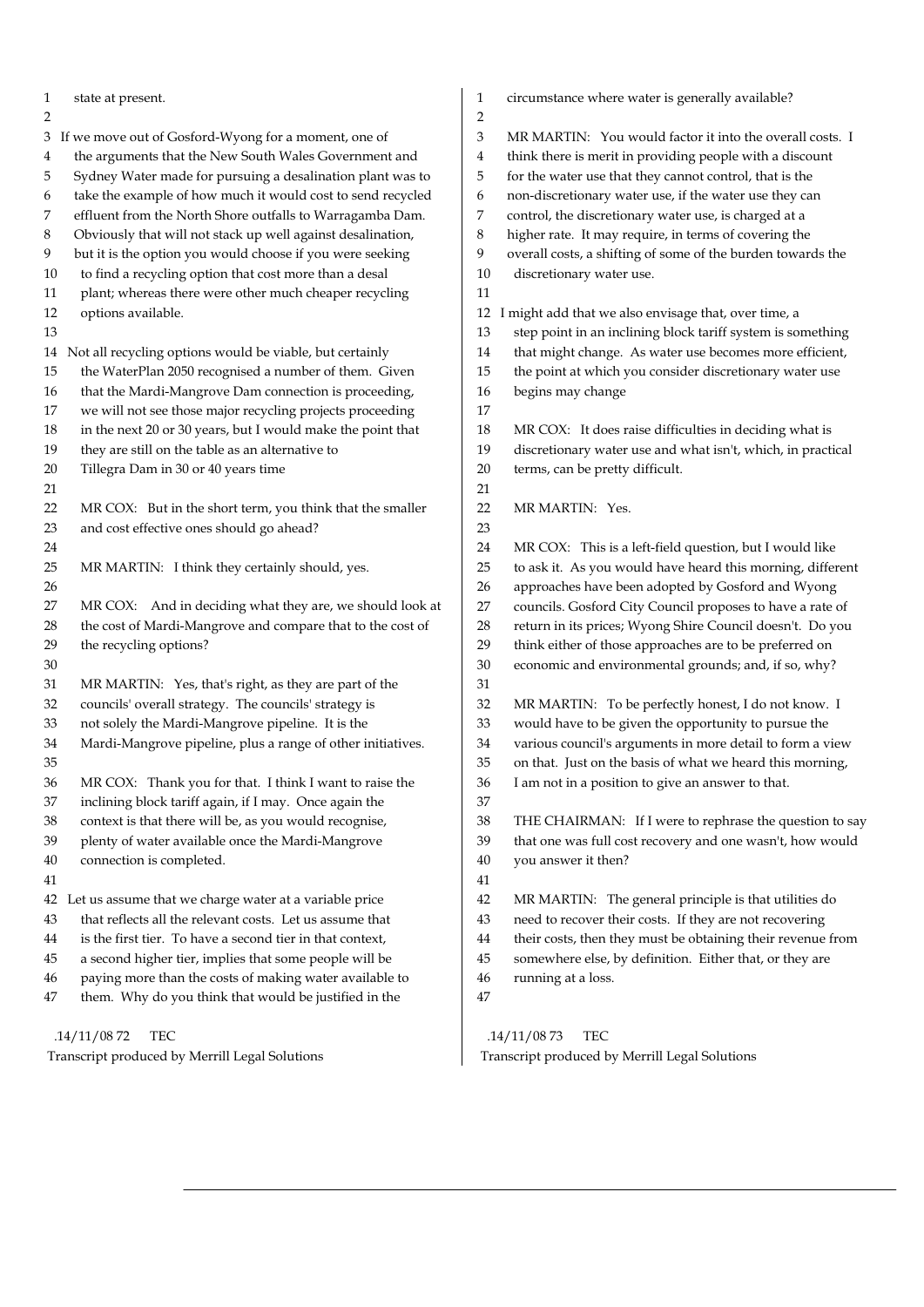state at present.

If we move out of Gosford-Wyong for a moment, one of the arguments that the New South Wales Government and Sydney Water made for pursuing a desalination plant was to take the example of how much it would cost to send recycled effluent from the North Shore outfalls to Warragamba Dam. Obviously that will not stack up well against desalination, but it is the option you would choose if you were seeking to find a recycling option that cost more than a desal plant; whereas there were other much cheaper recycling options available.

Not all recycling options would be viable, but certainly the WaterPlan 2050 recognised a number of them. Given that the Mardi-Mangrove Dam connection is proceeding, we will not see those major recycling projects proceeding in the next 20 or 30 years, but I would make the point that they are still on the table as an alternative to Tillegra Dam in 30 or 40 years time

MR COX: But in the short term, you think that the smaller and cost effective ones should go ahead?

MR MARTIN: I think they certainly should, yes.

MR COX: And in deciding what they are, we should look at the cost of Mardi-Mangrove and compare that to the cost of the recycling options?

MR MARTIN: Yes, that's right, as they are part of the councils' overall strategy. The councils' strategy is not solely the Mardi-Mangrove pipeline. It is the Mardi-Mangrove pipeline, plus a range of other initiatives.

MR COX: Thank you for that. I think I want to raise the inclining block tariff again, if I may. Once again the context is that there will be, as you would recognise, plenty of water available once the Mardi-Mangrove connection is completed.

Let us assume that we charge water at a variable price that reflects all the relevant costs. Let us assume that is the first tier. To have a second tier in that context, a second higher tier, implies that some people will be paying more than the costs of making water available to them. Why do you think that would be justified in the circumstance where water is generally available?

MR MARTIN: You would factor it into the overall costs. I think there is merit in providing people with a discount for the water use that they cannot control, that is the non-discretionary water use, if the water use they can control, the discretionary water use, is charged at a higher rate. It may require, in terms of covering the overall costs, a shifting of some of the burden towards the discretionary water use.

I might add that we also envisage that, over time, a step point in an inclining block tariff system is something that might change. As water use becomes more efficient, the point at which you consider discretionary water use begins may change

MR COX: It does raise difficulties in deciding what is discretionary water use and what isn't, which, in practical terms, can be pretty difficult.

MR MARTIN: Yes.

MR COX: This is a left-field question, but I would like to ask it. As you would have heard this morning, different approaches have been adopted by Gosford and Wyong councils. Gosford City Council proposes to have a rate of return in its prices; Wyong Shire Council doesn't. Do you think either of those approaches are to be preferred on economic and environmental grounds; and, if so, why?

MR MARTIN: To be perfectly honest, I do not know. I would have to be given the opportunity to pursue the various council's arguments in more detail to form a view on that. Just on the basis of what we heard this morning, I am not in a position to give an answer to that.

THE CHAIRMAN: If I were to rephrase the question to say that one was full cost recovery and one wasn't, how would you answer it then?

MR MARTIN: The general principle is that utilities do need to recover their costs. If they are not recovering their costs, then they must be obtaining their revenue from somewhere else, by definition. Either that, or they are running at a loss.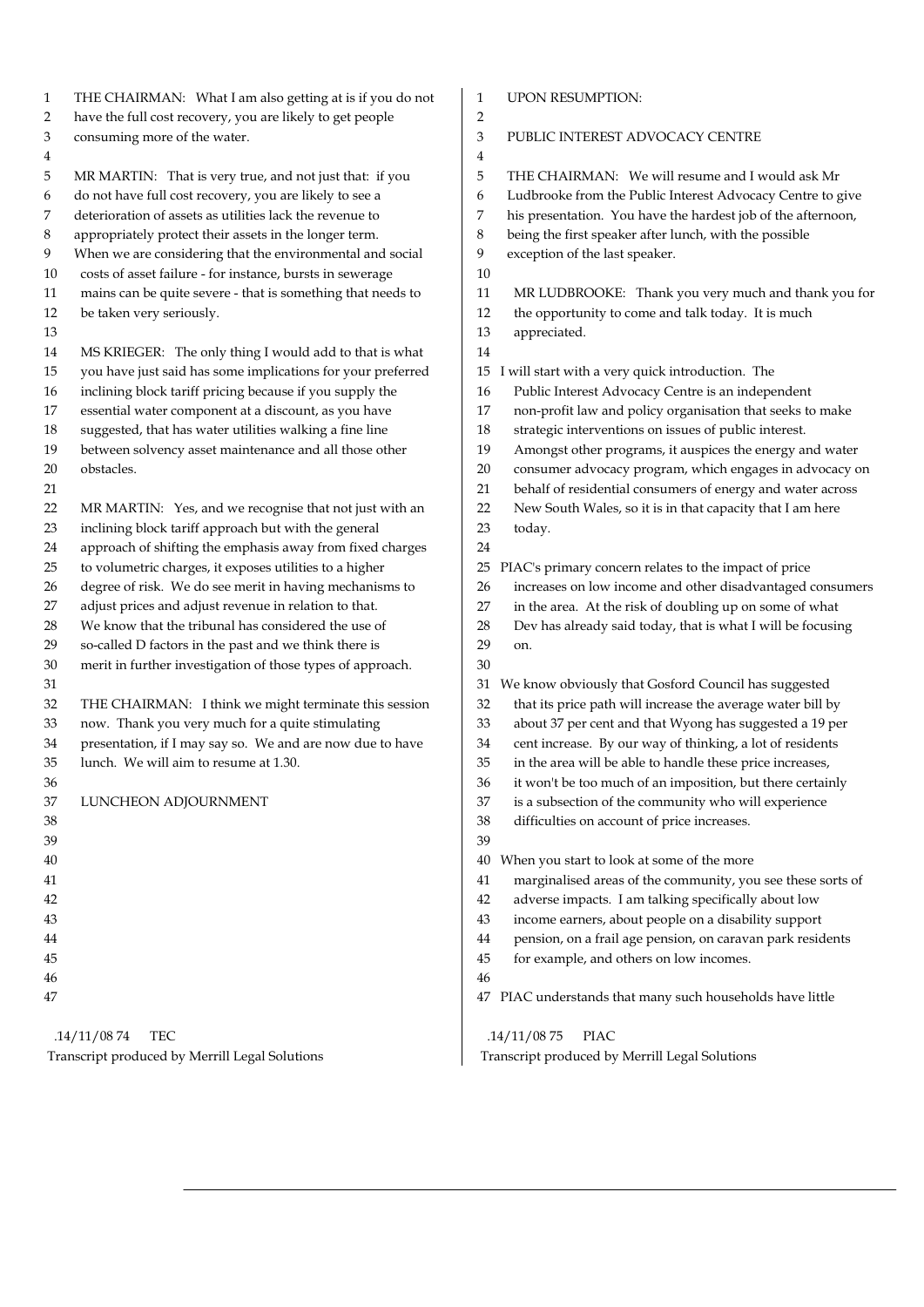THE CHAIRMAN: What I am also getting at is if you do not have the full cost recovery, you are likely to get people consuming more of the water.

MR MARTIN: That is very true, and not just that: if you do not have full cost recovery, you are likely to see a deterioration of assets as utilities lack the revenue to appropriately protect their assets in the longer term. When we are considering that the environmental and social costs of asset failure - for instance, bursts in sewerage mains can be quite severe - that is something that needs to be taken very seriously.

MS KRIEGER: The only thing I would add to that is what you have just said has some implications for your preferred inclining block tariff pricing because if you supply the essential water component at a discount, as you have suggested, that has water utilities walking a fine line between solvency asset maintenance and all those other obstacles.

MR MARTIN: Yes, and we recognise that not just with an inclining block tariff approach but with the general approach of shifting the emphasis away from fixed charges to volumetric charges, it exposes utilities to a higher degree of risk. We do see merit in having mechanisms to adjust prices and adjust revenue in relation to that. We know that the tribunal has considered the use of so-called D factors in the past and we think there is merit in further investigation of those types of approach.

THE CHAIRMAN: I think we might terminate this session now. Thank you very much for a quite stimulating presentation, if I may say so. We and are now due to have lunch. We will aim to resume at 1.30.

LUNCHEON ADJOURNMENT

UPON RESUMPTION:

PUBLIC INTEREST ADVOCACY CENTRE

THE CHAIRMAN: We will resume and I would ask Mr Ludbrooke from the Public Interest Advocacy Centre to give his presentation. You have the hardest job of the afternoon, being the first speaker after lunch, with the possible exception of the last speaker.

MR LUDBROOKE: Thank you very much and thank you for the opportunity to come and talk today. It is much appreciated.

I will start with a very quick introduction. The Public Interest Advocacy Centre is an independent non-profit law and policy organisation that seeks to make strategic interventions on issues of public interest. Amongst other programs, it auspices the energy and water consumer advocacy program, which engages in advocacy on behalf of residential consumers of energy and water across New South Wales, so it is in that capacity that I am here today.

PIAC's primary concern relates to the impact of price increases on low income and other disadvantaged consumers in the area. At the risk of doubling up on some of what Dev has already said today, that is what I will be focusing on.

We know obviously that Gosford Council has suggested that its price path will increase the average water bill by about 37 per cent and that Wyong has suggested a 19 per cent increase. By our way of thinking, a lot of residents in the area will be able to handle these price increases, it won't be too much of an imposition, but there certainly is a subsection of the community who will experience difficulties on account of price increases.

When you start to look at some of the more marginalised areas of the community, you see these sorts of adverse impacts. I am talking specifically about low income earners, about people on a disability support pension, on a frail age pension, on caravan park residents for example, and others on low incomes.

PIAC understands that many such households have little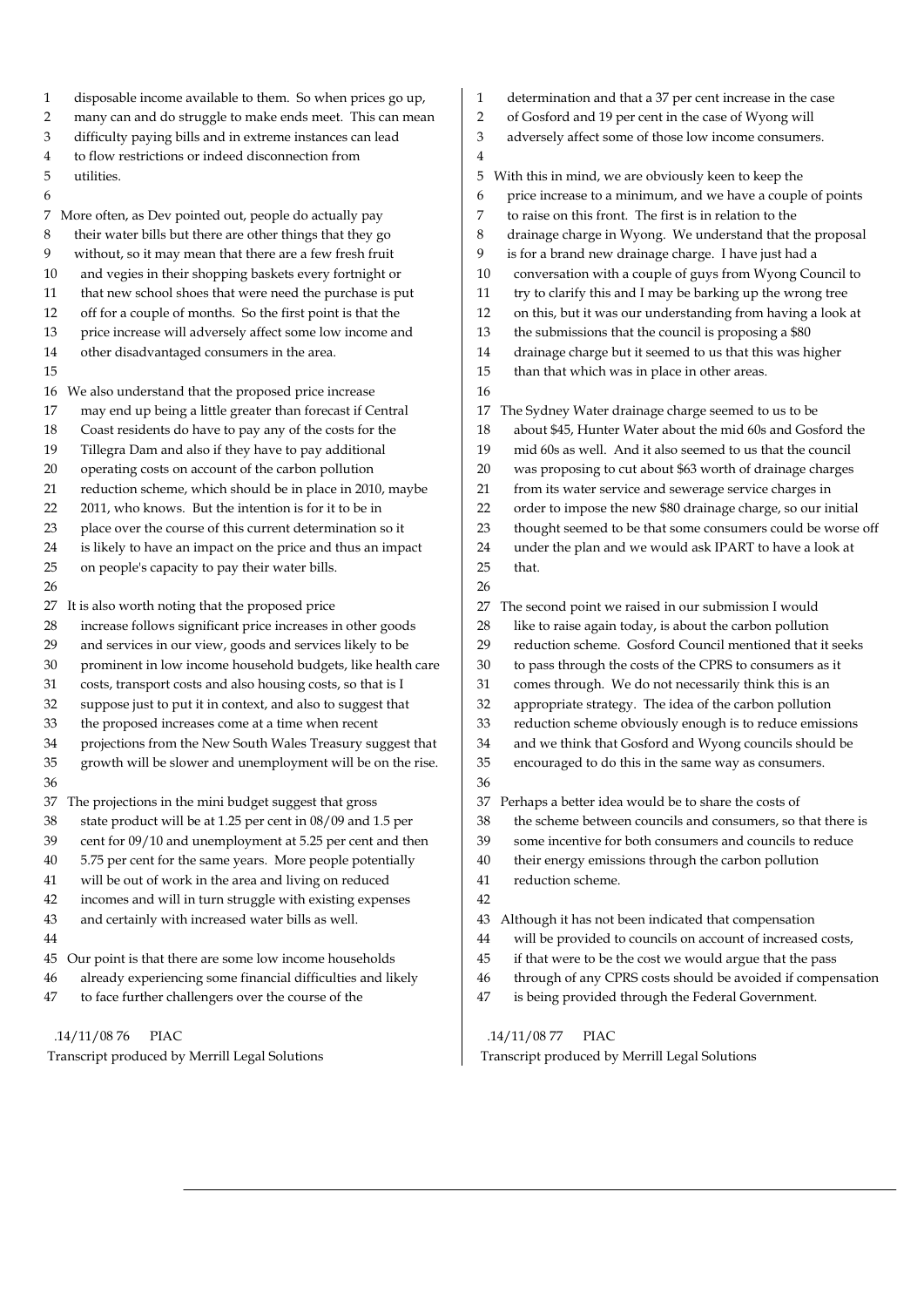disposable income available to them. So when prices go up, many can and do struggle to make ends meet. This can mean difficulty paying bills and in extreme instances can lead to flow restrictions or indeed disconnection from utilities.

More often, as Dev pointed out, people do actually pay their water bills but there are other things that they go without, so it may mean that there are a few fresh fruit and vegies in their shopping baskets every fortnight or that new school shoes that were need the purchase is put off for a couple of months. So the first point is that the price increase will adversely affect some low income and other disadvantaged consumers in the area.

We also understand that the proposed price increase may end up being a little greater than forecast if Central Coast residents do have to pay any of the costs for the Tillegra Dam and also if they have to pay additional operating costs on account of the carbon pollution reduction scheme, which should be in place in 2010, maybe 2011, who knows. But the intention is for it to be in place over the course of this current determination so it is likely to have an impact on the price and thus an impact on people's capacity to pay their water bills.

It is also worth noting that the proposed price increase follows significant price increases in other goods and services in our view, goods and services likely to be prominent in low income household budgets, like health care costs, transport costs and also housing costs, so that is I suppose just to put it in context, and also to suggest that the proposed increases come at a time when recent projections from the New South Wales Treasury suggest that growth will be slower and unemployment will be on the rise.

The projections in the mini budget suggest that gross state product will be at 1.25 per cent in 08/09 and 1.5 per cent for 09/10 and unemployment at 5.25 per cent and then 5.75 per cent for the same years. More people potentially will be out of work in the area and living on reduced incomes and will in turn struggle with existing expenses and certainly with increased water bills as well.

Our point is that there are some low income households already experiencing some financial difficulties and likely to face further challengers over the course of the determination and that a 37 per cent increase in the case of Gosford and 19 per cent in the case of Wyong will adversely affect some of those low income consumers.

With this in mind, we are obviously keen to keep the price increase to a minimum, and we have a couple of points to raise on this front. The first is in relation to the drainage charge in Wyong. We understand that the proposal is for a brand new drainage charge. I have just had a conversation with a couple of guys from Wyong Council to try to clarify this and I may be barking up the wrong tree on this, but it was our understanding from having a look at the submissions that the council is proposing a $80 drainage charge but it seemed to us that this was higher than that which was in place in other areas.

The Sydney Water drainage charge seemed to us to be about $45, Hunter Water about the mid 60s and Gosford the mid 60s as well. And it also seemed to us that the council was proposing to cut about $63 worth of drainage charges from its water service and sewerage service charges in order to impose the new $80 drainage charge, so our initial thought seemed to be that some consumers could be worse off under the plan and we would ask IPART to have a look at that.

The second point we raised in our submission I would like to raise again today, is about the carbon pollution reduction scheme. Gosford Council mentioned that it seeks to pass through the costs of the CPRS to consumers as it comes through. We do not necessarily think this is an appropriate strategy. The idea of the carbon pollution reduction scheme obviously enough is to reduce emissions and we think that Gosford and Wyong councils should be encouraged to do this in the same way as consumers.

Perhaps a better idea would be to share the costs of the scheme between councils and consumers, so that there is some incentive for both consumers and councils to reduce their energy emissions through the carbon pollution reduction scheme.

Although it has not been indicated that compensation will be provided to councils on account of increased costs, if that were to be the cost we would argue that the pass through of any CPRS costs should be avoided if compensation is being provided through the Federal Government.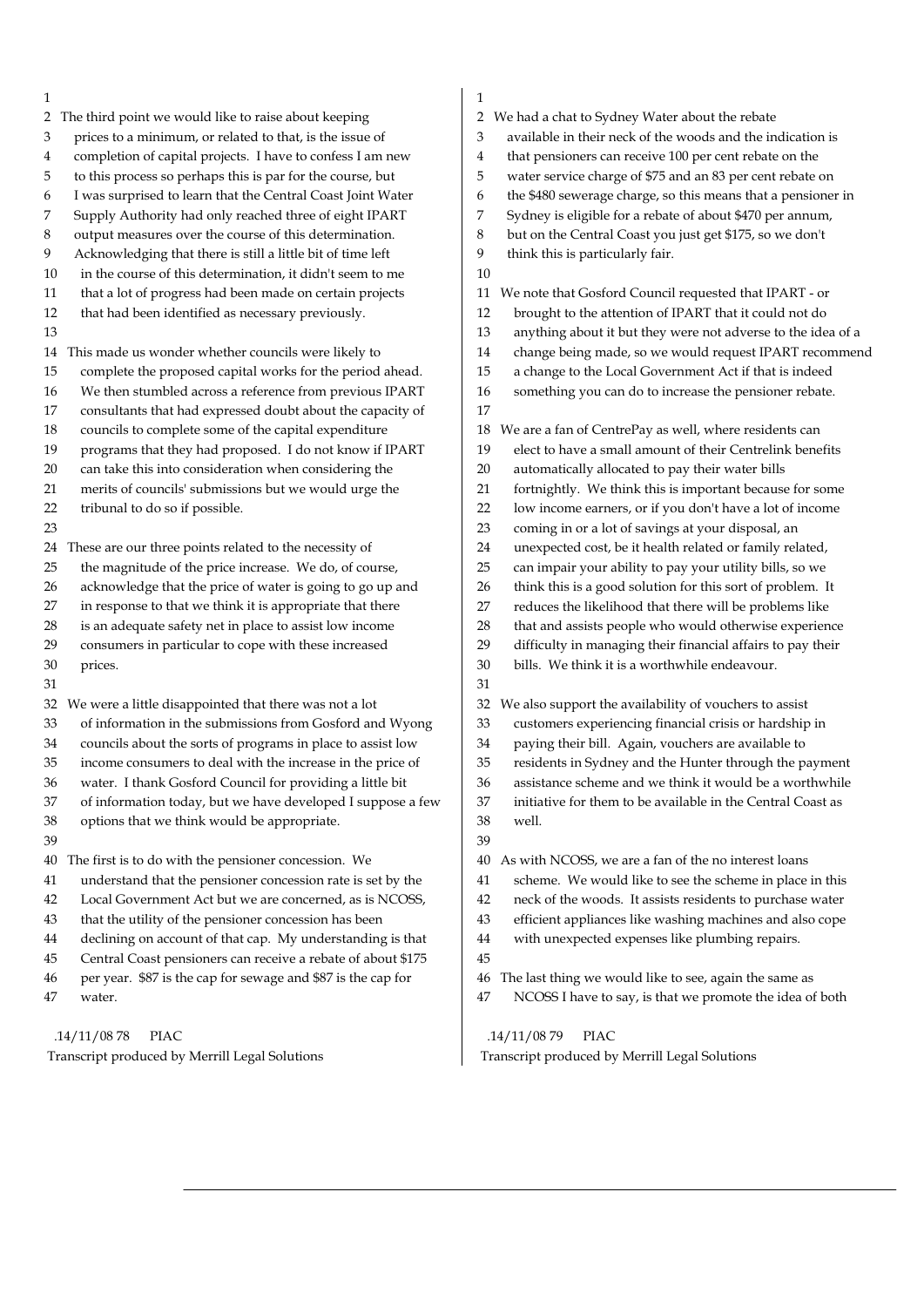The third point we would like to raise about keeping prices to a minimum, or related to that, is the issue of completion of capital projects. I have to confess I am new to this process so perhaps this is par for the course, but I was surprised to learn that the Central Coast Joint Water Supply Authority had only reached three of eight IPART output measures over the course of this determination. Acknowledging that there is still a little bit of time left in the course of this determination, it didn't seem to me that a lot of progress had been made on certain projects that had been identified as necessary previously.

This made us wonder whether councils were likely to complete the proposed capital works for the period ahead. We then stumbled across a reference from previous IPART consultants that had expressed doubt about the capacity of councils to complete some of the capital expenditure programs that they had proposed. I do not know if IPART can take this into consideration when considering the merits of councils' submissions but we would urge the tribunal to do so if possible.

These are our three points related to the necessity of the magnitude of the price increase. We do, of course, acknowledge that the price of water is going to go up and in response to that we think it is appropriate that there is an adequate safety net in place to assist low income consumers in particular to cope with these increased prices.

We were a little disappointed that there was not a lot of information in the submissions from Gosford and Wyong councils about the sorts of programs in place to assist low income consumers to deal with the increase in the price of water. I thank Gosford Council for providing a little bit of information today, but we have developed I suppose a few options that we think would be appropriate.

The first is to do with the pensioner concession. We understand that the pensioner concession rate is set by the Local Government Act but we are concerned, as is NCOSS, that the utility of the pensioner concession has been declining on account of that cap. My understanding is that Central Coast pensioners can receive a rebate of about $175 per year. $87 is the cap for sewage and $87 is the cap for water.

We had a chat to Sydney Water about the rebate available in their neck of the woods and the indication is that pensioners can receive 100 per cent rebate on the water service charge of $75 and an 83 per cent rebate on the $480 sewerage charge, so this means that a pensioner in Sydney is eligible for a rebate of about $470 per annum, but on the Central Coast you just get $175, so we don't think this is particularly fair.

We note that Gosford Council requested that IPART - or brought to the attention of IPART that it could not do anything about it but they were not adverse to the idea of a change being made, so we would request IPART recommend a change to the Local Government Act if that is indeed something you can do to increase the pensioner rebate.

We are a fan of CentrePay as well, where residents can elect to have a small amount of their Centrelink benefits automatically allocated to pay their water bills fortnightly. We think this is important because for some low income earners, or if you don't have a lot of income coming in or a lot of savings at your disposal, an unexpected cost, be it health related or family related, can impair your ability to pay your utility bills, so we think this is a good solution for this sort of problem. It reduces the likelihood that there will be problems like that and assists people who would otherwise experience difficulty in managing their financial affairs to pay their bills. We think it is a worthwhile endeavour.

We also support the availability of vouchers to assist customers experiencing financial crisis or hardship in paying their bill. Again, vouchers are available to residents in Sydney and the Hunter through the payment assistance scheme and we think it would be a worthwhile initiative for them to be available in the Central Coast as well.

As with NCOSS, we are a fan of the no interest loans scheme. We would like to see the scheme in place in this neck of the woods. It assists residents to purchase water efficient appliances like washing machines and also cope with unexpected expenses like plumbing repairs.

The last thing we would like to see, again the same as NCOSS I have to say, is that we promote the idea of both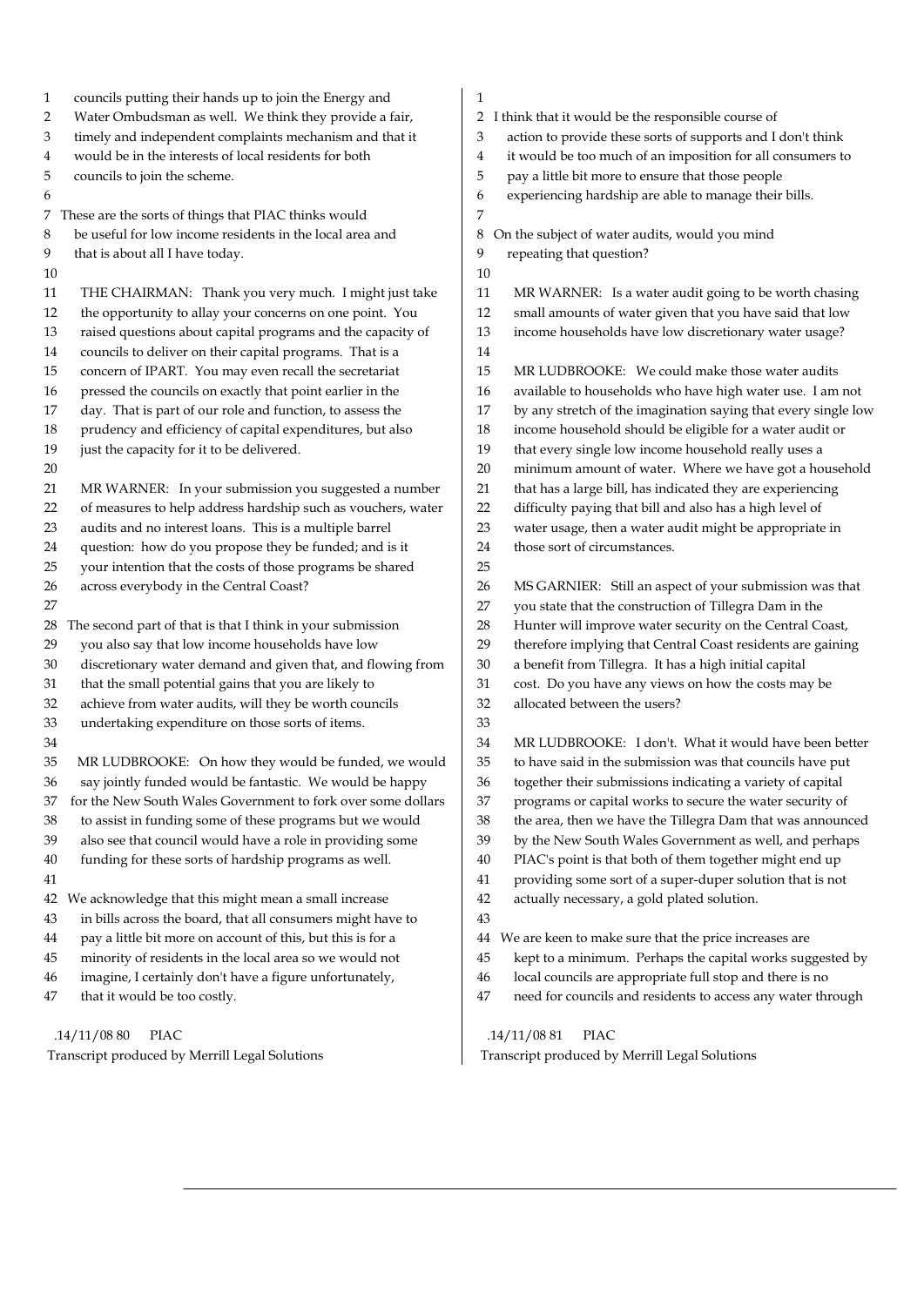councils putting their hands up to join the Energy and Water Ombudsman as well. We think they provide a fair, timely and independent complaints mechanism and that it would be in the interests of local residents for both councils to join the scheme.

These are the sorts of things that PIAC thinks would be useful for low income residents in the local area and that is about all I have today.

THE CHAIRMAN: Thank you very much. I might just take the opportunity to allay your concerns on one point. You raised questions about capital programs and the capacity of councils to deliver on their capital programs. That is a concern of IPART. You may even recall the secretariat pressed the councils on exactly that point earlier in the day. That is part of our role and function, to assess the prudency and efficiency of capital expenditures, but also just the capacity for it to be delivered.

MR WARNER: In your submission you suggested a number of measures to help address hardship such as vouchers, water audits and no interest loans. This is a multiple barrel question: how do you propose they be funded; and is it your intention that the costs of those programs be shared across everybody in the Central Coast?

The second part of that is that I think in your submission you also say that low income households have low discretionary water demand and given that, and flowing from that the small potential gains that you are likely to achieve from water audits, will they be worth councils undertaking expenditure on those sorts of items.

MR LUDBROOKE: On how they would be funded, we would say jointly funded would be fantastic. We would be happy for the New South Wales Government to fork over some dollars to assist in funding some of these programs but we would also see that council would have a role in providing some funding for these sorts of hardship programs as well.

We acknowledge that this might mean a small increase in bills across the board, that all consumers might have to pay a little bit more on account of this, but this is for a minority of residents in the local area so we would not imagine, I certainly don't have a figure unfortunately, that it would be too costly.

I think that it would be the responsible course of action to provide these sorts of supports and I don't think it would be too much of an imposition for all consumers to pay a little bit more to ensure that those people experiencing hardship are able to manage their bills.

On the subject of water audits, would you mind repeating that question?

MR WARNER: Is a water audit going to be worth chasing small amounts of water given that you have said that low income households have low discretionary water usage?

MR LUDBROOKE: We could make those water audits available to households who have high water use. I am not by any stretch of the imagination saying that every single low income household should be eligible for a water audit or that every single low income household really uses a minimum amount of water. Where we have got a household that has a large bill, has indicated they are experiencing difficulty paying that bill and also has a high level of water usage, then a water audit might be appropriate in those sort of circumstances.

MS GARNIER: Still an aspect of your submission was that you state that the construction of Tillegra Dam in the Hunter will improve water security on the Central Coast, therefore implying that Central Coast residents are gaining a benefit from Tillegra. It has a high initial capital cost. Do you have any views on how the costs may be allocated between the users?

MR LUDBROOKE: I don't. What it would have been better to have said in the submission was that councils have put together their submissions indicating a variety of capital programs or capital works to secure the water security of the area, then we have the Tillegra Dam that was announced by the New South Wales Government as well, and perhaps PIAC's point is that both of them together might end up providing some sort of a super-duper solution that is not actually necessary, a gold plated solution.

We are keen to make sure that the price increases are kept to a minimum. Perhaps the capital works suggested by local councils are appropriate full stop and there is no need for councils and residents to access any water through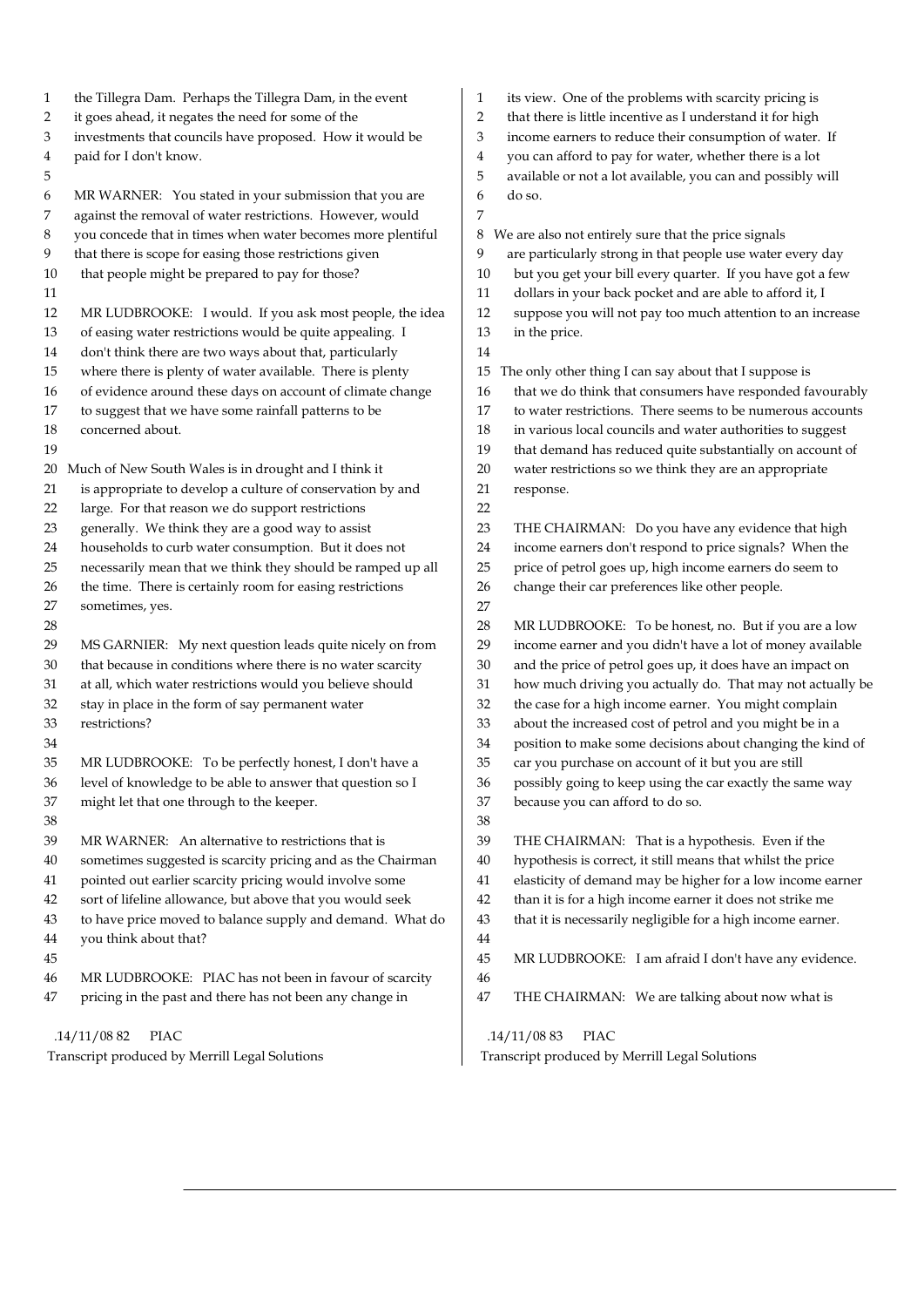the Tillegra Dam. Perhaps the Tillegra Dam, in the event it goes ahead, it negates the need for some of the investments that councils have proposed. How it would be paid for I don't know.

MR WARNER: You stated in your submission that you are against the removal of water restrictions. However, would you concede that in times when water becomes more plentiful that there is scope for easing those restrictions given that people might be prepared to pay for those?

MR LUDBROOKE: I would. If you ask most people, the idea of easing water restrictions would be quite appealing. I don't think there are two ways about that, particularly where there is plenty of water available. There is plenty of evidence around these days on account of climate change to suggest that we have some rainfall patterns to be concerned about.

Much of New South Wales is in drought and I think it is appropriate to develop a culture of conservation by and large. For that reason we do support restrictions generally. We think they are a good way to assist households to curb water consumption. But it does not necessarily mean that we think they should be ramped up all the time. There is certainly room for easing restrictions sometimes, yes.

MS GARNIER: My next question leads quite nicely on from that because in conditions where there is no water scarcity at all, which water restrictions would you believe should stay in place in the form of say permanent water restrictions?

MR LUDBROOKE: To be perfectly honest, I don't have a level of knowledge to be able to answer that question so I might let that one through to the keeper.

MR WARNER: An alternative to restrictions that is sometimes suggested is scarcity pricing and as the Chairman pointed out earlier scarcity pricing would involve some sort of lifeline allowance, but above that you would seek to have price moved to balance supply and demand. What do you think about that?

MR LUDBROOKE: PIAC has not been in favour of scarcity pricing in the past and there has not been any change in its view. One of the problems with scarcity pricing is that there is little incentive as I understand it for high income earners to reduce their consumption of water. If you can afford to pay for water, whether there is a lot available or not a lot available, you can and possibly will do so.

We are also not entirely sure that the price signals are particularly strong in that people use water every day but you get your bill every quarter. If you have got a few dollars in your back pocket and are able to afford it, I suppose you will not pay too much attention to an increase in the price.

The only other thing I can say about that I suppose is that we do think that consumers have responded favourably to water restrictions. There seems to be numerous accounts in various local councils and water authorities to suggest that demand has reduced quite substantially on account of water restrictions so we think they are an appropriate response.

THE CHAIRMAN: Do you have any evidence that high income earners don't respond to price signals? When the price of petrol goes up, high income earners do seem to change their car preferences like other people.

MR LUDBROOKE: To be honest, no. But if you are a low income earner and you didn't have a lot of money available and the price of petrol goes up, it does have an impact on how much driving you actually do. That may not actually be the case for a high income earner. You might complain about the increased cost of petrol and you might be in a position to make some decisions about changing the kind of car you purchase on account of it but you are still possibly going to keep using the car exactly the same way because you can afford to do so.

THE CHAIRMAN: That is a hypothesis. Even if the hypothesis is correct, it still means that whilst the price elasticity of demand may be higher for a low income earner than it is for a high income earner it does not strike me that it is necessarily negligible for a high income earner.

MR LUDBROOKE: I am afraid I don't have any evidence.

THE CHAIRMAN: We are talking about now what is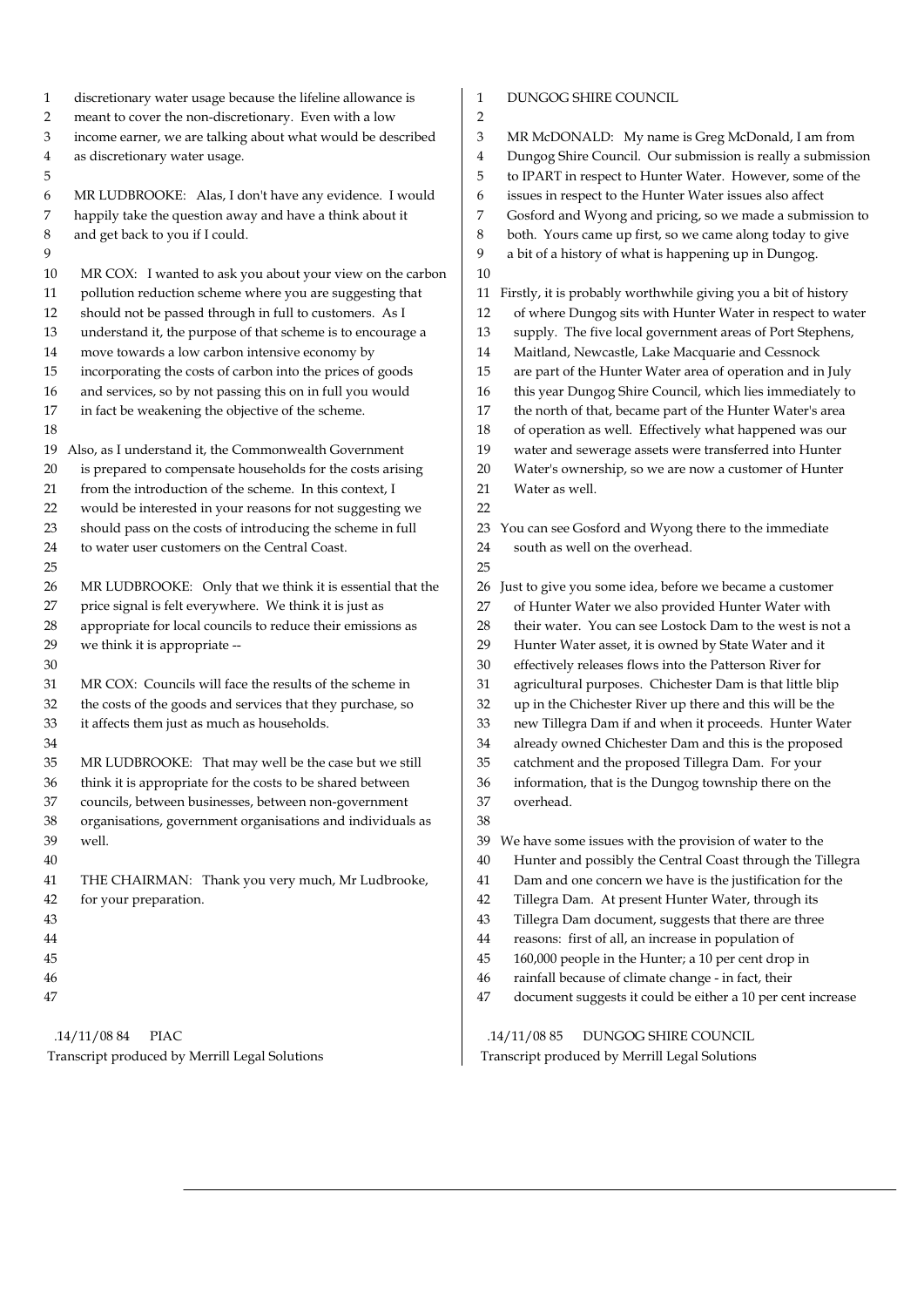discretionary water usage because the lifeline allowance is meant to cover the non-discretionary. Even with a low income earner, we are talking about what would be described as discretionary water usage.

MR LUDBROOKE: Alas, I don't have any evidence. I would happily take the question away and have a think about it and get back to you if I could.

MR COX: I wanted to ask you about your view on the carbon pollution reduction scheme where you are suggesting that should not be passed through in full to customers. As I understand it, the purpose of that scheme is to encourage a move towards a low carbon intensive economy by incorporating the costs of carbon into the prices of goods and services, so by not passing this on in full you would in fact be weakening the objective of the scheme.

Also, as I understand it, the Commonwealth Government is prepared to compensate households for the costs arising from the introduction of the scheme. In this context, I would be interested in your reasons for not suggesting we should pass on the costs of introducing the scheme in full to water user customers on the Central Coast.

MR LUDBROOKE: Only that we think it is essential that the price signal is felt everywhere. We think it is just as appropriate for local councils to reduce their emissions as we think it is appropriate --

MR COX: Councils will face the results of the scheme in the costs of the goods and services that they purchase, so it affects them just as much as households.

MR LUDBROOKE: That may well be the case but we still think it is appropriate for the costs to be shared between councils, between businesses, between non-government organisations, government organisations and individuals as well.

THE CHAIRMAN: Thank you very much, Mr Ludbrooke, for your preparation.

DUNGOG SHIRE COUNCIL

MR McDONALD: My name is Greg McDonald, I am from Dungog Shire Council. Our submission is really a submission to IPART in respect to Hunter Water. However, some of the issues in respect to the Hunter Water issues also affect Gosford and Wyong and pricing, so we made a submission to both. Yours came up first, so we came along today to give a bit of a history of what is happening up in Dungog.

Firstly, it is probably worthwhile giving you a bit of history of where Dungog sits with Hunter Water in respect to water supply. The five local government areas of Port Stephens, Maitland, Newcastle, Lake Macquarie and Cessnock are part of the Hunter Water area of operation and in July this year Dungog Shire Council, which lies immediately to the north of that, became part of the Hunter Water's area of operation as well. Effectively what happened was our water and sewerage assets were transferred into Hunter Water's ownership, so we are now a customer of Hunter Water as well.

You can see Gosford and Wyong there to the immediate south as well on the overhead.

Just to give you some idea, before we became a customer of Hunter Water we also provided Hunter Water with their water. You can see Lostock Dam to the west is not a Hunter Water asset, it is owned by State Water and it effectively releases flows into the Patterson River for agricultural purposes. Chichester Dam is that little blip up in the Chichester River up there and this will be the new Tillegra Dam if and when it proceeds. Hunter Water already owned Chichester Dam and this is the proposed catchment and the proposed Tillegra Dam. For your information, that is the Dungog township there on the overhead.

We have some issues with the provision of water to the Hunter and possibly the Central Coast through the Tillegra Dam and one concern we have is the justification for the Tillegra Dam. At present Hunter Water, through its Tillegra Dam document, suggests that there are three reasons: first of all, an increase in population of 160,000 people in the Hunter; a 10 per cent drop in rainfall because of climate change - in fact, their document suggests it could be either a 10 per cent increase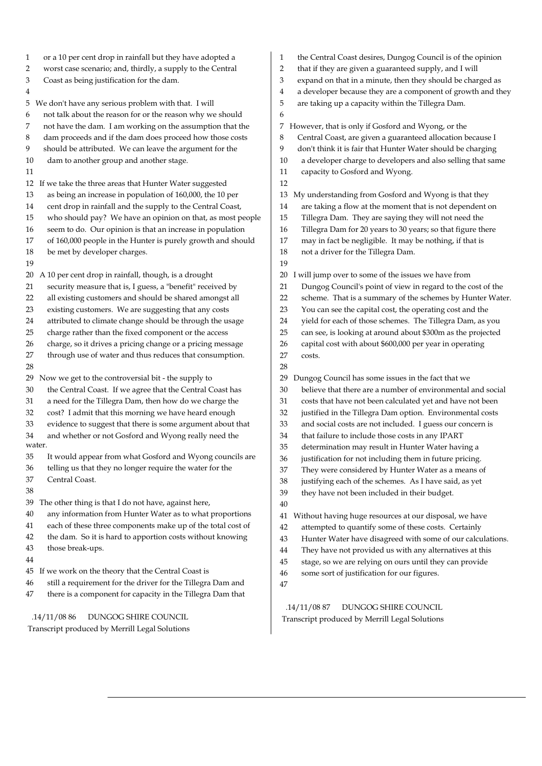or a 10 per cent drop in rainfall but they have adopted a worst case scenario; and, thirdly, a supply to the Central Coast as being justification for the dam.

We don't have any serious problem with that. I will not talk about the reason for or the reason why we should not have the dam. I am working on the assumption that the dam proceeds and if the dam does proceed how those costs should be attributed. We can leave the argument for the dam to another group and another stage.

If we take the three areas that Hunter Water suggested as being an increase in population of 160,000, the 10 per cent drop in rainfall and the supply to the Central Coast, who should pay? We have an opinion on that, as most people seem to do. Our opinion is that an increase in population of 160,000 people in the Hunter is purely growth and should be met by developer charges.

A 10 per cent drop in rainfall, though, is a drought security measure that is, I guess, a "benefit" received by all existing customers and should be shared amongst all existing customers. We are suggesting that any costs attributed to climate change should be through the usage charge rather than the fixed component or the access charge, so it drives a pricing change or a pricing message through use of water and thus reduces that consumption.

Now we get to the controversial bit - the supply to the Central Coast. If we agree that the Central Coast has a need for the Tillegra Dam, then how do we charge the cost? I admit that this morning we have heard enough evidence to suggest that there is some argument about that and whether or not Gosford and Wyong really need the water. It would appear from what Gosford and Wyong councils are telling us that they no longer require the water for the Central Coast.

The other thing is that I do not have, against here, any information from Hunter Water as to what proportions each of these three components make up of the total cost of the dam. So it is hard to apportion costs without knowing those break-ups.

If we work on the theory that the Central Coast is still a requirement for the driver for the Tillegra Dam and there is a component for capacity in the Tillegra Dam that the Central Coast desires, Dungog Council is of the opinion that if they are given a guaranteed supply, and I will expand on that in a minute, then they should be charged as a developer because they are a component of growth and they are taking up a capacity within the Tillegra Dam.

However, that is only if Gosford and Wyong, or the Central Coast, are given a guaranteed allocation because I don't think it is fair that Hunter Water should be charging a developer charge to developers and also selling that same capacity to Gosford and Wyong.

My understanding from Gosford and Wyong is that they are taking a flow at the moment that is not dependent on Tillegra Dam. They are saying they will not need the Tillegra Dam for 20 years to 30 years; so that figure there may in fact be negligible. It may be nothing, if that is not a driver for the Tillegra Dam.

I will jump over to some of the issues we have from Dungog Council's point of view in regard to the cost of the scheme. That is a summary of the schemes by Hunter Water. You can see the capital cost, the operating cost and the yield for each of those schemes. The Tillegra Dam, as you can see, is looking at around about $300m as the projected capital cost with about $600,000 per year in operating costs.

Dungog Council has some issues in the fact that we believe that there are a number of environmental and social costs that have not been calculated yet and have not been justified in the Tillegra Dam option. Environmental costs and social costs are not included. I guess our concern is that failure to include those costs in any IPART determination may result in Hunter Water having a justification for not including them in future pricing. They were considered by Hunter Water as a means of justifying each of the schemes. As I have said, as yet they have not been included in their budget.

Without having huge resources at our disposal, we have attempted to quantify some of these costs. Certainly Hunter Water have disagreed with some of our calculations. They have not provided us with any alternatives at this stage, so we are relying on ours until they can provide some sort of justification for our figures.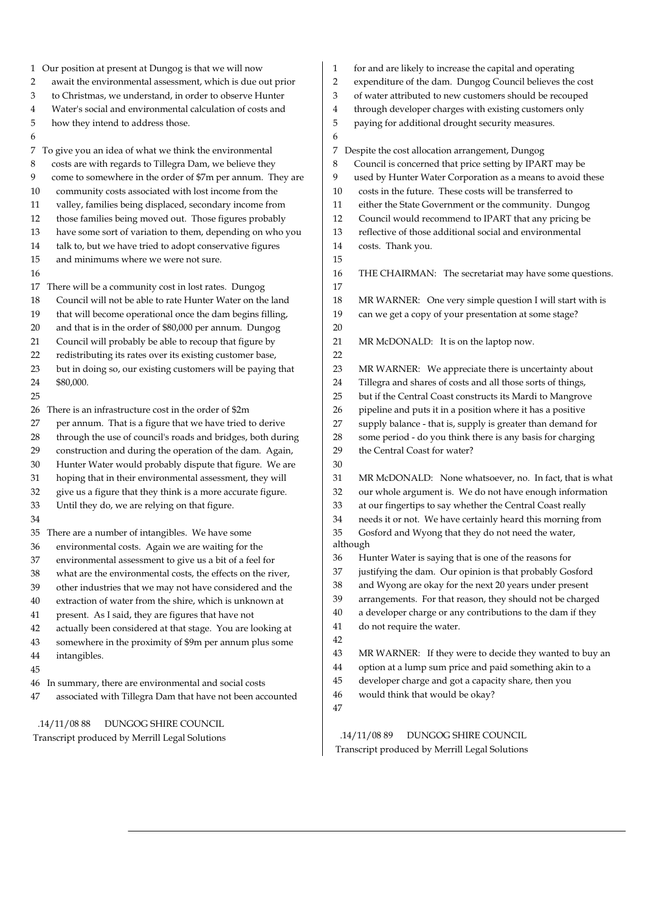Our position at present at Dungog is that we will now await the environmental assessment, which is due out prior to Christmas, we understand, in order to observe Hunter Water's social and environmental calculation of costs and how they intend to address those.

To give you an idea of what we think the environmental costs are with regards to Tillegra Dam, we believe they come to somewhere in the order of $7m per annum. They are community costs associated with lost income from the valley, families being displaced, secondary income from those families being moved out. Those figures probably have some sort of variation to them, depending on who you talk to, but we have tried to adopt conservative figures and minimums where we were not sure.

There will be a community cost in lost rates. Dungog Council will not be able to rate Hunter Water on the land that will become operational once the dam begins filling, and that is in the order of $80,000 per annum. Dungog Council will probably be able to recoup that figure by redistributing its rates over its existing customer base, but in doing so, our existing customers will be paying that $80,000.

There is an infrastructure cost in the order of $2m per annum. That is a figure that we have tried to derive through the use of council's roads and bridges, both during construction and during the operation of the dam. Again, Hunter Water would probably dispute that figure. We are hoping that in their environmental assessment, they will give us a figure that they think is a more accurate figure. Until they do, we are relying on that figure.

There are a number of intangibles. We have some environmental costs. Again we are waiting for the environmental assessment to give us a bit of a feel for what are the environmental costs, the effects on the river, other industries that we may not have considered and the extraction of water from the shire, which is unknown at present. As I said, they are figures that have not actually been considered at that stage. You are looking at somewhere in the proximity of $9m per annum plus some intangibles.

In summary, there are environmental and social costs associated with Tillegra Dam that have not been accounted for and are likely to increase the capital and operating expenditure of the dam. Dungog Council believes the cost of water attributed to new customers should be recouped through developer charges with existing customers only paying for additional drought security measures.

Despite the cost allocation arrangement, Dungog Council is concerned that price setting by IPART may be used by Hunter Water Corporation as a means to avoid these costs in the future. These costs will be transferred to either the State Government or the community. Dungog Council would recommend to IPART that any pricing be reflective of those additional social and environmental costs. Thank you.

THE CHAIRMAN: The secretariat may have some questions.

MR WARNER: One very simple question I will start with is can we get a copy of your presentation at some stage?

MR McDONALD: It is on the laptop now.

MR WARNER: We appreciate there is uncertainty about Tillegra and shares of costs and all those sorts of things, but if the Central Coast constructs its Mardi to Mangrove pipeline and puts it in a position where it has a positive supply balance - that is, supply is greater than demand for some period - do you think there is any basis for charging the Central Coast for water?

MR McDONALD: None whatsoever, no. In fact, that is what our whole argument is. We do not have enough information at our fingertips to say whether the Central Coast really needs it or not. We have certainly heard this morning from Gosford and Wyong that they do not need the water, although Hunter Water is saying that is one of the reasons for justifying the dam. Our opinion is that probably Gosford and Wyong are okay for the next 20 years under present arrangements. For that reason, they should not be charged a developer charge or any contributions to the dam if they do not require the water.

MR WARNER: If they were to decide they wanted to buy an option at a lump sum price and paid something akin to a developer charge and got a capacity share, then you would think that would be okay?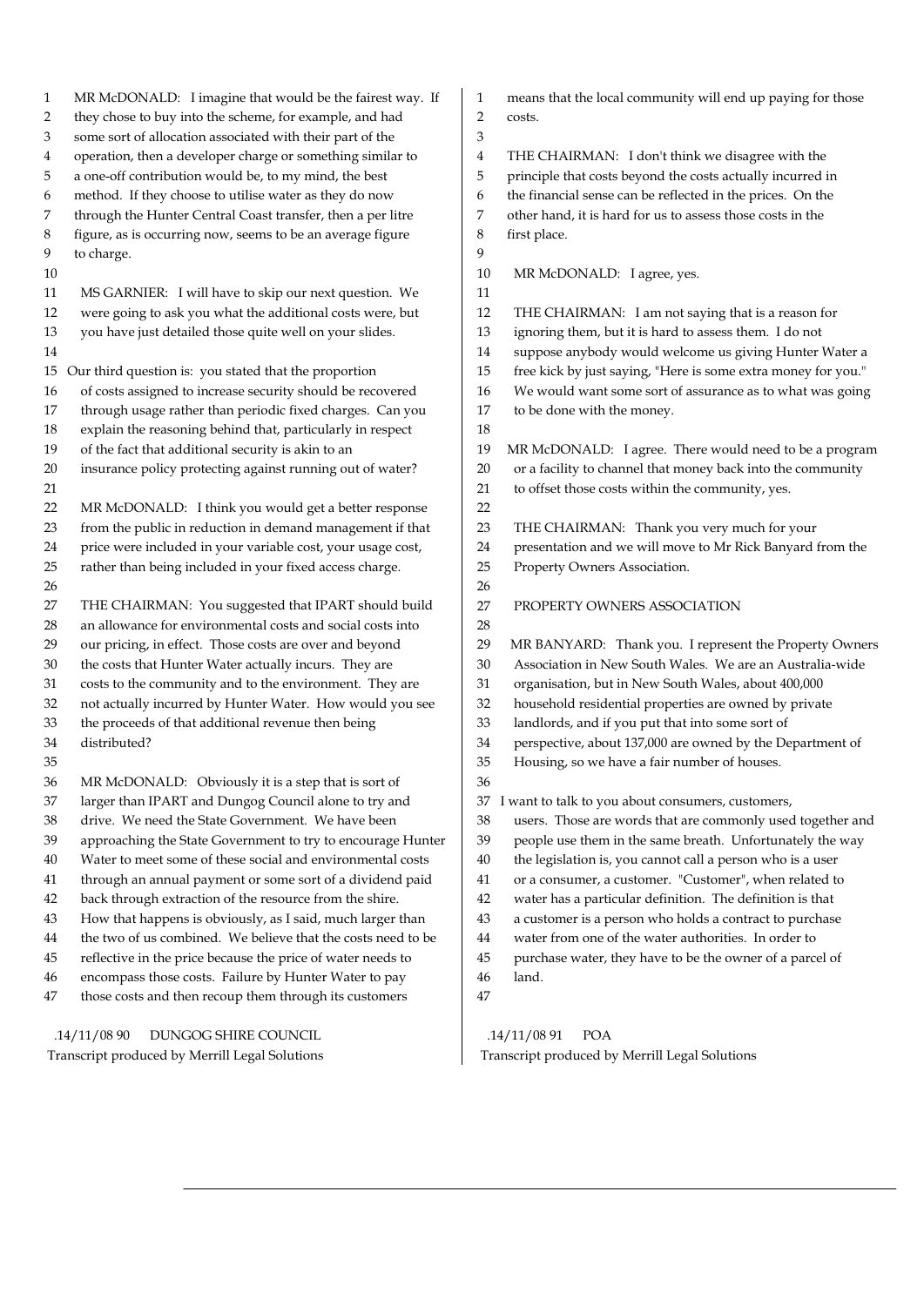MR McDONALD: I imagine that would be the fairest way. If they chose to buy into the scheme, for example, and had some sort of allocation associated with their part of the operation, then a developer charge or something similar to a one-off contribution would be, to my mind, the best method. If they choose to utilise water as they do now through the Hunter Central Coast transfer, then a per litre figure, as is occurring now, seems to be an average figure to charge.

MS GARNIER: I will have to skip our next question. We were going to ask you what the additional costs were, but you have just detailed those quite well on your slides.

Our third question is: you stated that the proportion of costs assigned to increase security should be recovered through usage rather than periodic fixed charges. Can you explain the reasoning behind that, particularly in respect of the fact that additional security is akin to an insurance policy protecting against running out of water?

MR McDONALD: I think you would get a better response from the public in reduction in demand management if that price were included in your variable cost, your usage cost, rather than being included in your fixed access charge.

THE CHAIRMAN: You suggested that IPART should build an allowance for environmental costs and social costs into our pricing, in effect. Those costs are over and beyond the costs that Hunter Water actually incurs. They are costs to the community and to the environment. They are not actually incurred by Hunter Water. How would you see the proceeds of that additional revenue then being distributed?

MR McDONALD: Obviously it is a step that is sort of larger than IPART and Dungog Council alone to try and drive. We need the State Government. We have been approaching the State Government to try to encourage Hunter Water to meet some of these social and environmental costs through an annual payment or some sort of a dividend paid back through extraction of the resource from the shire. How that happens is obviously, as I said, much larger than the two of us combined. We believe that the costs need to be reflective in the price because the price of water needs to encompass those costs. Failure by Hunter Water to pay those costs and then recoup them through its customers means that the local community will end up paying for those costs.

THE CHAIRMAN: I don't think we disagree with the principle that costs beyond the costs actually incurred in the financial sense can be reflected in the prices. On the other hand, it is hard for us to assess those costs in the first place.

MR McDONALD: I agree, yes.

THE CHAIRMAN: I am not saying that is a reason for ignoring them, but it is hard to assess them. I do not suppose anybody would welcome us giving Hunter Water a free kick by just saying, "Here is some extra money for you." We would want some sort of assurance as to what was going to be done with the money.

MR McDONALD: I agree. There would need to be a program or a facility to channel that money back into the community to offset those costs within the community, yes.

THE CHAIRMAN: Thank you very much for your presentation and we will move to Mr Rick Banyard from the Property Owners Association.

## PROPERTY OWNERS ASSOCIATION

MR BANYARD: Thank you. I represent the Property Owners Association in New South Wales. We are an Australia-wide organisation, but in New South Wales, about 400,000 household residential properties are owned by private landlords, and if you put that into some sort of perspective, about 137,000 are owned by the Department of Housing, so we have a fair number of houses.

I want to talk to you about consumers, customers, users. Those are words that are commonly used together and people use them in the same breath. Unfortunately the way the legislation is, you cannot call a person who is a user or a consumer, a customer. "Customer", when related to water has a particular definition. The definition is that a customer is a person who holds a contract to purchase water from one of the water authorities. In order to purchase water, they have to be the owner of a parcel of land.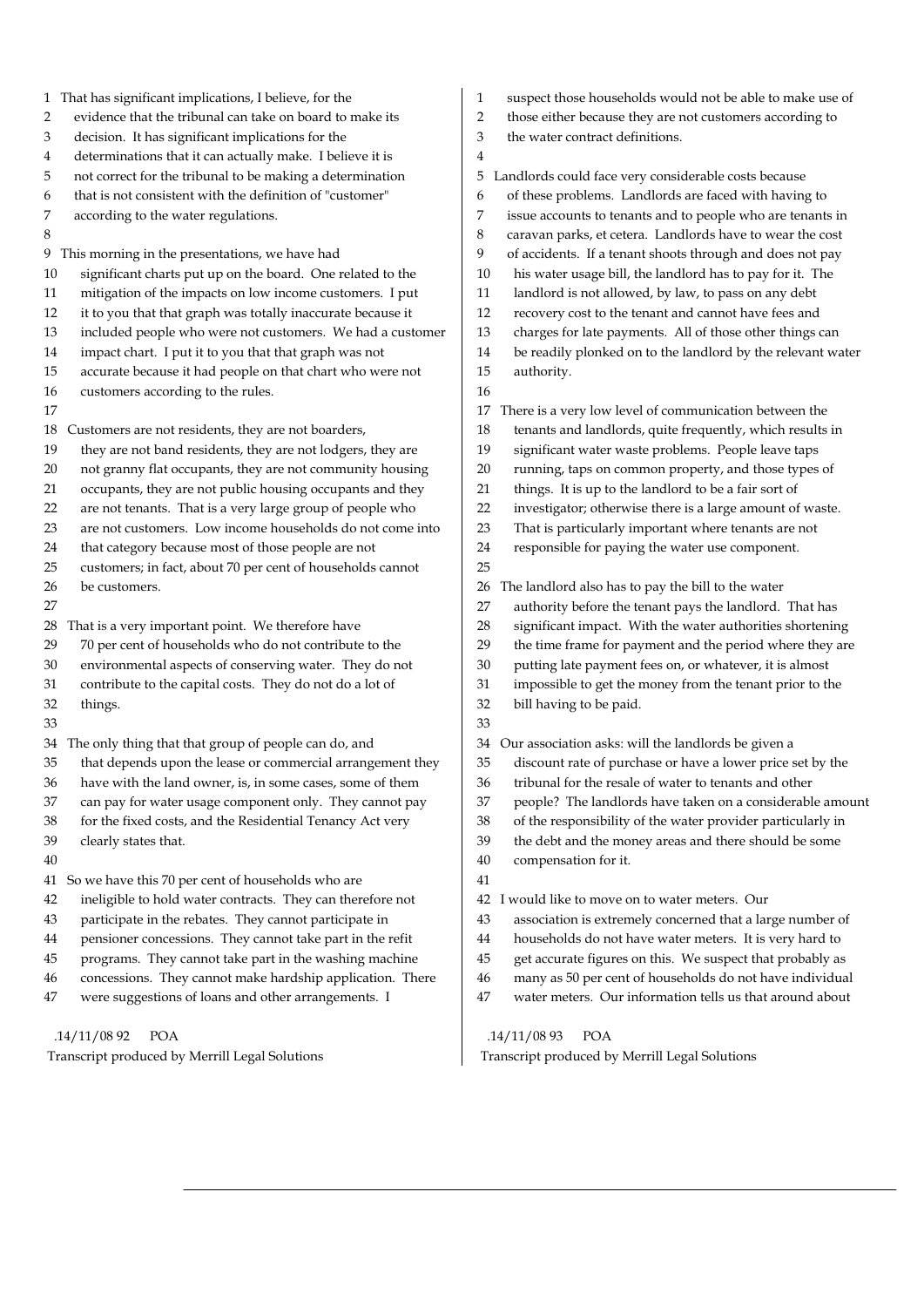That has significant implications, I believe, for the evidence that the tribunal can take on board to make its decision. It has significant implications for the determinations that it can actually make. I believe it is not correct for the tribunal to be making a determination that is not consistent with the definition of "customer" according to the water regulations.

This morning in the presentations, we have had significant charts put up on the board. One related to the mitigation of the impacts on low income customers. I put it to you that that graph was totally inaccurate because it included people who were not customers. We had a customer impact chart. I put it to you that that graph was not accurate because it had people on that chart who were not customers according to the rules.

Customers are not residents, they are not boarders, they are not band residents, they are not lodgers, they are not granny flat occupants, they are not community housing occupants, they are not public housing occupants and they are not tenants. That is a very large group of people who are not customers. Low income households do not come into that category because most of those people are not customers; in fact, about 70 per cent of households cannot be customers.

That is a very important point. We therefore have 70 per cent of households who do not contribute to the environmental aspects of conserving water. They do not contribute to the capital costs. They do not do a lot of things.

The only thing that that group of people can do, and that depends upon the lease or commercial arrangement they have with the land owner, is, in some cases, some of them can pay for water usage component only. They cannot pay for the fixed costs, and the Residential Tenancy Act very clearly states that.

So we have this 70 per cent of households who are ineligible to hold water contracts. They can therefore not participate in the rebates. They cannot participate in pensioner concessions. They cannot take part in the refit programs. They cannot take part in the washing machine concessions. They cannot make hardship application. There were suggestions of loans and other arrangements. I suspect those households would not be able to make use of those either because they are not customers according to the water contract definitions.

Landlords could face very considerable costs because of these problems. Landlords are faced with having to issue accounts to tenants and to people who are tenants in caravan parks, et cetera. Landlords have to wear the cost of accidents. If a tenant shoots through and does not pay his water usage bill, the landlord has to pay for it. The landlord is not allowed, by law, to pass on any debt recovery cost to the tenant and cannot have fees and charges for late payments. All of those other things can be readily plonked on to the landlord by the relevant water authority.

There is a very low level of communication between the tenants and landlords, quite frequently, which results in significant water waste problems. People leave taps running, taps on common property, and those types of things. It is up to the landlord to be a fair sort of investigator; otherwise there is a large amount of waste. That is particularly important where tenants are not responsible for paying the water use component.

The landlord also has to pay the bill to the water authority before the tenant pays the landlord. That has significant impact. With the water authorities shortening the time frame for payment and the period where they are putting late payment fees on, or whatever, it is almost impossible to get the money from the tenant prior to the bill having to be paid.

Our association asks: will the landlords be given a discount rate of purchase or have a lower price set by the tribunal for the resale of water to tenants and other people? The landlords have taken on a considerable amount of the responsibility of the water provider particularly in the debt and the money areas and there should be some compensation for it.

I would like to move on to water meters. Our association is extremely concerned that a large number of households do not have water meters. It is very hard to get accurate figures on this. We suspect that probably as many as 50 per cent of households do not have individual water meters. Our information tells us that around about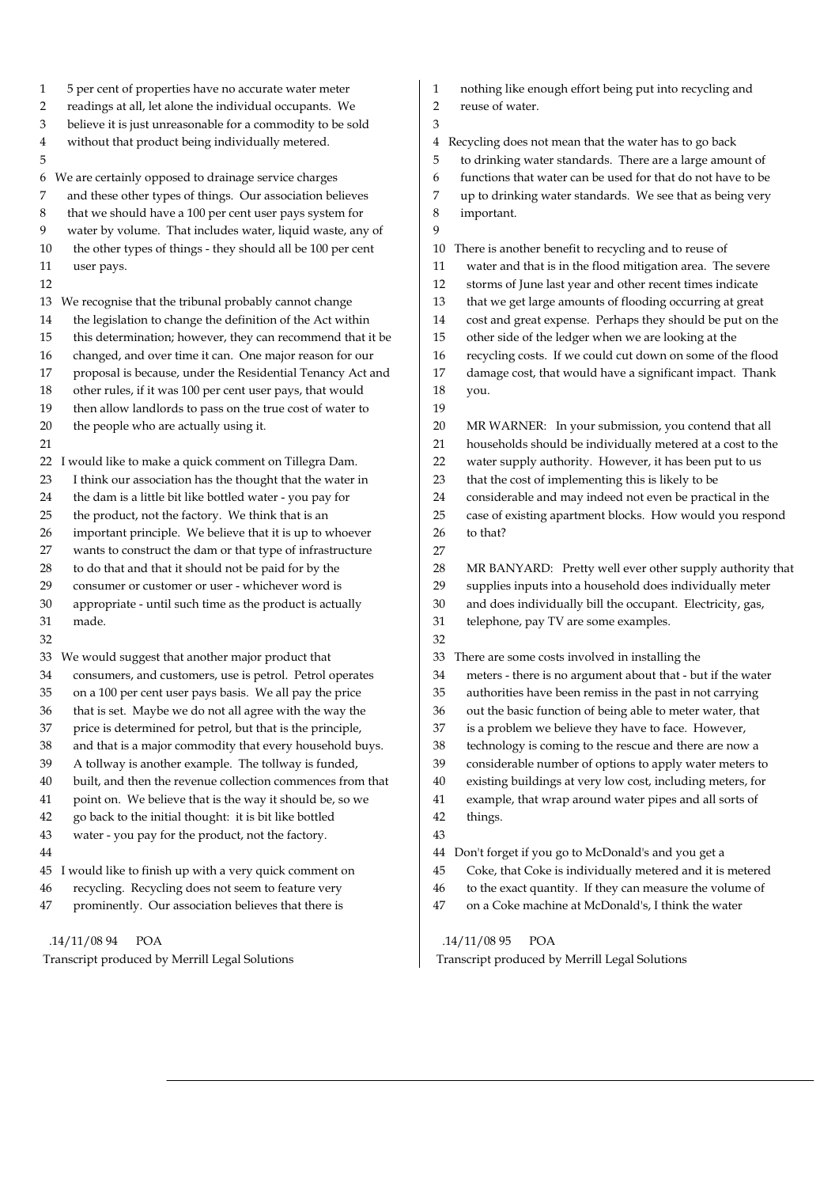5 per cent of properties have no accurate water meter readings at all, let alone the individual occupants. We believe it is just unreasonable for a commodity to be sold without that product being individually metered.

We are certainly opposed to drainage service charges and these other types of things. Our association believes that we should have a 100 per cent user pays system for water by volume. That includes water, liquid waste, any of the other types of things - they should all be 100 per cent user pays.

We recognise that the tribunal probably cannot change the legislation to change the definition of the Act within this determination; however, they can recommend that it be changed, and over time it can. One major reason for our proposal is because, under the Residential Tenancy Act and other rules, if it was 100 per cent user pays, that would then allow landlords to pass on the true cost of water to the people who are actually using it.

I would like to make a quick comment on Tillegra Dam. I think our association has the thought that the water in the dam is a little bit like bottled water - you pay for the product, not the factory. We think that is an important principle. We believe that it is up to whoever wants to construct the dam or that type of infrastructure to do that and that it should not be paid for by the consumer or customer or user - whichever word is appropriate - until such time as the product is actually made.

We would suggest that another major product that consumers, and customers, use is petrol. Petrol operates on a 100 per cent user pays basis. We all pay the price that is set. Maybe we do not all agree with the way the price is determined for petrol, but that is the principle, and that is a major commodity that every household buys. A tollway is another example. The tollway is funded, built, and then the revenue collection commences from that point on. We believe that is the way it should be, so we go back to the initial thought: it is bit like bottled water - you pay for the product, not the factory.

I would like to finish up with a very quick comment on recycling. Recycling does not seem to feature very prominently. Our association believes that there is nothing like enough effort being put into recycling and reuse of water.

Recycling does not mean that the water has to go back to drinking water standards. There are a large amount of functions that water can be used for that do not have to be up to drinking water standards. We see that as being very important.

There is another benefit to recycling and to reuse of water and that is in the flood mitigation area. The severe storms of June last year and other recent times indicate that we get large amounts of flooding occurring at great cost and great expense. Perhaps they should be put on the other side of the ledger when we are looking at the recycling costs. If we could cut down on some of the flood damage cost, that would have a significant impact. Thank you.

MR WARNER: In your submission, you contend that all households should be individually metered at a cost to the water supply authority. However, it has been put to us that the cost of implementing this is likely to be considerable and may indeed not even be practical in the case of existing apartment blocks. How would you respond to that?

MR BANYARD: Pretty well ever other supply authority that supplies inputs into a household does individually meter and does individually bill the occupant. Electricity, gas, telephone, pay TV are some examples.

There are some costs involved in installing the meters - there is no argument about that - but if the water authorities have been remiss in the past in not carrying out the basic function of being able to meter water, that is a problem we believe they have to face. However, technology is coming to the rescue and there are now a considerable number of options to apply water meters to existing buildings at very low cost, including meters, for example, that wrap around water pipes and all sorts of things.

Don't forget if you go to McDonald's and you get a Coke, that Coke is individually metered and it is metered to the exact quantity. If they can measure the volume of on a Coke machine at McDonald's, I think the water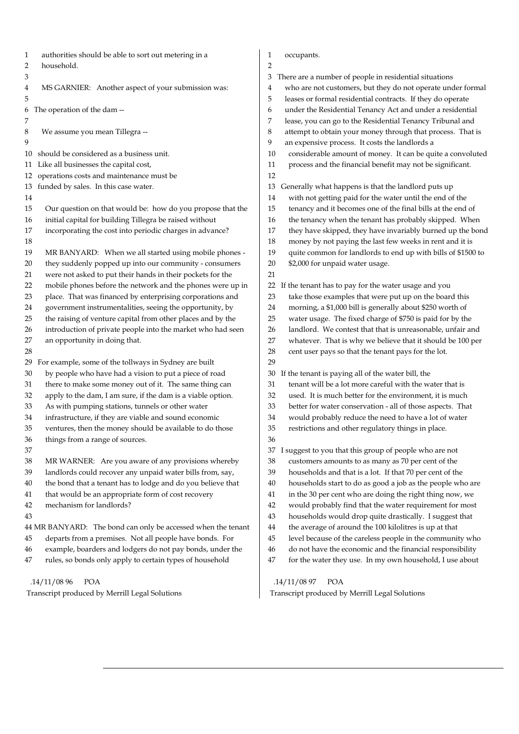authorities should be able to sort out metering in a household.

MS GARNIER: Another aspect of your submission was:

The operation of the dam --

We assume you mean Tillegra --

should be considered as a business unit. Like all businesses the capital cost, operations costs and maintenance must be funded by sales. In this case water.

Our question on that would be: how do you propose that the initial capital for building Tillegra be raised without incorporating the cost into periodic charges in advance?

MR BANYARD: When we all started using mobile phones - they suddenly popped up into our community - consumers were not asked to put their hands in their pockets for the mobile phones before the network and the phones were up in place. That was financed by enterprising corporations and government instrumentalities, seeing the opportunity, by the raising of venture capital from other places and by the introduction of private people into the market who had seen an opportunity in doing that.

For example, some of the tollways in Sydney are built by people who have had a vision to put a piece of road there to make some money out of it. The same thing can apply to the dam, I am sure, if the dam is a viable option. As with pumping stations, tunnels or other water infrastructure, if they are viable and sound economic ventures, then the money should be available to do those things from a range of sources.

MR WARNER: Are you aware of any provisions whereby landlords could recover any unpaid water bills from, say, the bond that a tenant has to lodge and do you believe that that would be an appropriate form of cost recovery mechanism for landlords?

MR BANYARD: The bond can only be accessed when the tenant departs from a premises. Not all people have bonds. For example, boarders and lodgers do not pay bonds, under the rules, so bonds only apply to certain types of household occupants.

There are a number of people in residential situations who are not customers, but they do not operate under formal leases or formal residential contracts. If they do operate under the Residential Tenancy Act and under a residential lease, you can go to the Residential Tenancy Tribunal and attempt to obtain your money through that process. That is an expensive process. It costs the landlords a considerable amount of money. It can be quite a convoluted process and the financial benefit may not be significant.

Generally what happens is that the landlord puts up with not getting paid for the water until the end of the tenancy and it becomes one of the final bills at the end of the tenancy when the tenant has probably skipped. When they have skipped, they have invariably burned up the bond money by not paying the last few weeks in rent and it is quite common for landlords to end up with bills of $1500 to $2,000 for unpaid water usage.

If the tenant has to pay for the water usage and you take those examples that were put up on the board this morning, a $1,000 bill is generally about $250 worth of water usage. The fixed charge of $750 is paid for by the landlord. We contest that that is unreasonable, unfair and whatever. That is why we believe that it should be 100 per cent user pays so that the tenant pays for the lot.

If the tenant is paying all of the water bill, the tenant will be a lot more careful with the water that is used. It is much better for the environment, it is much better for water conservation - all of those aspects. That would probably reduce the need to have a lot of water restrictions and other regulatory things in place.

I suggest to you that this group of people who are not customers amounts to as many as 70 per cent of the households and that is a lot. If that 70 per cent of the households start to do as good a job as the people who are in the 30 per cent who are doing the right thing now, we would probably find that the water requirement for most households would drop quite drastically. I suggest that the average of around the 100 kilolitres is up at that level because of the careless people in the community who do not have the economic and the financial responsibility for the water they use. In my own household, I use about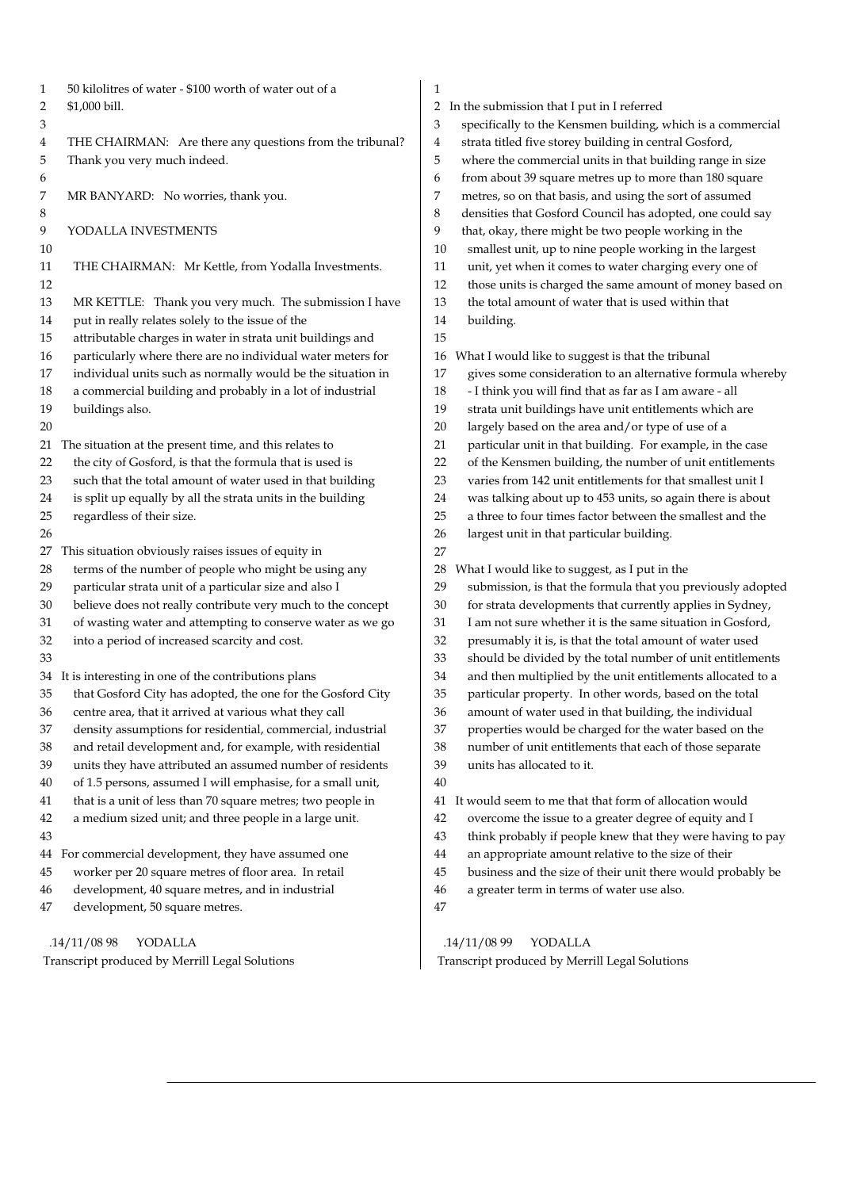50 kilolitres of water - $100 worth of water out of a $1,000 bill.

THE CHAIRMAN: Are there any questions from the tribunal? Thank you very much indeed.

MR BANYARD: No worries, thank you.

YODALLA INVESTMENTS

THE CHAIRMAN: Mr Kettle, from Yodalla Investments.

MR KETTLE: Thank you very much. The submission I have put in really relates solely to the issue of the attributable charges in water in strata unit buildings and particularly where there are no individual water meters for individual units such as normally would be the situation in a commercial building and probably in a lot of industrial buildings also.

The situation at the present time, and this relates to the city of Gosford, is that the formula that is used is such that the total amount of water used in that building is split up equally by all the strata units in the building regardless of their size.

This situation obviously raises issues of equity in terms of the number of people who might be using any particular strata unit of a particular size and also I believe does not really contribute very much to the concept of wasting water and attempting to conserve water as we go into a period of increased scarcity and cost.

It is interesting in one of the contributions plans that Gosford City has adopted, the one for the Gosford City centre area, that it arrived at various what they call density assumptions for residential, commercial, industrial and retail development and, for example, with residential units they have attributed an assumed number of residents of 1.5 persons, assumed I will emphasise, for a small unit, that is a unit of less than 70 square metres; two people in a medium sized unit; and three people in a large unit.

For commercial development, they have assumed one worker per 20 square metres of floor area. In retail development, 40 square metres, and in industrial development, 50 square metres.

In the submission that I put in I referred specifically to the Kensmen building, which is a commercial strata titled five storey building in central Gosford, where the commercial units in that building range in size from about 39 square metres up to more than 180 square metres, so on that basis, and using the sort of assumed densities that Gosford Council has adopted, one could say that, okay, there might be two people working in the smallest unit, up to nine people working in the largest unit, yet when it comes to water charging every one of those units is charged the same amount of money based on the total amount of water that is used within that building.

What I would like to suggest is that the tribunal gives some consideration to an alternative formula whereby - I think you will find that as far as I am aware - all strata unit buildings have unit entitlements which are largely based on the area and/or type of use of a particular unit in that building. For example, in the case of the Kensmen building, the number of unit entitlements varies from 142 unit entitlements for that smallest unit I was talking about up to 453 units, so again there is about a three to four times factor between the smallest and the largest unit in that particular building.

What I would like to suggest, as I put in the submission, is that the formula that you previously adopted for strata developments that currently applies in Sydney, I am not sure whether it is the same situation in Gosford, presumably it is, is that the total amount of water used should be divided by the total number of unit entitlements and then multiplied by the unit entitlements allocated to a particular property. In other words, based on the total amount of water used in that building, the individual properties would be charged for the water based on the number of unit entitlements that each of those separate units has allocated to it.

It would seem to me that that form of allocation would overcome the issue to a greater degree of equity and I think probably if people knew that they were having to pay an appropriate amount relative to the size of their business and the size of their unit there would probably be a greater term in terms of water use also.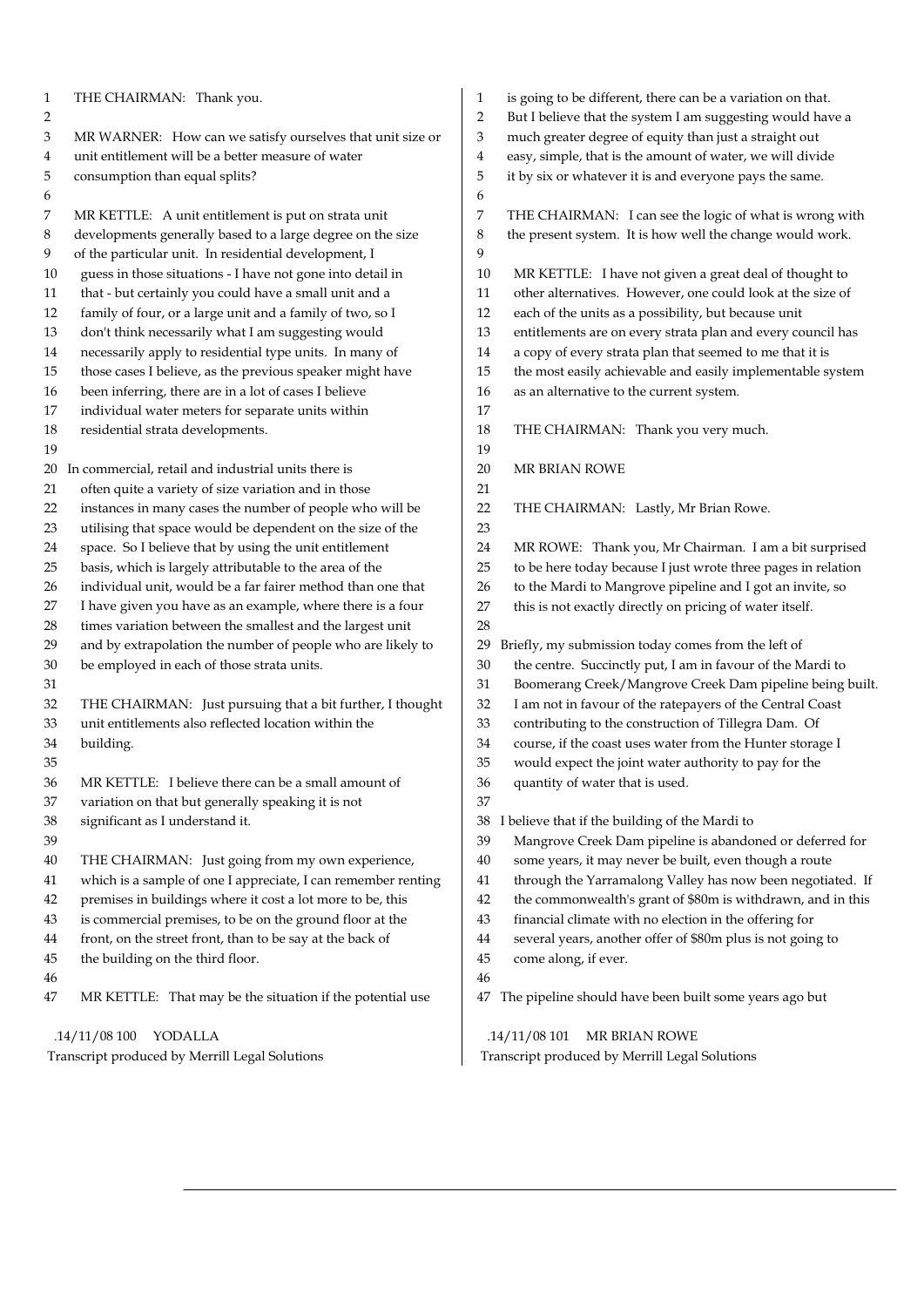THE CHAIRMAN: Thank you.

MR WARNER: How can we satisfy ourselves that unit size or unit entitlement will be a better measure of water consumption than equal splits?

MR KETTLE: A unit entitlement is put on strata unit developments generally based to a large degree on the size of the particular unit. In residential development, I guess in those situations - I have not gone into detail in that - but certainly you could have a small unit and a family of four, or a large unit and a family of two, so I don't think necessarily what I am suggesting would necessarily apply to residential type units. In many of those cases I believe, as the previous speaker might have been inferring, there are in a lot of cases I believe individual water meters for separate units within residential strata developments.

In commercial, retail and industrial units there is often quite a variety of size variation and in those instances in many cases the number of people who will be utilising that space would be dependent on the size of the space. So I believe that by using the unit entitlement basis, which is largely attributable to the area of the individual unit, would be a far fairer method than one that I have given you have as an example, where there is a four times variation between the smallest and the largest unit and by extrapolation the number of people who are likely to be employed in each of those strata units.

THE CHAIRMAN: Just pursuing that a bit further, I thought unit entitlements also reflected location within the building.

MR KETTLE: I believe there can be a small amount of variation on that but generally speaking it is not significant as I understand it.

THE CHAIRMAN: Just going from my own experience, which is a sample of one I appreciate, I can remember renting premises in buildings where it cost a lot more to be, this is commercial premises, to be on the ground floor at the front, on the street front, than to be say at the back of the building on the third floor.

MR KETTLE: That may be the situation if the potential use is going to be different, there can be a variation on that. But I believe that the system I am suggesting would have a much greater degree of equity than just a straight out easy, simple, that is the amount of water, we will divide it by six or whatever it is and everyone pays the same.

THE CHAIRMAN: I can see the logic of what is wrong with the present system. It is how well the change would work.

MR KETTLE: I have not given a great deal of thought to other alternatives. However, one could look at the size of each of the units as a possibility, but because unit entitlements are on every strata plan and every council has a copy of every strata plan that seemed to me that it is the most easily achievable and easily implementable system as an alternative to the current system.

THE CHAIRMAN: Thank you very much.

MR BRIAN ROWE

THE CHAIRMAN: Lastly, Mr Brian Rowe.

MR ROWE: Thank you, Mr Chairman. I am a bit surprised to be here today because I just wrote three pages in relation to the Mardi to Mangrove pipeline and I got an invite, so this is not exactly directly on pricing of water itself.

Briefly, my submission today comes from the left of the centre. Succinctly put, I am in favour of the Mardi to Boomerang Creek/Mangrove Creek Dam pipeline being built. I am not in favour of the ratepayers of the Central Coast contributing to the construction of Tillegra Dam. Of course, if the coast uses water from the Hunter storage I would expect the joint water authority to pay for the quantity of water that is used.

I believe that if the building of the Mardi to Mangrove Creek Dam pipeline is abandoned or deferred for some years, it may never be built, even though a route through the Yarramalong Valley has now been negotiated. If the commonwealth's grant of $80m is withdrawn, and in this financial climate with no election in the offering for several years, another offer of $80m plus is not going to come along, if ever.

The pipeline should have been built some years ago but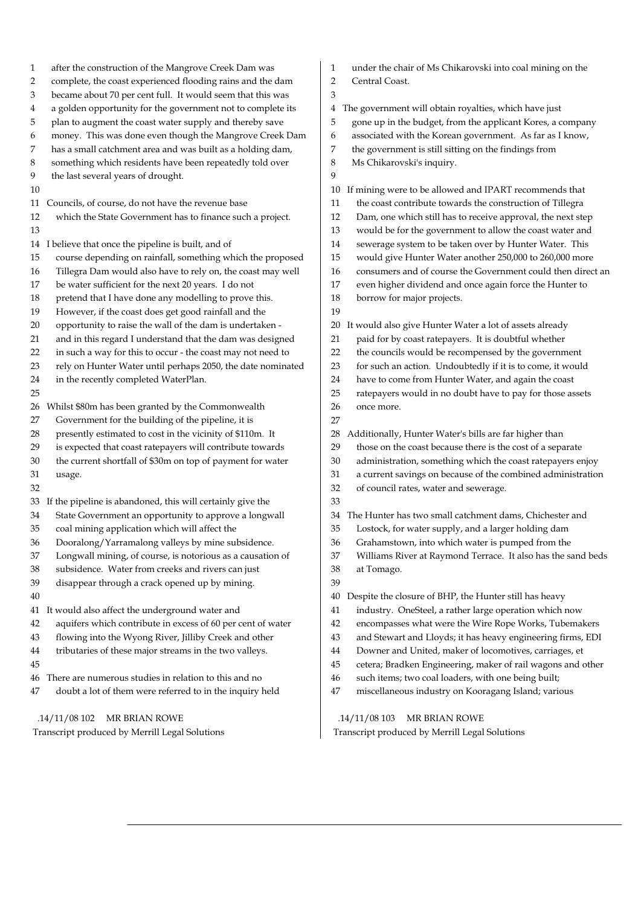after the construction of the Mangrove Creek Dam was complete, the coast experienced flooding rains and the dam became about 70 per cent full. It would seem that this was a golden opportunity for the government not to complete its plan to augment the coast water supply and thereby save money. This was done even though the Mangrove Creek Dam has a small catchment area and was built as a holding dam, something which residents have been repeatedly told over the last several years of drought.

Councils, of course, do not have the revenue base which the State Government has to finance such a project.

I believe that once the pipeline is built, and of course depending on rainfall, something which the proposed Tillegra Dam would also have to rely on, the coast may well be water sufficient for the next 20 years. I do not pretend that I have done any modelling to prove this. However, if the coast does get good rainfall and the opportunity to raise the wall of the dam is undertaken - and in this regard I understand that the dam was designed in such a way for this to occur - the coast may not need to rely on Hunter Water until perhaps 2050, the date nominated in the recently completed WaterPlan.

Whilst \$80m has been granted by the Commonwealth Government for the building of the pipeline, it is presently estimated to cost in the vicinity of \$110m. It is expected that coast ratepayers will contribute towards the current shortfall of \$30m on top of payment for water usage.

If the pipeline is abandoned, this will certainly give the State Government an opportunity to approve a longwall coal mining application which will affect the Dooralong/Yarramalong valleys by mine subsidence. Longwall mining, of course, is notorious as a causation of subsidence. Water from creeks and rivers can just disappear through a crack opened up by mining.

It would also affect the underground water and aquifers which contribute in excess of 60 per cent of water flowing into the Wyong River, Jilliby Creek and other tributaries of these major streams in the two valleys.

There are numerous studies in relation to this and no doubt a lot of them were referred to in the inquiry held under the chair of Ms Chikarovski into coal mining on the Central Coast.

The government will obtain royalties, which have just gone up in the budget, from the applicant Kores, a company associated with the Korean government. As far as I know, the government is still sitting on the findings from Ms Chikarovski's inquiry.

If mining were to be allowed and IPART recommends that the coast contribute towards the construction of Tillegra Dam, one which still has to receive approval, the next step would be for the government to allow the coast water and sewerage system to be taken over by Hunter Water. This would give Hunter Water another 250,000 to 260,000 more consumers and of course the Government could then direct an even higher dividend and once again force the Hunter to borrow for major projects.

It would also give Hunter Water a lot of assets already paid for by coast ratepayers. It is doubtful whether the councils would be recompensed by the government for such an action. Undoubtedly if it is to come, it would have to come from Hunter Water, and again the coast ratepayers would in no doubt have to pay for those assets once more.

Additionally, Hunter Water's bills are far higher than those on the coast because there is the cost of a separate administration, something which the coast ratepayers enjoy a current savings on because of the combined administration of council rates, water and sewerage.

The Hunter has two small catchment dams, Chichester and Lostock, for water supply, and a larger holding dam Grahamstown, into which water is pumped from the Williams River at Raymond Terrace. It also has the sand beds at Tomago.

Despite the closure of BHP, the Hunter still has heavy industry. OneSteel, a rather large operation which now encompasses what were the Wire Rope Works, Tubemakers and Stewart and Lloyds; it has heavy engineering firms, EDI Downer and United, maker of locomotives, carriages, et cetera; Bradken Engineering, maker of rail wagons and other such items; two coal loaders, with one being built; miscellaneous industry on Kooragang Island; various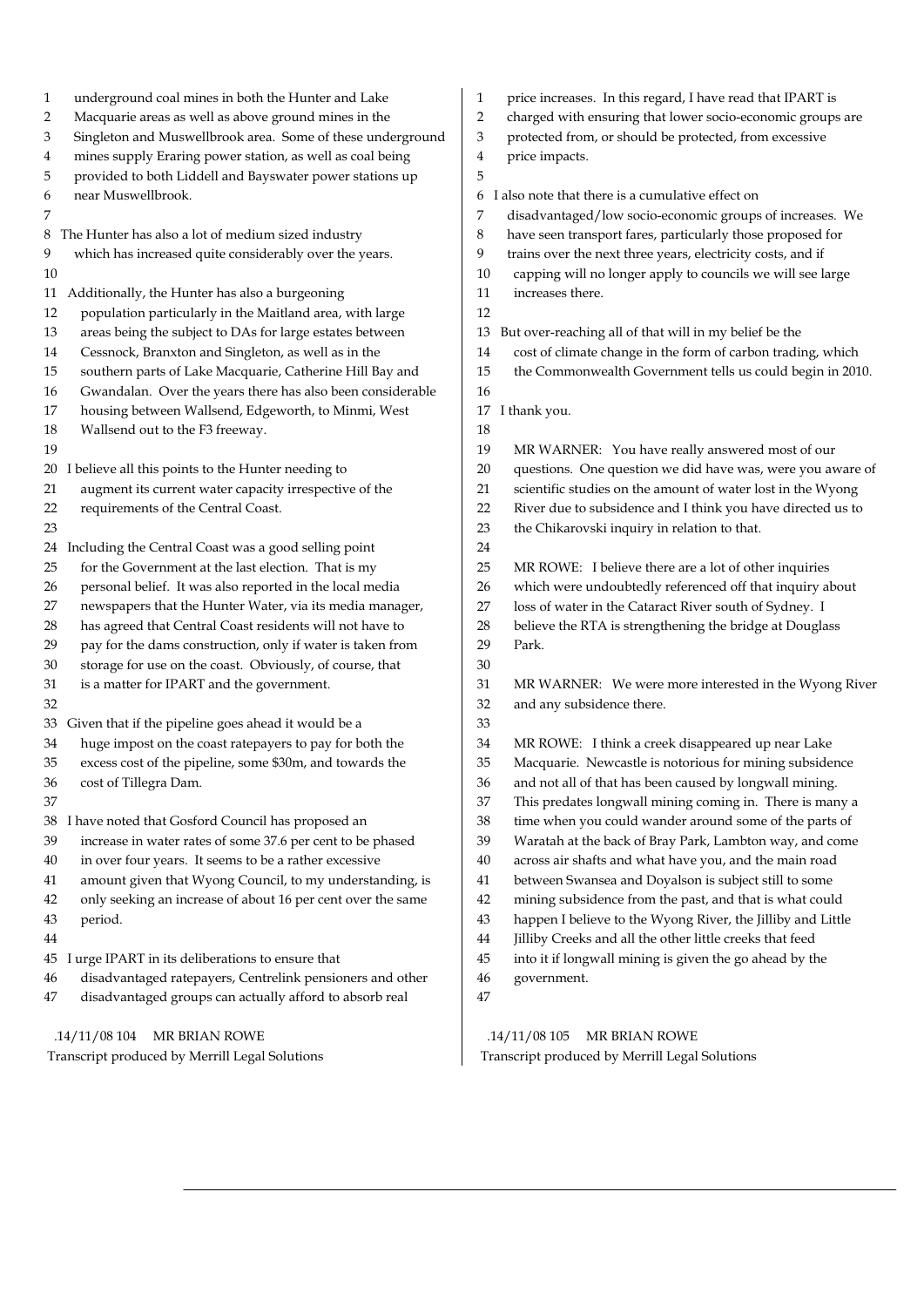underground coal mines in both the Hunter and Lake Macquarie areas as well as above ground mines in the Singleton and Muswellbrook area. Some of these underground mines supply Eraring power station, as well as coal being provided to both Liddell and Bayswater power stations up near Muswellbrook.

The Hunter has also a lot of medium sized industry which has increased quite considerably over the years.

Additionally, the Hunter has also a burgeoning population particularly in the Maitland area, with large areas being the subject to DAs for large estates between Cessnock, Branxton and Singleton, as well as in the southern parts of Lake Macquarie, Catherine Hill Bay and Gwandalan. Over the years there has also been considerable housing between Wallsend, Edgeworth, to Minmi, West Wallsend out to the F3 freeway.

I believe all this points to the Hunter needing to augment its current water capacity irrespective of the requirements of the Central Coast.

Including the Central Coast was a good selling point for the Government at the last election. That is my personal belief. It was also reported in the local media newspapers that the Hunter Water, via its media manager, has agreed that Central Coast residents will not have to pay for the dams construction, only if water is taken from storage for use on the coast. Obviously, of course, that is a matter for IPART and the government.

Given that if the pipeline goes ahead it would be a huge impost on the coast ratepayers to pay for both the excess cost of the pipeline, some $30m, and towards the cost of Tillegra Dam.

I have noted that Gosford Council has proposed an increase in water rates of some 37.6 per cent to be phased in over four years. It seems to be a rather excessive amount given that Wyong Council, to my understanding, is only seeking an increase of about 16 per cent over the same period.

I urge IPART in its deliberations to ensure that disadvantaged ratepayers, Centrelink pensioners and other disadvantaged groups can actually afford to absorb real price increases. In this regard, I have read that IPART is charged with ensuring that lower socio-economic groups are protected from, or should be protected, from excessive price impacts.

I also note that there is a cumulative effect on disadvantaged/low socio-economic groups of increases. We have seen transport fares, particularly those proposed for trains over the next three years, electricity costs, and if capping will no longer apply to councils we will see large increases there.

But over-reaching all of that will in my belief be the cost of climate change in the form of carbon trading, which the Commonwealth Government tells us could begin in 2010.

I thank you.

MR WARNER: You have really answered most of our questions. One question we did have was, were you aware of scientific studies on the amount of water lost in the Wyong River due to subsidence and I think you have directed us to the Chikarovski inquiry in relation to that.

MR ROWE: I believe there are a lot of other inquiries which were undoubtedly referenced off that inquiry about loss of water in the Cataract River south of Sydney. I believe the RTA is strengthening the bridge at Douglass Park.

MR WARNER: We were more interested in the Wyong River and any subsidence there.

MR ROWE: I think a creek disappeared up near Lake Macquarie. Newcastle is notorious for mining subsidence and not all of that has been caused by longwall mining. This predates longwall mining coming in. There is many a time when you could wander around some of the parts of Waratah at the back of Bray Park, Lambton way, and come across air shafts and what have you, and the main road between Swansea and Doyalson is subject still to some mining subsidence from the past, and that is what could happen I believe to the Wyong River, the Jilliby and Little Jilliby Creeks and all the other little creeks that feed into it if longwall mining is given the go ahead by the government.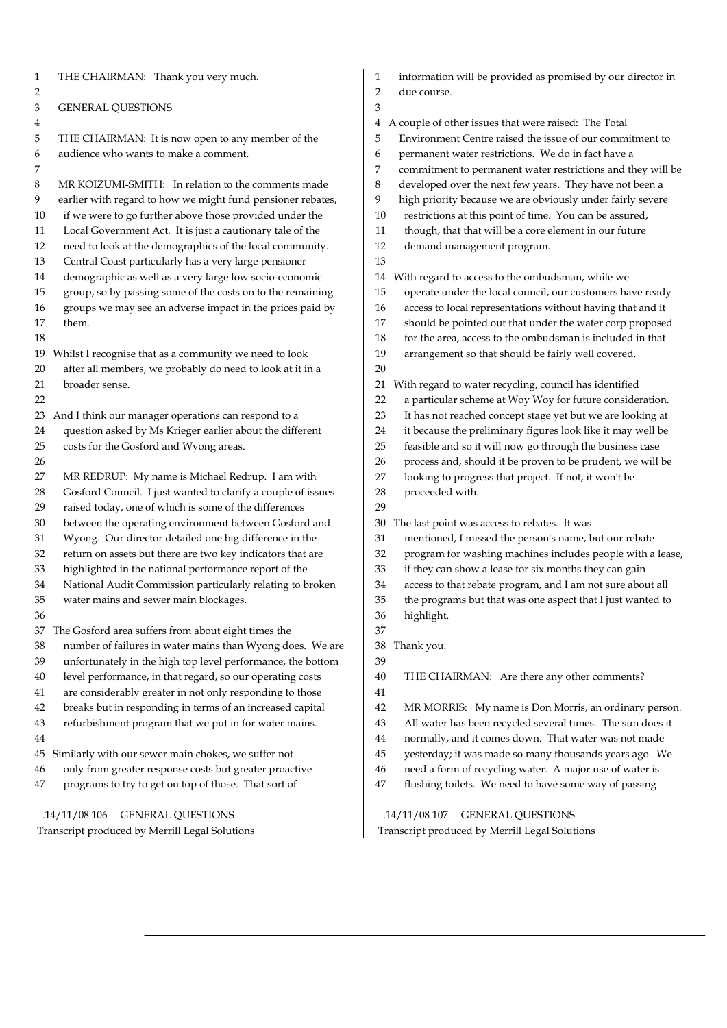THE CHAIRMAN: Thank you very much.

## GENERAL QUESTIONS

THE CHAIRMAN: It is now open to any member of the audience who wants to make a comment.

MR KOIZUMI-SMITH: In relation to the comments made earlier with regard to how we might fund pensioner rebates, if we were to go further above those provided under the Local Government Act. It is just a cautionary tale of the need to look at the demographics of the local community. Central Coast particularly has a very large pensioner demographic as well as a very large low socio-economic group, so by passing some of the costs on to the remaining groups we may see an adverse impact in the prices paid by them.

Whilst I recognise that as a community we need to look after all members, we probably do need to look at it in a broader sense.

And I think our manager operations can respond to a question asked by Ms Krieger earlier about the different costs for the Gosford and Wyong areas.

MR REDRUP: My name is Michael Redrup. I am with Gosford Council. I just wanted to clarify a couple of issues raised today, one of which is some of the differences between the operating environment between Gosford and Wyong. Our director detailed one big difference in the return on assets but there are two key indicators that are highlighted in the national performance report of the National Audit Commission particularly relating to broken water mains and sewer main blockages.

The Gosford area suffers from about eight times the number of failures in water mains than Wyong does. We are unfortunately in the high top level performance, the bottom level performance, in that regard, so our operating costs are considerably greater in not only responding to those breaks but in responding in terms of an increased capital refurbishment program that we put in for water mains.

Similarly with our sewer main chokes, we suffer not only from greater response costs but greater proactive programs to try to get on top of those. That sort of information will be provided as promised by our director in due course.

A couple of other issues that were raised: The Total Environment Centre raised the issue of our commitment to permanent water restrictions. We do in fact have a commitment to permanent water restrictions and they will be developed over the next few years. They have not been a high priority because we are obviously under fairly severe restrictions at this point of time. You can be assured, though, that that will be a core element in our future demand management program.

With regard to access to the ombudsman, while we operate under the local council, our customers have ready access to local representations without having that and it should be pointed out that under the water corp proposed for the area, access to the ombudsman is included in that arrangement so that should be fairly well covered.

With regard to water recycling, council has identified a particular scheme at Woy Woy for future consideration. It has not reached concept stage yet but we are looking at it because the preliminary figures look like it may well be feasible and so it will now go through the business case process and, should it be proven to be prudent, we will be looking to progress that project. If not, it won't be proceeded with.

The last point was access to rebates. It was mentioned, I missed the person's name, but our rebate program for washing machines includes people with a lease, if they can show a lease for six months they can gain access to that rebate program, and I am not sure about all the programs but that was one aspect that I just wanted to highlight.

Thank you.

THE CHAIRMAN: Are there any other comments?

MR MORRIS: My name is Don Morris, an ordinary person. All water has been recycled several times. The sun does it normally, and it comes down. That water was not made yesterday; it was made so many thousands years ago. We need a form of recycling water. A major use of water is flushing toilets. We need to have some way of passing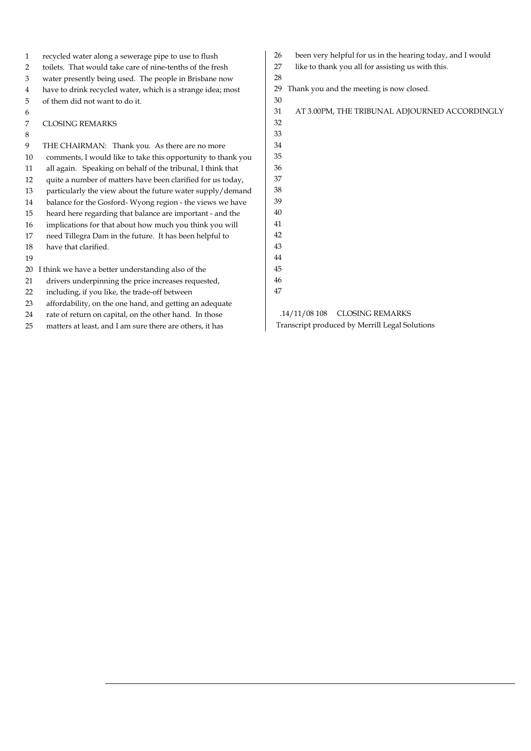recycled water along a sewerage pipe to use to flush toilets. That would take care of nine-tenths of the fresh water presently being used. The people in Brisbane now have to drink recycled water, which is a strange idea; most of them did not want to do it.

## CLOSING REMARKS

THE CHAIRMAN: Thank you. As there are no more comments, I would like to take this opportunity to thank you all again. Speaking on behalf of the tribunal, I think that quite a number of matters have been clarified for us today, particularly the view about the future water supply/demand balance for the Gosford- Wyong region - the views we have heard here regarding that balance are important - and the implications for that about how much you think you will need Tillegra Dam in the future. It has been helpful to have that clarified.

I think we have a better understanding also of the drivers underpinning the price increases requested, including, if you like, the trade-off between affordability, on the one hand, and getting an adequate rate of return on capital, on the other hand. In those matters at least, and I am sure there are others, it has been very helpful for us in the hearing today, and I would like to thank you all for assisting us with this.

Thank you and the meeting is now closed.

AT 3.00PM, THE TRIBUNAL ADJOURNED ACCORDINGLY